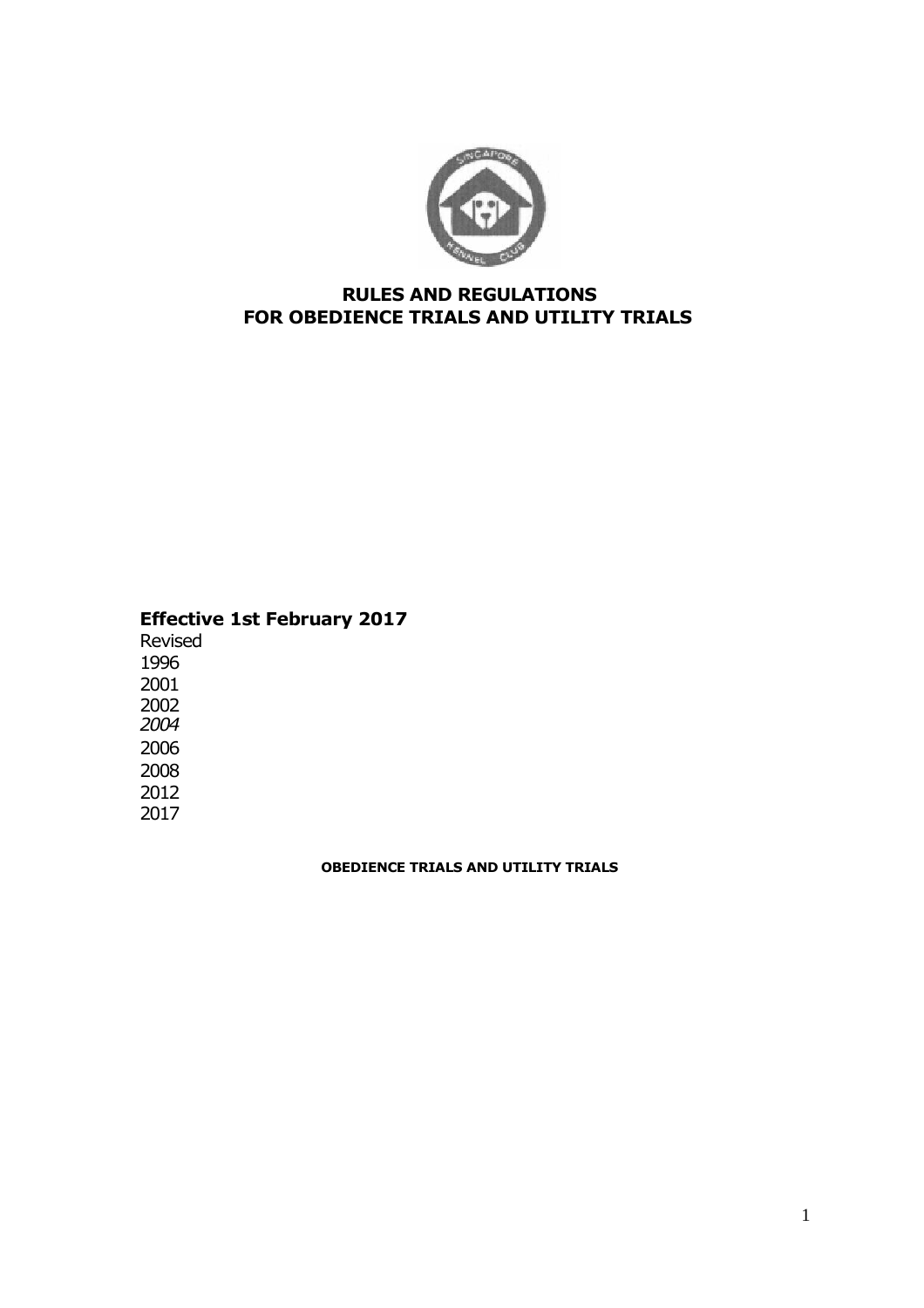# RULES AND REGULATIONS
# FOR OBEDIENCE TRIALS AND UTILITY TRIALS

**Effective 1st February 2017**

Revised
1996
2001
2002
*2004*
2006
2008
2012
2017

**OBEDIENCE TRIALS AND UTILITY TRIALS**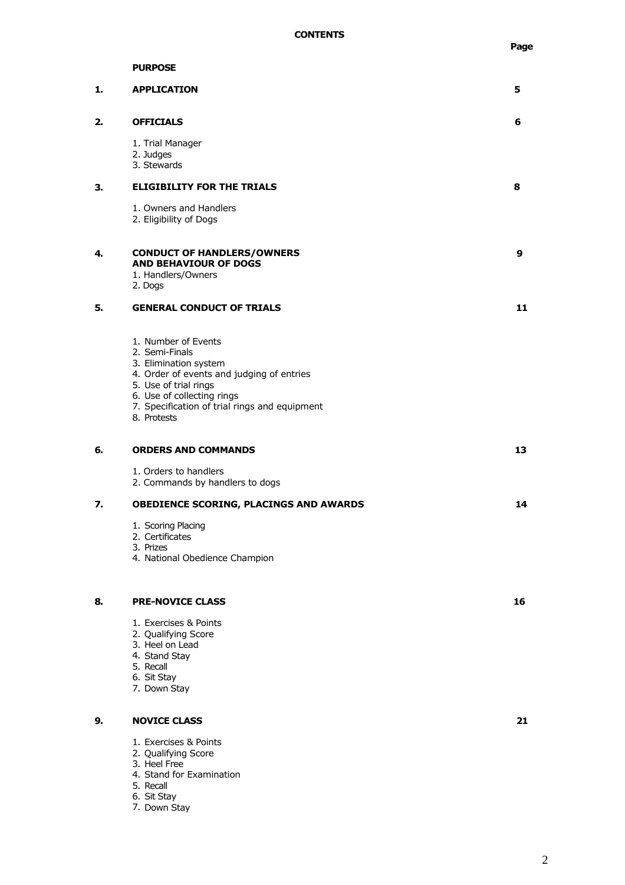# CONTENTS

| | | Page |
|---|---|---|
| | **PURPOSE** | |
| **1.** | **APPLICATION** | **5** |
| **2.** | **OFFICIALS**<br>1. Trial Manager<br>2. Judges<br>3. Stewards | **6** |
| **3.** | **ELIGIBILITY FOR THE TRIALS**<br>1. Owners and Handlers<br>2. Eligibility of Dogs | **8** |
| **4.** | **CONDUCT OF HANDLERS/OWNERS AND BEHAVIOUR OF DOGS**<br>1. Handlers/Owners<br>2. Dogs | **9** |
| **5.** | **GENERAL CONDUCT OF TRIALS**<br>1. Number of Events<br>2. Semi-Finals<br>3. Elimination system<br>4. Order of events and judging of entries<br>5. Use of trial rings<br>6. Use of collecting rings<br>7. Specification of trial rings and equipment<br>8. Protests | **11** |
| **6.** | **ORDERS AND COMMANDS**<br>1. Orders to handlers<br>2. Commands by handlers to dogs | **13** |
| **7.** | **OBEDIENCE SCORING, PLACINGS AND AWARDS**<br>1. Scoring Placing<br>2. Certificates<br>3. Prizes<br>4. National Obedience Champion | **14** |
| **8.** | **PRE-NOVICE CLASS**<br>1. Exercises & Points<br>2. Qualifying Score<br>3. Heel on Lead<br>4. Stand Stay<br>5. Recall<br>6. Sit Stay<br>7. Down Stay | **16** |
| **9.** | **NOVICE CLASS**<br>1. Exercises & Points<br>2. Qualifying Score<br>3. Heel Free<br>4. Stand for Examination<br>5. Recall<br>6. Sit Stay<br>7. Down Stay | **21** |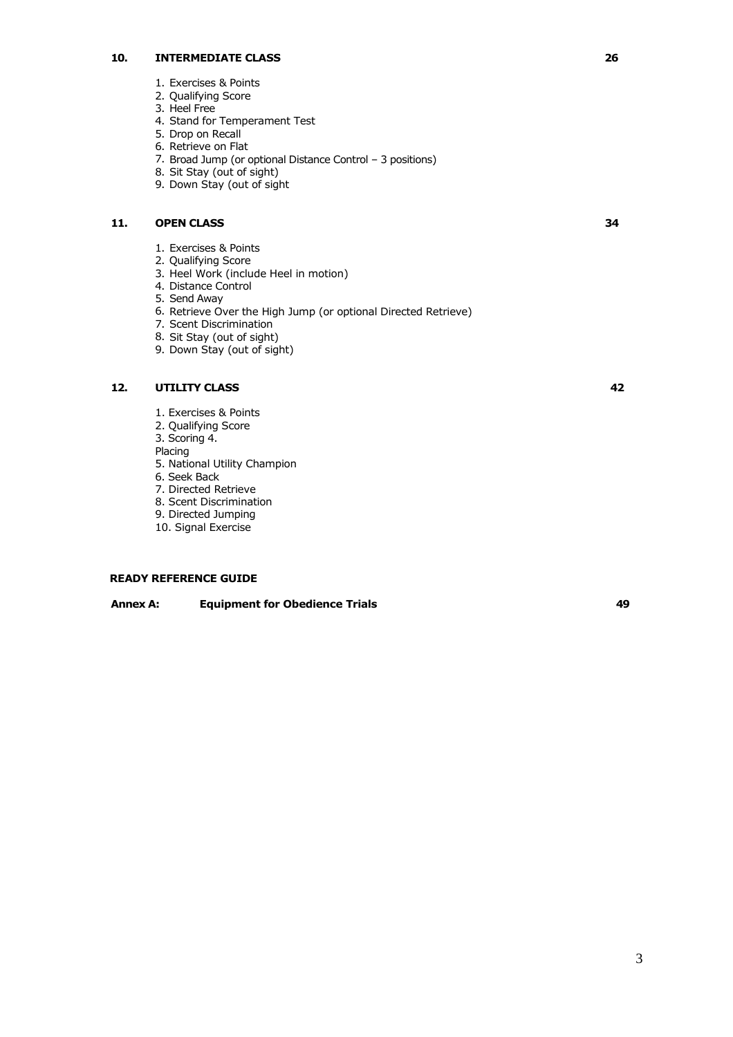**10. INTERMEDIATE CLASS** **26**

1. Exercises & Points
2. Qualifying Score
3. Heel Free
4. Stand for Temperament Test
5. Drop on Recall
6. Retrieve on Flat
7. Broad Jump (or optional Distance Control – 3 positions)
8. Sit Stay (out of sight)
9. Down Stay (out of sight

**11. OPEN CLASS** **34**

1. Exercises & Points
2. Qualifying Score
3. Heel Work (include Heel in motion)
4. Distance Control
5. Send Away
6. Retrieve Over the High Jump (or optional Directed Retrieve)
7. Scent Discrimination
8. Sit Stay (out of sight)
9. Down Stay (out of sight)

**12. UTILITY CLASS** **42**

1. Exercises & Points
2. Qualifying Score
3. Scoring 4.
Placing
5. National Utility Champion
6. Seek Back
7. Directed Retrieve
8. Scent Discrimination
9. Directed Jumping
10. Signal Exercise

**READY REFERENCE GUIDE**

**Annex A: Equipment for Obedience Trials** **49**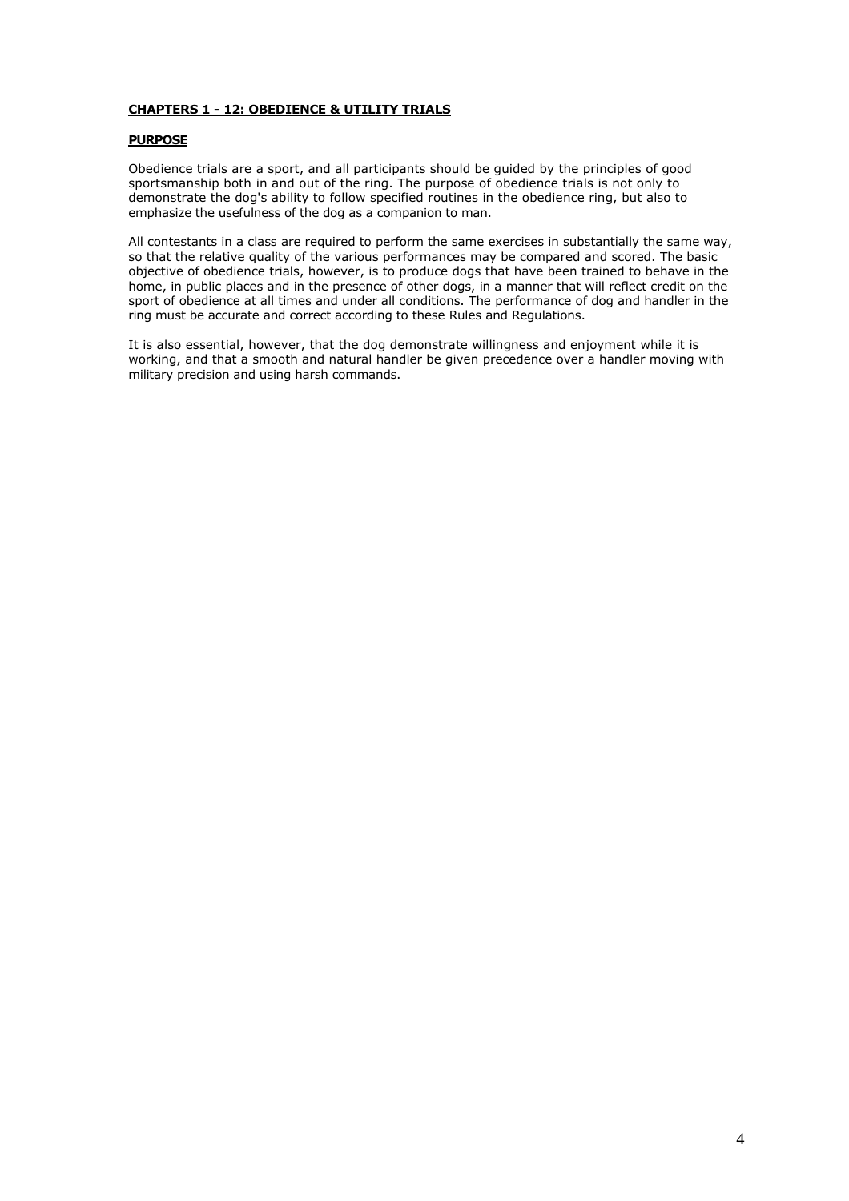## CHAPTERS 1 - 12: OBEDIENCE & UTILITY TRIALS

### PURPOSE

Obedience trials are a sport, and all participants should be guided by the principles of good sportsmanship both in and out of the ring. The purpose of obedience trials is not only to demonstrate the dog's ability to follow specified routines in the obedience ring, but also to emphasize the usefulness of the dog as a companion to man.

All contestants in a class are required to perform the same exercises in substantially the same way, so that the relative quality of the various performances may be compared and scored. The basic objective of obedience trials, however, is to produce dogs that have been trained to behave in the home, in public places and in the presence of other dogs, in a manner that will reflect credit on the sport of obedience at all times and under all conditions. The performance of dog and handler in the ring must be accurate and correct according to these Rules and Regulations.

It is also essential, however, that the dog demonstrate willingness and enjoyment while it is working, and that a smooth and natural handler be given precedence over a handler moving with military precision and using harsh commands.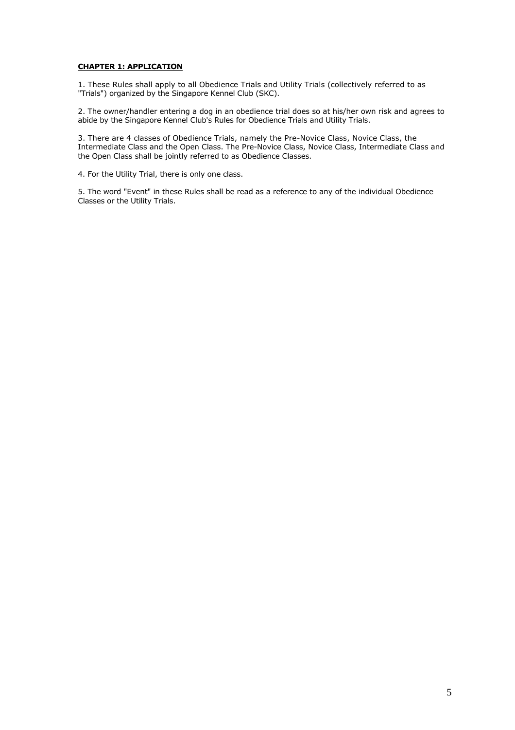## CHAPTER 1: APPLICATION

1. These Rules shall apply to all Obedience Trials and Utility Trials (collectively referred to as "Trials") organized by the Singapore Kennel Club (SKC).

2. The owner/handler entering a dog in an obedience trial does so at his/her own risk and agrees to abide by the Singapore Kennel Club's Rules for Obedience Trials and Utility Trials.

3. There are 4 classes of Obedience Trials, namely the Pre-Novice Class, Novice Class, the Intermediate Class and the Open Class. The Pre-Novice Class, Novice Class, Intermediate Class and the Open Class shall be jointly referred to as Obedience Classes.

4. For the Utility Trial, there is only one class.

5. The word "Event" in these Rules shall be read as a reference to any of the individual Obedience Classes or the Utility Trials.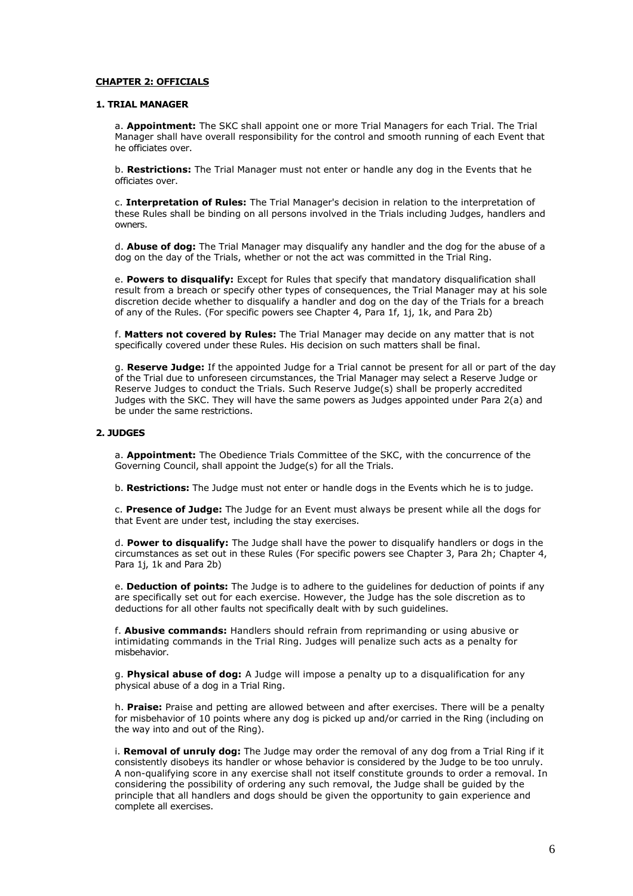## CHAPTER 2: OFFICIALS

### 1. TRIAL MANAGER

a. **Appointment:** The SKC shall appoint one or more Trial Managers for each Trial. The Trial Manager shall have overall responsibility for the control and smooth running of each Event that he officiates over.

b. **Restrictions:** The Trial Manager must not enter or handle any dog in the Events that he officiates over.

c. **Interpretation of Rules:** The Trial Manager's decision in relation to the interpretation of these Rules shall be binding on all persons involved in the Trials including Judges, handlers and owners.

d. **Abuse of dog:** The Trial Manager may disqualify any handler and the dog for the abuse of a dog on the day of the Trials, whether or not the act was committed in the Trial Ring.

e. **Powers to disqualify:** Except for Rules that specify that mandatory disqualification shall result from a breach or specify other types of consequences, the Trial Manager may at his sole discretion decide whether to disqualify a handler and dog on the day of the Trials for a breach of any of the Rules. (For specific powers see Chapter 4, Para 1f, 1j, 1k, and Para 2b)

f. **Matters not covered by Rules:** The Trial Manager may decide on any matter that is not specifically covered under these Rules. His decision on such matters shall be final.

g. **Reserve Judge:** If the appointed Judge for a Trial cannot be present for all or part of the day of the Trial due to unforeseen circumstances, the Trial Manager may select a Reserve Judge or Reserve Judges to conduct the Trials. Such Reserve Judge(s) shall be properly accredited Judges with the SKC. They will have the same powers as Judges appointed under Para 2(a) and be under the same restrictions.

### 2. JUDGES

a. **Appointment:** The Obedience Trials Committee of the SKC, with the concurrence of the Governing Council, shall appoint the Judge(s) for all the Trials.

b. **Restrictions:** The Judge must not enter or handle dogs in the Events which he is to judge.

c. **Presence of Judge:** The Judge for an Event must always be present while all the dogs for that Event are under test, including the stay exercises.

d. **Power to disqualify:** The Judge shall have the power to disqualify handlers or dogs in the circumstances as set out in these Rules (For specific powers see Chapter 3, Para 2h; Chapter 4, Para 1j, 1k and Para 2b)

e. **Deduction of points:** The Judge is to adhere to the guidelines for deduction of points if any are specifically set out for each exercise. However, the Judge has the sole discretion as to deductions for all other faults not specifically dealt with by such guidelines.

f. **Abusive commands:** Handlers should refrain from reprimanding or using abusive or intimidating commands in the Trial Ring. Judges will penalize such acts as a penalty for misbehavior.

g. **Physical abuse of dog:** A Judge will impose a penalty up to a disqualification for any physical abuse of a dog in a Trial Ring.

h. **Praise:** Praise and petting are allowed between and after exercises. There will be a penalty for misbehavior of 10 points where any dog is picked up and/or carried in the Ring (including on the way into and out of the Ring).

i. **Removal of unruly dog:** The Judge may order the removal of any dog from a Trial Ring if it consistently disobeys its handler or whose behavior is considered by the Judge to be too unruly. A non-qualifying score in any exercise shall not itself constitute grounds to order a removal. In considering the possibility of ordering any such removal, the Judge shall be guided by the principle that all handlers and dogs should be given the opportunity to gain experience and complete all exercises.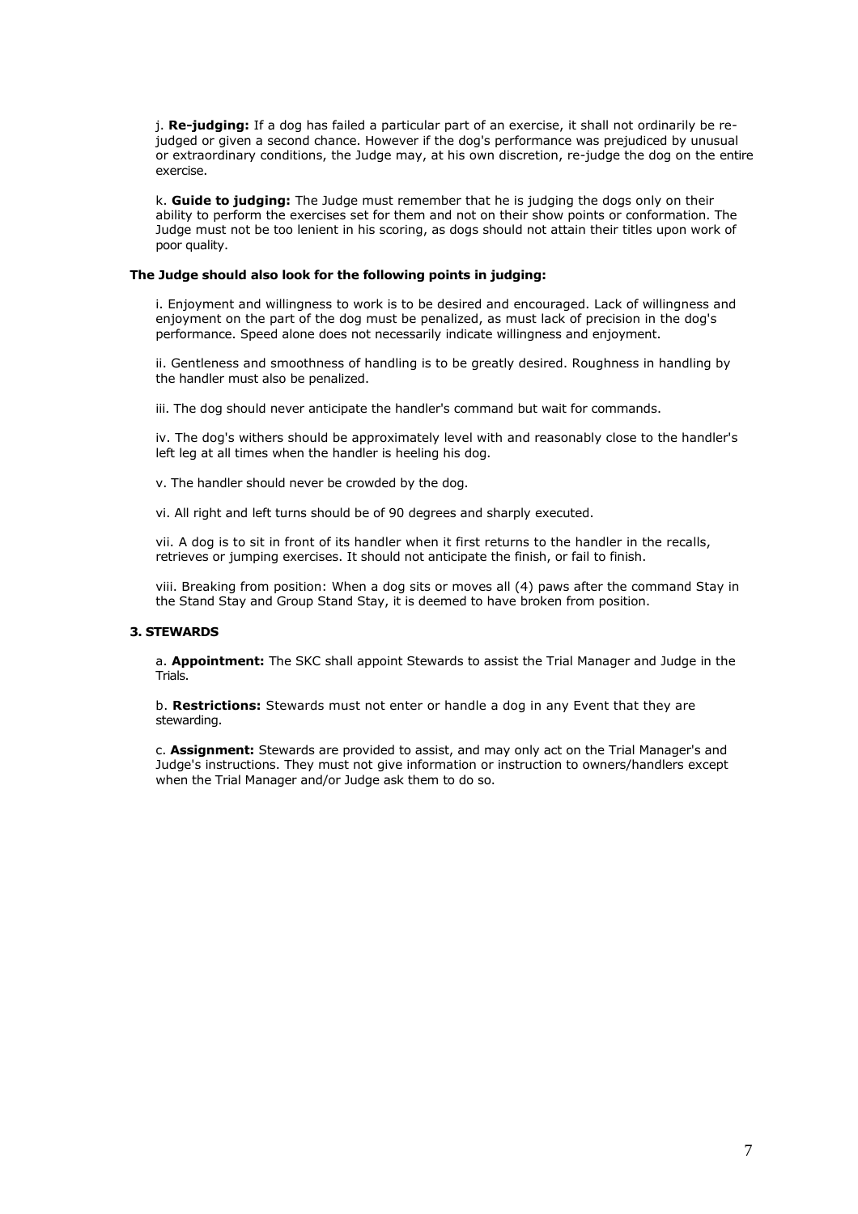j. **Re-judging:** If a dog has failed a particular part of an exercise, it shall not ordinarily be re-judged or given a second chance. However if the dog's performance was prejudiced by unusual or extraordinary conditions, the Judge may, at his own discretion, re-judge the dog on the entire exercise.

k. **Guide to judging:** The Judge must remember that he is judging the dogs only on their ability to perform the exercises set for them and not on their show points or conformation. The Judge must not be too lenient in his scoring, as dogs should not attain their titles upon work of poor quality.

**The Judge should also look for the following points in judging:**

i. Enjoyment and willingness to work is to be desired and encouraged. Lack of willingness and enjoyment on the part of the dog must be penalized, as must lack of precision in the dog's performance. Speed alone does not necessarily indicate willingness and enjoyment.

ii. Gentleness and smoothness of handling is to be greatly desired. Roughness in handling by the handler must also be penalized.

iii. The dog should never anticipate the handler's command but wait for commands.

iv. The dog's withers should be approximately level with and reasonably close to the handler's left leg at all times when the handler is heeling his dog.

v. The handler should never be crowded by the dog.

vi. All right and left turns should be of 90 degrees and sharply executed.

vii. A dog is to sit in front of its handler when it first returns to the handler in the recalls, retrieves or jumping exercises. It should not anticipate the finish, or fail to finish.

viii. Breaking from position: When a dog sits or moves all (4) paws after the command Stay in the Stand Stay and Group Stand Stay, it is deemed to have broken from position.

### 3. STEWARDS

a. **Appointment:** The SKC shall appoint Stewards to assist the Trial Manager and Judge in the Trials.

b. **Restrictions:** Stewards must not enter or handle a dog in any Event that they are stewarding.

c. **Assignment:** Stewards are provided to assist, and may only act on the Trial Manager's and Judge's instructions. They must not give information or instruction to owners/handlers except when the Trial Manager and/or Judge ask them to do so.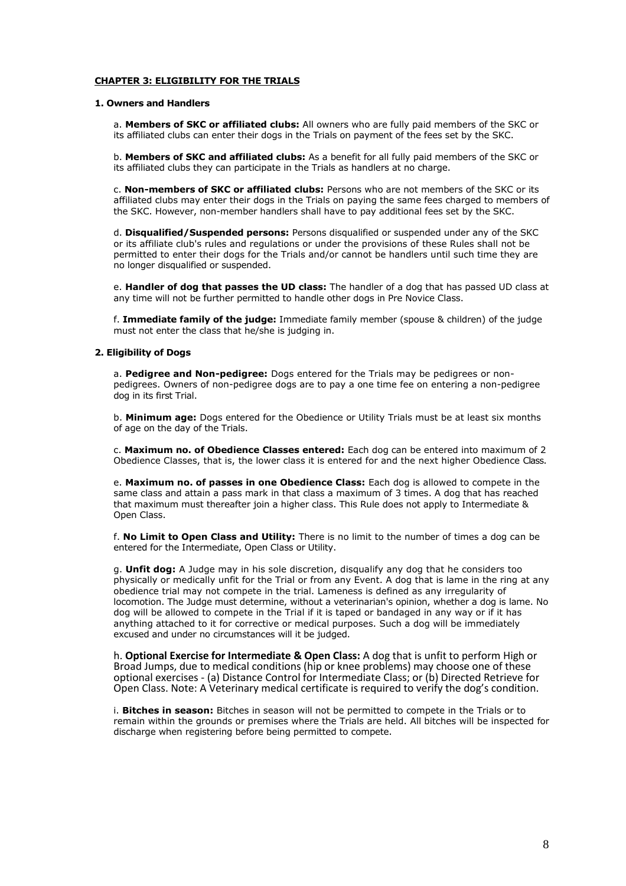## CHAPTER 3: ELIGIBILITY FOR THE TRIALS

### 1. Owners and Handlers

a. **Members of SKC or affiliated clubs:** All owners who are fully paid members of the SKC or its affiliated clubs can enter their dogs in the Trials on payment of the fees set by the SKC.

b. **Members of SKC and affiliated clubs:** As a benefit for all fully paid members of the SKC or its affiliated clubs they can participate in the Trials as handlers at no charge.

c. **Non-members of SKC or affiliated clubs:** Persons who are not members of the SKC or its affiliated clubs may enter their dogs in the Trials on paying the same fees charged to members of the SKC. However, non-member handlers shall have to pay additional fees set by the SKC.

d. **Disqualified/Suspended persons:** Persons disqualified or suspended under any of the SKC or its affiliate club's rules and regulations or under the provisions of these Rules shall not be permitted to enter their dogs for the Trials and/or cannot be handlers until such time they are no longer disqualified or suspended.

e. **Handler of dog that passes the UD class:** The handler of a dog that has passed UD class at any time will not be further permitted to handle other dogs in Pre Novice Class.

f. **Immediate family of the judge:** Immediate family member (spouse & children) of the judge must not enter the class that he/she is judging in.

### 2. Eligibility of Dogs

a. **Pedigree and Non-pedigree:** Dogs entered for the Trials may be pedigrees or non-pedigrees. Owners of non-pedigree dogs are to pay a one time fee on entering a non-pedigree dog in its first Trial.

b. **Minimum age:** Dogs entered for the Obedience or Utility Trials must be at least six months of age on the day of the Trials.

c. **Maximum no. of Obedience Classes entered:** Each dog can be entered into maximum of 2 Obedience Classes, that is, the lower class it is entered for and the next higher Obedience Class.

e. **Maximum no. of passes in one Obedience Class:** Each dog is allowed to compete in the same class and attain a pass mark in that class a maximum of 3 times. A dog that has reached that maximum must thereafter join a higher class. This Rule does not apply to Intermediate & Open Class.

f. **No Limit to Open Class and Utility:** There is no limit to the number of times a dog can be entered for the Intermediate, Open Class or Utility.

g. **Unfit dog:** A Judge may in his sole discretion, disqualify any dog that he considers too physically or medically unfit for the Trial or from any Event. A dog that is lame in the ring at any obedience trial may not compete in the trial. Lameness is defined as any irregularity of locomotion. The Judge must determine, without a veterinarian's opinion, whether a dog is lame. No dog will be allowed to compete in the Trial if it is taped or bandaged in any way or if it has anything attached to it for corrective or medical purposes. Such a dog will be immediately excused and under no circumstances will it be judged.

h. **Optional Exercise for Intermediate & Open Class:** A dog that is unfit to perform High or Broad Jumps, due to medical conditions (hip or knee problems) may choose one of these optional exercises - (a) Distance Control for Intermediate Class; or (b) Directed Retrieve for Open Class. Note: A Veterinary medical certificate is required to verify the dog's condition.

i. **Bitches in season:** Bitches in season will not be permitted to compete in the Trials or to remain within the grounds or premises where the Trials are held. All bitches will be inspected for discharge when registering before being permitted to compete.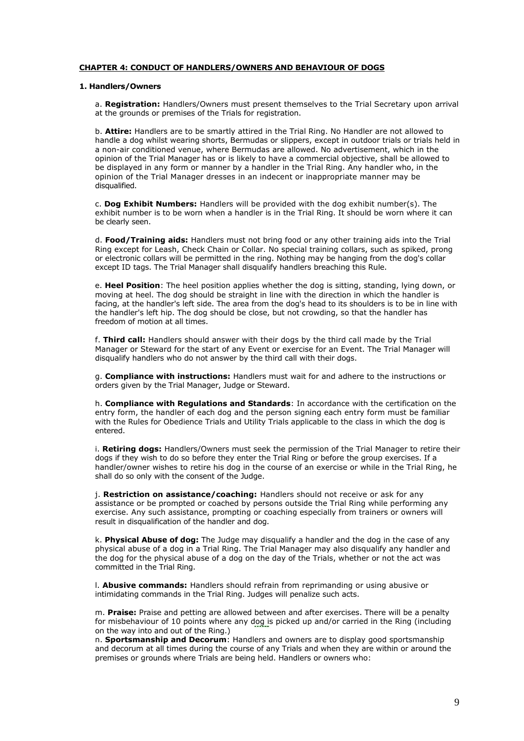**CHAPTER 4: CONDUCT OF HANDLERS/OWNERS AND BEHAVIOUR OF DOGS**

**1. Handlers/Owners**

a. **Registration:** Handlers/Owners must present themselves to the Trial Secretary upon arrival at the grounds or premises of the Trials for registration.

b. **Attire:** Handlers are to be smartly attired in the Trial Ring. No Handler are not allowed to handle a dog whilst wearing shorts, Bermudas or slippers, except in outdoor trials or trials held in a non-air conditioned venue, where Bermudas are allowed. No advertisement, which in the opinion of the Trial Manager has or is likely to have a commercial objective, shall be allowed to be displayed in any form or manner by a handler in the Trial Ring. Any handler who, in the opinion of the Trial Manager dresses in an indecent or inappropriate manner may be disqualified.

c. **Dog Exhibit Numbers:** Handlers will be provided with the dog exhibit number(s). The exhibit number is to be worn when a handler is in the Trial Ring. It should be worn where it can be clearly seen.

d. **Food/Training aids:** Handlers must not bring food or any other training aids into the Trial Ring except for Leash, Check Chain or Collar. No special training collars, such as spiked, prong or electronic collars will be permitted in the ring. Nothing may be hanging from the dog's collar except ID tags. The Trial Manager shall disqualify handlers breaching this Rule.

e. **Heel Position**: The heel position applies whether the dog is sitting, standing, lying down, or moving at heel. The dog should be straight in line with the direction in which the handler is facing, at the handler's left side. The area from the dog's head to its shoulders is to be in line with the handler's left hip. The dog should be close, but not crowding, so that the handler has freedom of motion at all times.

f. **Third call:** Handlers should answer with their dogs by the third call made by the Trial Manager or Steward for the start of any Event or exercise for an Event. The Trial Manager will disqualify handlers who do not answer by the third call with their dogs.

g. **Compliance with instructions:** Handlers must wait for and adhere to the instructions or orders given by the Trial Manager, Judge or Steward.

h. **Compliance with Regulations and Standards**: In accordance with the certification on the entry form, the handler of each dog and the person signing each entry form must be familiar with the Rules for Obedience Trials and Utility Trials applicable to the class in which the dog is entered.

i. **Retiring dogs:** Handlers/Owners must seek the permission of the Trial Manager to retire their dogs if they wish to do so before they enter the Trial Ring or before the group exercises. If a handler/owner wishes to retire his dog in the course of an exercise or while in the Trial Ring, he shall do so only with the consent of the Judge.

j. **Restriction on assistance/coaching:** Handlers should not receive or ask for any assistance or be prompted or coached by persons outside the Trial Ring while performing any exercise. Any such assistance, prompting or coaching especially from trainers or owners will result in disqualification of the handler and dog.

k. **Physical Abuse of dog:** The Judge may disqualify a handler and the dog in the case of any physical abuse of a dog in a Trial Ring. The Trial Manager may also disqualify any handler and the dog for the physical abuse of a dog on the day of the Trials, whether or not the act was committed in the Trial Ring.

l. **Abusive commands:** Handlers should refrain from reprimanding or using abusive or intimidating commands in the Trial Ring. Judges will penalize such acts.

m. **Praise:** Praise and petting are allowed between and after exercises. There will be a penalty for misbehaviour of 10 points where any dog is picked up and/or carried in the Ring (including on the way into and out of the Ring.)

n. **Sportsmanship and Decorum**: Handlers and owners are to display good sportsmanship and decorum at all times during the course of any Trials and when they are within or around the premises or grounds where Trials are being held. Handlers or owners who: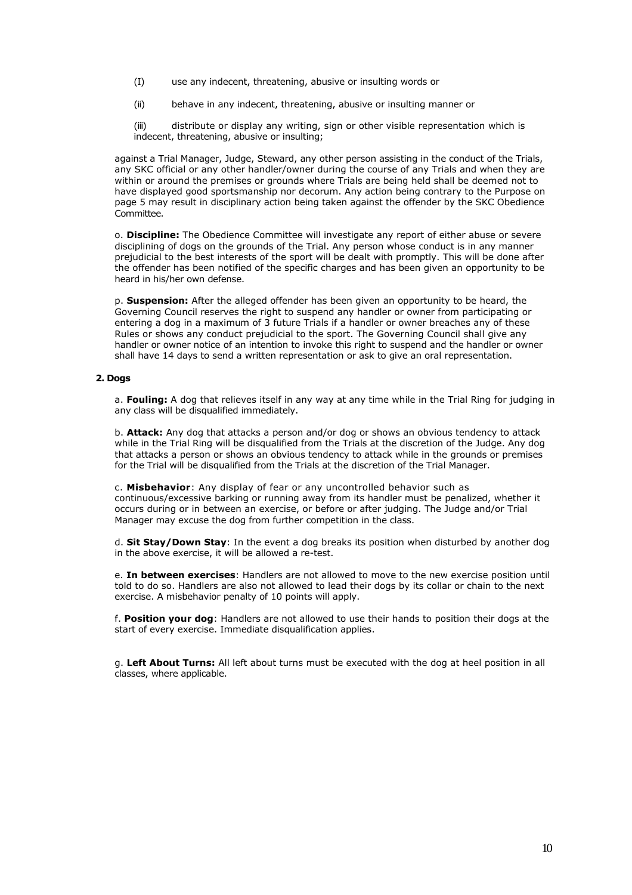(I) use any indecent, threatening, abusive or insulting words or

(ii) behave in any indecent, threatening, abusive or insulting manner or

(iii) distribute or display any writing, sign or other visible representation which is indecent, threatening, abusive or insulting;

against a Trial Manager, Judge, Steward, any other person assisting in the conduct of the Trials, any SKC official or any other handler/owner during the course of any Trials and when they are within or around the premises or grounds where Trials are being held shall be deemed not to have displayed good sportsmanship nor decorum. Any action being contrary to the Purpose on page 5 may result in disciplinary action being taken against the offender by the SKC Obedience Committee.

o. **Discipline:** The Obedience Committee will investigate any report of either abuse or severe disciplining of dogs on the grounds of the Trial. Any person whose conduct is in any manner prejudicial to the best interests of the sport will be dealt with promptly. This will be done after the offender has been notified of the specific charges and has been given an opportunity to be heard in his/her own defense.

p. **Suspension:** After the alleged offender has been given an opportunity to be heard, the Governing Council reserves the right to suspend any handler or owner from participating or entering a dog in a maximum of 3 future Trials if a handler or owner breaches any of these Rules or shows any conduct prejudicial to the sport. The Governing Council shall give any handler or owner notice of an intention to invoke this right to suspend and the handler or owner shall have 14 days to send a written representation or ask to give an oral representation.

**2. Dogs**

a. **Fouling:** A dog that relieves itself in any way at any time while in the Trial Ring for judging in any class will be disqualified immediately.

b. **Attack:** Any dog that attacks a person and/or dog or shows an obvious tendency to attack while in the Trial Ring will be disqualified from the Trials at the discretion of the Judge. Any dog that attacks a person or shows an obvious tendency to attack while in the grounds or premises for the Trial will be disqualified from the Trials at the discretion of the Trial Manager.

c. **Misbehavior**: Any display of fear or any uncontrolled behavior such as continuous/excessive barking or running away from its handler must be penalized, whether it occurs during or in between an exercise, or before or after judging. The Judge and/or Trial Manager may excuse the dog from further competition in the class.

d. **Sit Stay/Down Stay**: In the event a dog breaks its position when disturbed by another dog in the above exercise, it will be allowed a re-test.

e. **In between exercises**: Handlers are not allowed to move to the new exercise position until told to do so. Handlers are also not allowed to lead their dogs by its collar or chain to the next exercise. A misbehavior penalty of 10 points will apply.

f. **Position your dog**: Handlers are not allowed to use their hands to position their dogs at the start of every exercise. Immediate disqualification applies.

g. **Left About Turns:** All left about turns must be executed with the dog at heel position in all classes, where applicable.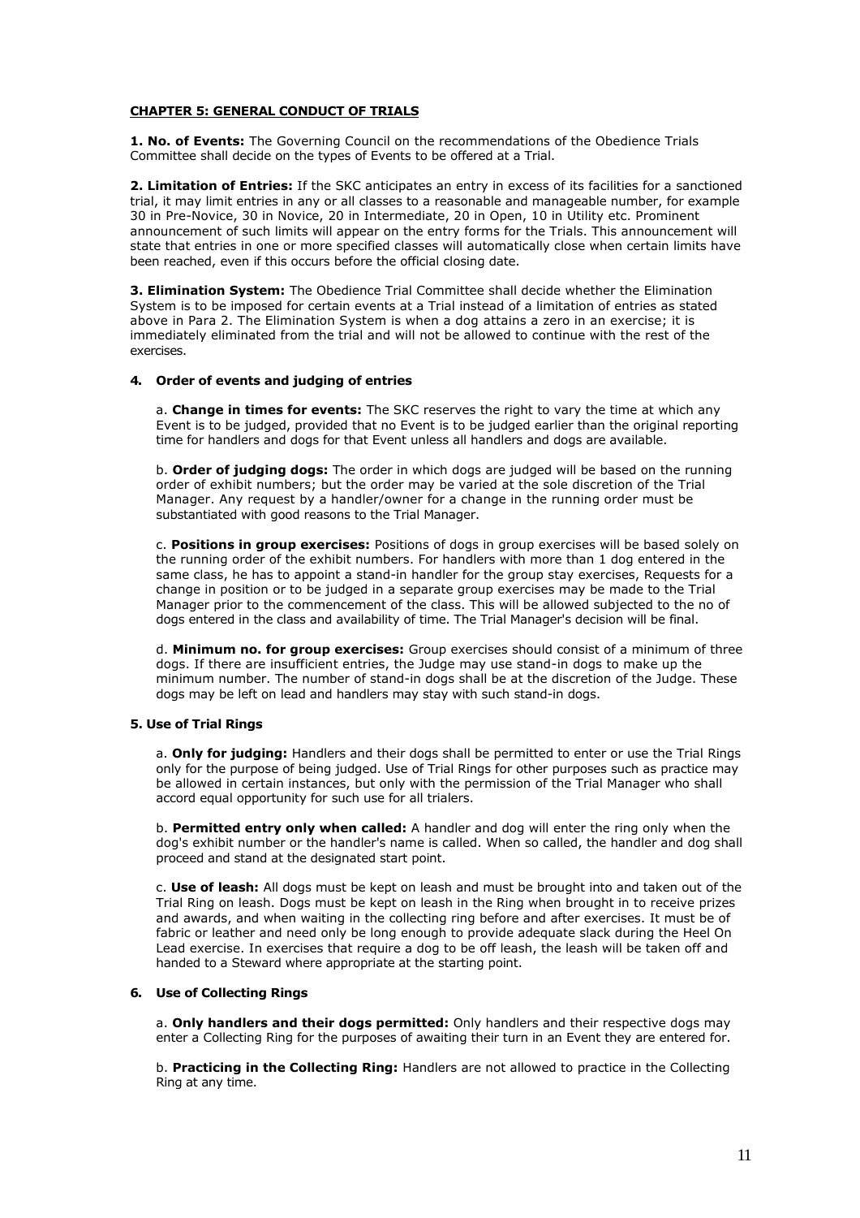## CHAPTER 5: GENERAL CONDUCT OF TRIALS

**1. No. of Events:** The Governing Council on the recommendations of the Obedience Trials Committee shall decide on the types of Events to be offered at a Trial.

**2. Limitation of Entries:** If the SKC anticipates an entry in excess of its facilities for a sanctioned trial, it may limit entries in any or all classes to a reasonable and manageable number, for example 30 in Pre-Novice, 30 in Novice, 20 in Intermediate, 20 in Open, 10 in Utility etc. Prominent announcement of such limits will appear on the entry forms for the Trials. This announcement will state that entries in one or more specified classes will automatically close when certain limits have been reached, even if this occurs before the official closing date.

**3. Elimination System:** The Obedience Trial Committee shall decide whether the Elimination System is to be imposed for certain events at a Trial instead of a limitation of entries as stated above in Para 2. The Elimination System is when a dog attains a zero in an exercise; it is immediately eliminated from the trial and will not be allowed to continue with the rest of the exercises.

### 4. Order of events and judging of entries

a. **Change in times for events:** The SKC reserves the right to vary the time at which any Event is to be judged, provided that no Event is to be judged earlier than the original reporting time for handlers and dogs for that Event unless all handlers and dogs are available.

b. **Order of judging dogs:** The order in which dogs are judged will be based on the running order of exhibit numbers; but the order may be varied at the sole discretion of the Trial Manager. Any request by a handler/owner for a change in the running order must be substantiated with good reasons to the Trial Manager.

c. **Positions in group exercises:** Positions of dogs in group exercises will be based solely on the running order of the exhibit numbers. For handlers with more than 1 dog entered in the same class, he has to appoint a stand-in handler for the group stay exercises, Requests for a change in position or to be judged in a separate group exercises may be made to the Trial Manager prior to the commencement of the class. This will be allowed subjected to the no of dogs entered in the class and availability of time. The Trial Manager's decision will be final.

d. **Minimum no. for group exercises:** Group exercises should consist of a minimum of three dogs. If there are insufficient entries, the Judge may use stand-in dogs to make up the minimum number. The number of stand-in dogs shall be at the discretion of the Judge. These dogs may be left on lead and handlers may stay with such stand-in dogs.

### 5. Use of Trial Rings

a. **Only for judging:** Handlers and their dogs shall be permitted to enter or use the Trial Rings only for the purpose of being judged. Use of Trial Rings for other purposes such as practice may be allowed in certain instances, but only with the permission of the Trial Manager who shall accord equal opportunity for such use for all trialers.

b. **Permitted entry only when called:** A handler and dog will enter the ring only when the dog's exhibit number or the handler's name is called. When so called, the handler and dog shall proceed and stand at the designated start point.

c. **Use of leash:** All dogs must be kept on leash and must be brought into and taken out of the Trial Ring on leash. Dogs must be kept on leash in the Ring when brought in to receive prizes and awards, and when waiting in the collecting ring before and after exercises. It must be of fabric or leather and need only be long enough to provide adequate slack during the Heel On Lead exercise. In exercises that require a dog to be off leash, the leash will be taken off and handed to a Steward where appropriate at the starting point.

### 6. Use of Collecting Rings

a. **Only handlers and their dogs permitted:** Only handlers and their respective dogs may enter a Collecting Ring for the purposes of awaiting their turn in an Event they are entered for.

b. **Practicing in the Collecting Ring:** Handlers are not allowed to practice in the Collecting Ring at any time.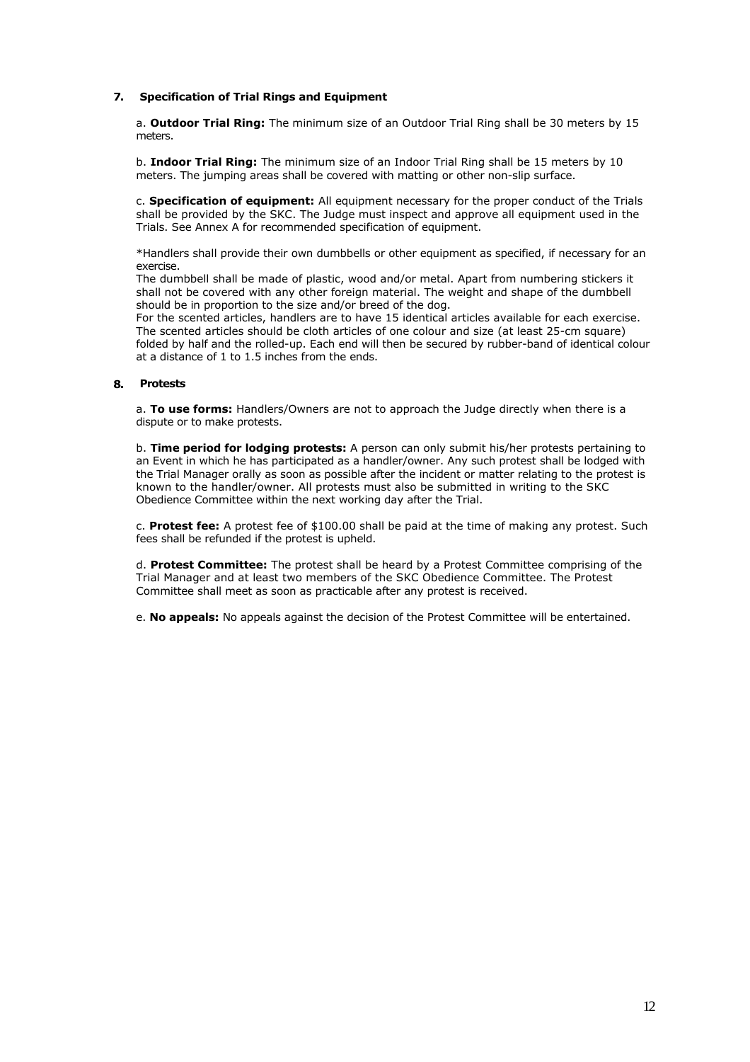## 7. Specification of Trial Rings and Equipment

a. **Outdoor Trial Ring:** The minimum size of an Outdoor Trial Ring shall be 30 meters by 15 meters.

b. **Indoor Trial Ring:** The minimum size of an Indoor Trial Ring shall be 15 meters by 10 meters. The jumping areas shall be covered with matting or other non-slip surface.

c. **Specification of equipment:** All equipment necessary for the proper conduct of the Trials shall be provided by the SKC. The Judge must inspect and approve all equipment used in the Trials. See Annex A for recommended specification of equipment.

*Handlers shall provide their own dumbbells or other equipment as specified, if necessary for an exercise.
The dumbbell shall be made of plastic, wood and/or metal. Apart from numbering stickers it shall not be covered with any other foreign material. The weight and shape of the dumbbell should be in proportion to the size and/or breed of the dog.
For the scented articles, handlers are to have 15 identical articles available for each exercise. The scented articles should be cloth articles of one colour and size (at least 25-cm square) folded by half and the rolled-up. Each end will then be secured by rubber-band of identical colour at a distance of 1 to 1.5 inches from the ends.

## 8. Protests

a. **To use forms:** Handlers/Owners are not to approach the Judge directly when there is a dispute or to make protests.

b. **Time period for lodging protests:** A person can only submit his/her protests pertaining to an Event in which he has participated as a handler/owner. Any such protest shall be lodged with the Trial Manager orally as soon as possible after the incident or matter relating to the protest is known to the handler/owner. All protests must also be submitted in writing to the SKC Obedience Committee within the next working day after the Trial.

c. **Protest fee:** A protest fee of $100.00 shall be paid at the time of making any protest. Such fees shall be refunded if the protest is upheld.

d. **Protest Committee:** The protest shall be heard by a Protest Committee comprising of the Trial Manager and at least two members of the SKC Obedience Committee. The Protest Committee shall meet as soon as practicable after any protest is received.

e. **No appeals:** No appeals against the decision of the Protest Committee will be entertained.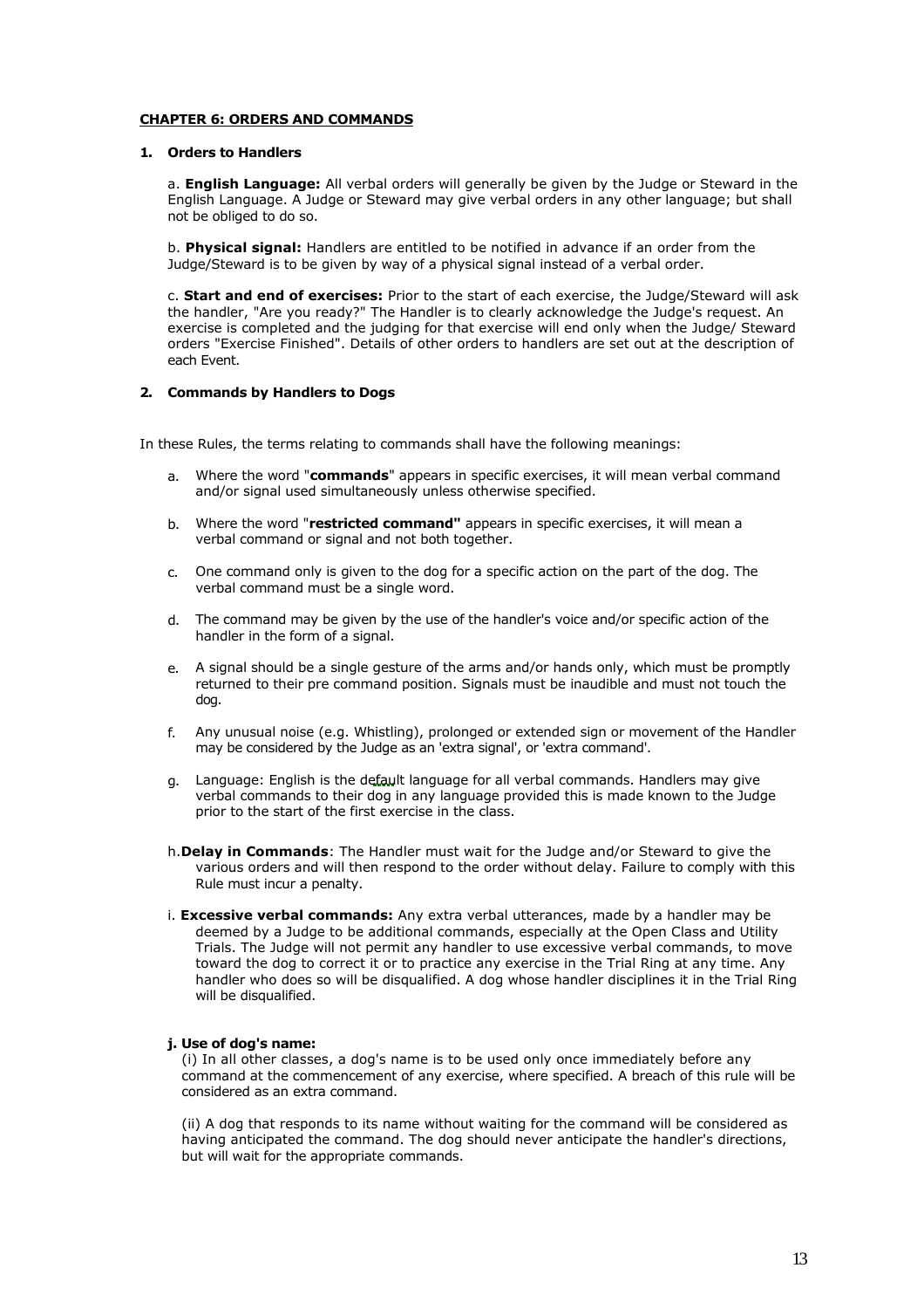## CHAPTER 6: ORDERS AND COMMANDS

### 1. Orders to Handlers

a. **English Language:** All verbal orders will generally be given by the Judge or Steward in the English Language. A Judge or Steward may give verbal orders in any other language; but shall not be obliged to do so.

b. **Physical signal:** Handlers are entitled to be notified in advance if an order from the Judge/Steward is to be given by way of a physical signal instead of a verbal order.

c. **Start and end of exercises:** Prior to the start of each exercise, the Judge/Steward will ask the handler, "Are you ready?" The Handler is to clearly acknowledge the Judge's request. An exercise is completed and the judging for that exercise will end only when the Judge/ Steward orders "Exercise Finished". Details of other orders to handlers are set out at the description of each Event.

### 2. Commands by Handlers to Dogs

In these Rules, the terms relating to commands shall have the following meanings:

a. Where the word "**commands**" appears in specific exercises, it will mean verbal command and/or signal used simultaneously unless otherwise specified.

b. Where the word "**restricted command"** appears in specific exercises, it will mean a verbal command or signal and not both together.

c. One command only is given to the dog for a specific action on the part of the dog. The verbal command must be a single word.

d. The command may be given by the use of the handler's voice and/or specific action of the handler in the form of a signal.

e. A signal should be a single gesture of the arms and/or hands only, which must be promptly returned to their pre command position. Signals must be inaudible and must not touch the dog.

f. Any unusual noise (e.g. Whistling), prolonged or extended sign or movement of the Handler may be considered by the Judge as an 'extra signal', or 'extra command'.

g. Language: English is the default language for all verbal commands. Handlers may give verbal commands to their dog in any language provided this is made known to the Judge prior to the start of the first exercise in the class.

h. **Delay in Commands**: The Handler must wait for the Judge and/or Steward to give the various orders and will then respond to the order without delay. Failure to comply with this Rule must incur a penalty.

i. **Excessive verbal commands:** Any extra verbal utterances, made by a handler may be deemed by a Judge to be additional commands, especially at the Open Class and Utility Trials. The Judge will not permit any handler to use excessive verbal commands, to move toward the dog to correct it or to practice any exercise in the Trial Ring at any time. Any handler who does so will be disqualified. A dog whose handler disciplines it in the Trial Ring will be disqualified.

**j. Use of dog's name:**

(i) In all other classes, a dog's name is to be used only once immediately before any command at the commencement of any exercise, where specified. A breach of this rule will be considered as an extra command.

(ii) A dog that responds to its name without waiting for the command will be considered as having anticipated the command. The dog should never anticipate the handler's directions, but will wait for the appropriate commands.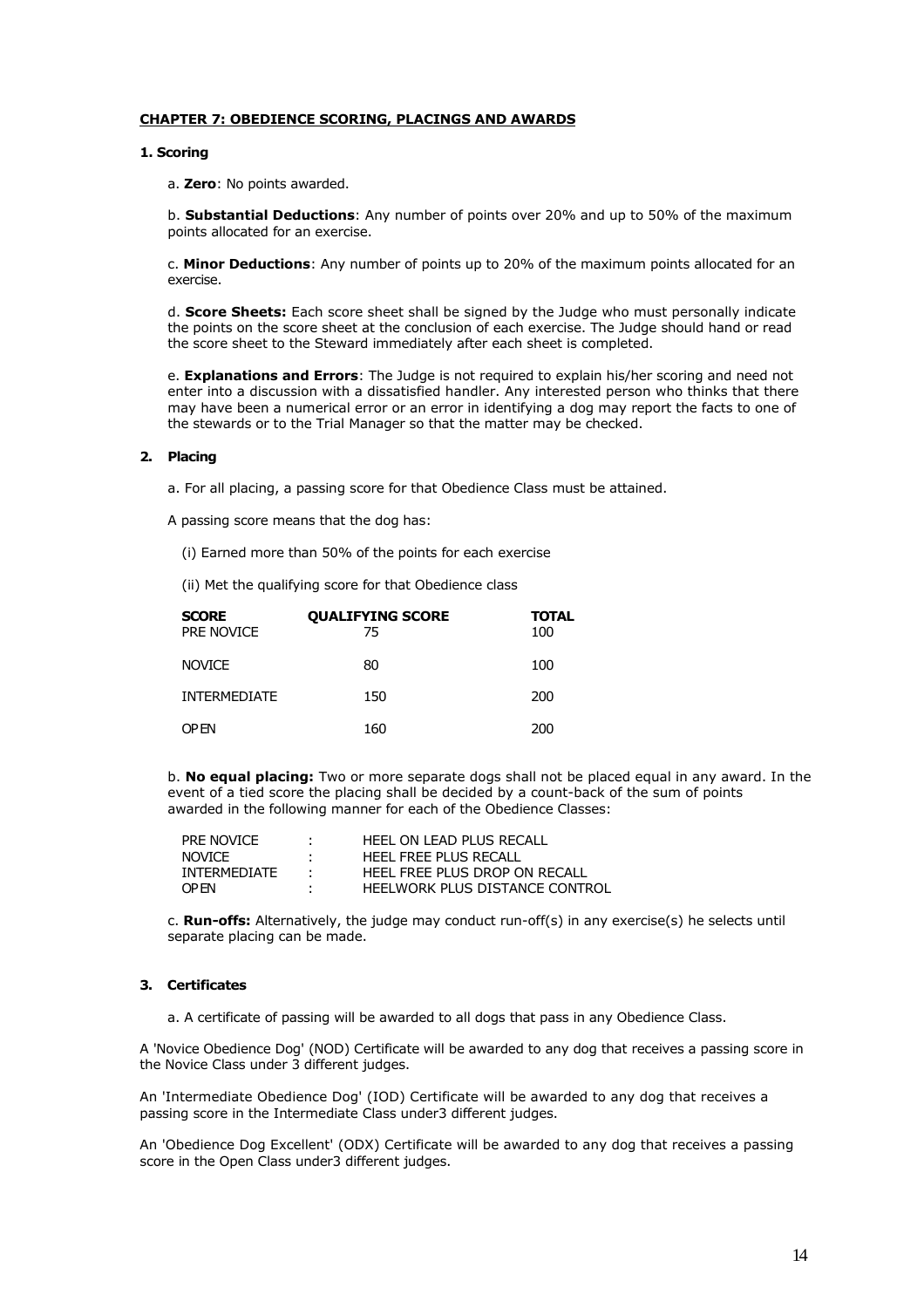## CHAPTER 7: OBEDIENCE SCORING, PLACINGS AND AWARDS

### 1. Scoring

a. **Zero**: No points awarded.

b. **Substantial Deductions**: Any number of points over 20% and up to 50% of the maximum points allocated for an exercise.

c. **Minor Deductions**: Any number of points up to 20% of the maximum points allocated for an exercise.

d. **Score Sheets:** Each score sheet shall be signed by the Judge who must personally indicate the points on the score sheet at the conclusion of each exercise. The Judge should hand or read the score sheet to the Steward immediately after each sheet is completed.

e. **Explanations and Errors**: The Judge is not required to explain his/her scoring and need not enter into a discussion with a dissatisfied handler. Any interested person who thinks that there may have been a numerical error or an error in identifying a dog may report the facts to one of the stewards or to the Trial Manager so that the matter may be checked.

### 2. Placing

a. For all placing, a passing score for that Obedience Class must be attained.

A passing score means that the dog has:

(i) Earned more than 50% of the points for each exercise

(ii) Met the qualifying score for that Obedience class

| SCORE | QUALIFYING SCORE | TOTAL |
|---|---|---|
| PRE NOVICE | 75 | 100 |
| NOVICE | 80 | 100 |
| INTERMEDIATE | 150 | 200 |
| OPEN | 160 | 200 |

b. **No equal placing:** Two or more separate dogs shall not be placed equal in any award. In the event of a tied score the placing shall be decided by a count-back of the sum of points awarded in the following manner for each of the Obedience Classes:

| | | |
|---|---|---|
| PRE NOVICE | : | HEEL ON LEAD PLUS RECALL |
| NOVICE | : | HEEL FREE PLUS RECALL |
| INTERMEDIATE | : | HEEL FREE PLUS DROP ON RECALL |
| OPEN | : | HEELWORK PLUS DISTANCE CONTROL |

c. **Run-offs:** Alternatively, the judge may conduct run-off(s) in any exercise(s) he selects until separate placing can be made.

### 3. Certificates

a. A certificate of passing will be awarded to all dogs that pass in any Obedience Class.

A 'Novice Obedience Dog' (NOD) Certificate will be awarded to any dog that receives a passing score in the Novice Class under 3 different judges.

An 'Intermediate Obedience Dog' (IOD) Certificate will be awarded to any dog that receives a passing score in the Intermediate Class under3 different judges.

An 'Obedience Dog Excellent' (ODX) Certificate will be awarded to any dog that receives a passing score in the Open Class under3 different judges.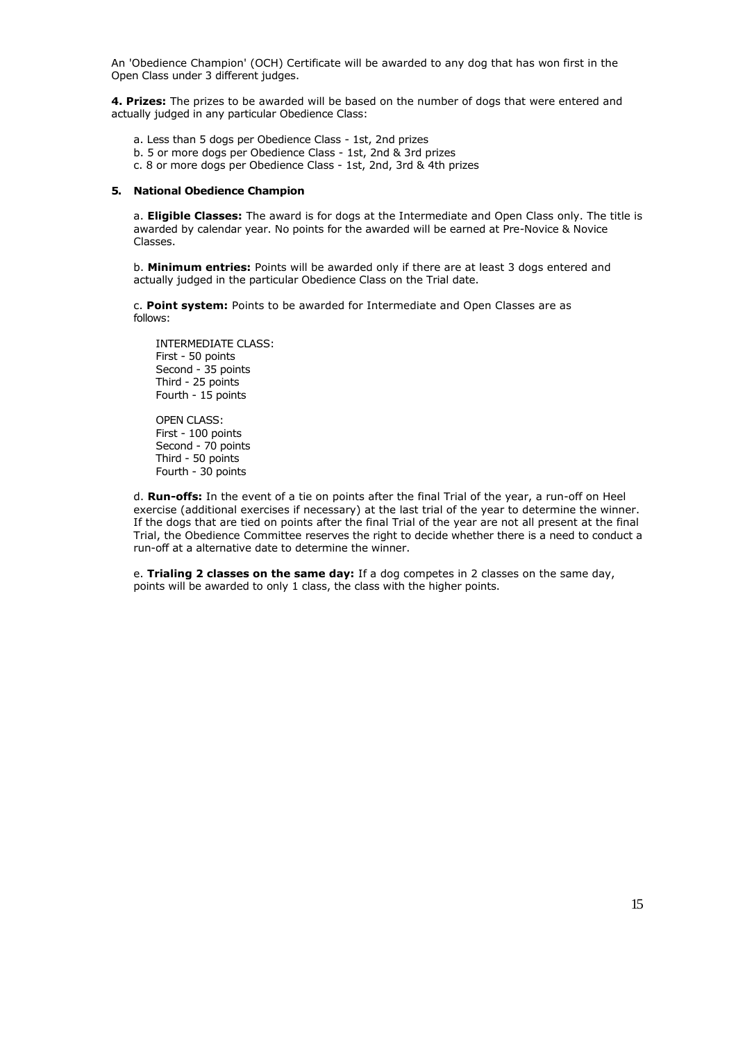An 'Obedience Champion' (OCH) Certificate will be awarded to any dog that has won first in the Open Class under 3 different judges.

**4. Prizes:** The prizes to be awarded will be based on the number of dogs that were entered and actually judged in any particular Obedience Class:

a. Less than 5 dogs per Obedience Class - 1st, 2nd prizes
b. 5 or more dogs per Obedience Class - 1st, 2nd & 3rd prizes
c. 8 or more dogs per Obedience Class - 1st, 2nd, 3rd & 4th prizes

**5. National Obedience Champion**

a. **Eligible Classes:** The award is for dogs at the Intermediate and Open Class only. The title is awarded by calendar year. No points for the awarded will be earned at Pre-Novice & Novice Classes.

b. **Minimum entries:** Points will be awarded only if there are at least 3 dogs entered and actually judged in the particular Obedience Class on the Trial date.

c. **Point system:** Points to be awarded for Intermediate and Open Classes are as follows:

INTERMEDIATE CLASS:
First - 50 points
Second - 35 points
Third - 25 points
Fourth - 15 points

OPEN CLASS:
First - 100 points
Second - 70 points
Third - 50 points
Fourth - 30 points

d. **Run-offs:** In the event of a tie on points after the final Trial of the year, a run-off on Heel exercise (additional exercises if necessary) at the last trial of the year to determine the winner. If the dogs that are tied on points after the final Trial of the year are not all present at the final Trial, the Obedience Committee reserves the right to decide whether there is a need to conduct a run-off at a alternative date to determine the winner.

e. **Trialing 2 classes on the same day:** If a dog competes in 2 classes on the same day, points will be awarded to only 1 class, the class with the higher points.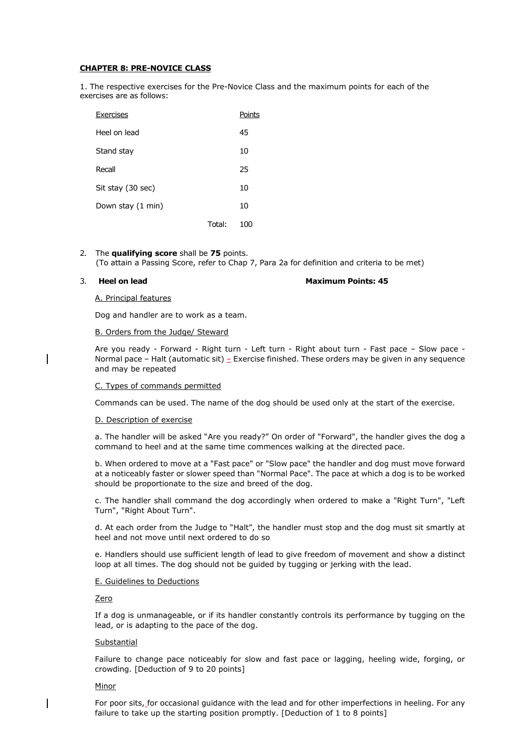## CHAPTER 8: PRE-NOVICE CLASS

1. The respective exercises for the Pre-Novice Class and the maximum points for each of the exercises are as follows:

| Exercises | Points |
|---|---|
| Heel on lead | 45 |
| Stand stay | 10 |
| Recall | 25 |
| Sit stay (30 sec) | 10 |
| Down stay (1 min) | 10 |
| Total: | 100 |

2. The **qualifying score** shall be **75** points.
(To attain a Passing Score, refer to Chap 7, Para 2a for definition and criteria to be met)

3. **Heel on lead** **Maximum Points: 45**

A. Principal features

Dog and handler are to work as a team.

B. Orders from the Judge/ Steward

Are you ready - Forward - Right turn - Left turn - Right about turn - Fast pace – Slow pace - Normal pace – Halt (automatic sit) – Exercise finished. These orders may be given in any sequence and may be repeated

C. Types of commands permitted

Commands can be used. The name of the dog should be used only at the start of the exercise.

D. Description of exercise

a. The handler will be asked "Are you ready?" On order of "Forward", the handler gives the dog a command to heel and at the same time commences walking at the directed pace.

b. When ordered to move at a "Fast pace" or "Slow pace" the handler and dog must move forward at a noticeably faster or slower speed than "Normal Pace". The pace at which a dog is to be worked should be proportionate to the size and breed of the dog.

c. The handler shall command the dog accordingly when ordered to make a "Right Turn", "Left Turn", "Right About Turn".

d. At each order from the Judge to "Halt", the handler must stop and the dog must sit smartly at heel and not move until next ordered to do so

e. Handlers should use sufficient length of lead to give freedom of movement and show a distinct loop at all times. The dog should not be guided by tugging or jerking with the lead.

E. Guidelines to Deductions

Zero

If a dog is unmanageable, or if its handler constantly controls its performance by tugging on the lead, or is adapting to the pace of the dog.

Substantial

Failure to change pace noticeably for slow and fast pace or lagging, heeling wide, forging, or crowding. [Deduction of 9 to 20 points]

Minor

For poor sits, for occasional guidance with the lead and for other imperfections in heeling. For any failure to take up the starting position promptly. [Deduction of 1 to 8 points]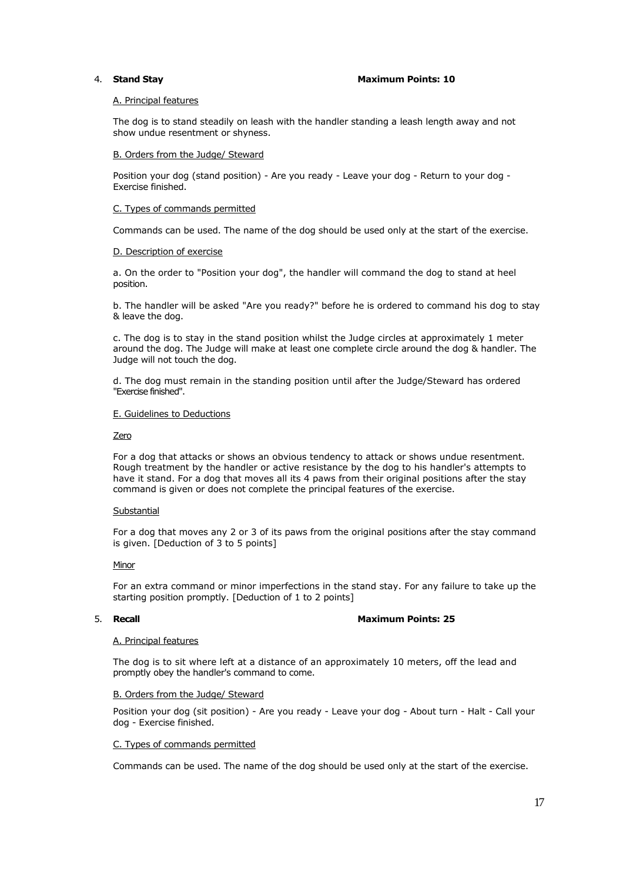4. **Stand Stay** **Maximum Points: 10**

A. Principal features

The dog is to stand steadily on leash with the handler standing a leash length away and not show undue resentment or shyness.

B. Orders from the Judge/ Steward

Position your dog (stand position) - Are you ready - Leave your dog - Return to your dog - Exercise finished.

C. Types of commands permitted

Commands can be used. The name of the dog should be used only at the start of the exercise.

D. Description of exercise

a. On the order to "Position your dog", the handler will command the dog to stand at heel position.

b. The handler will be asked "Are you ready?" before he is ordered to command his dog to stay & leave the dog.

c. The dog is to stay in the stand position whilst the Judge circles at approximately 1 meter around the dog. The Judge will make at least one complete circle around the dog & handler. The Judge will not touch the dog.

d. The dog must remain in the standing position until after the Judge/Steward has ordered "Exercise finished".

E. Guidelines to Deductions

Zero

For a dog that attacks or shows an obvious tendency to attack or shows undue resentment. Rough treatment by the handler or active resistance by the dog to his handler's attempts to have it stand. For a dog that moves all its 4 paws from their original positions after the stay command is given or does not complete the principal features of the exercise.

Substantial

For a dog that moves any 2 or 3 of its paws from the original positions after the stay command is given. [Deduction of 3 to 5 points]

Minor

For an extra command or minor imperfections in the stand stay. For any failure to take up the starting position promptly. [Deduction of 1 to 2 points]

5. **Recall** **Maximum Points: 25**

A. Principal features

The dog is to sit where left at a distance of an approximately 10 meters, off the lead and promptly obey the handler's command to come.

B. Orders from the Judge/ Steward

Position your dog (sit position) - Are you ready - Leave your dog - About turn - Halt - Call your dog - Exercise finished.

C. Types of commands permitted

Commands can be used. The name of the dog should be used only at the start of the exercise.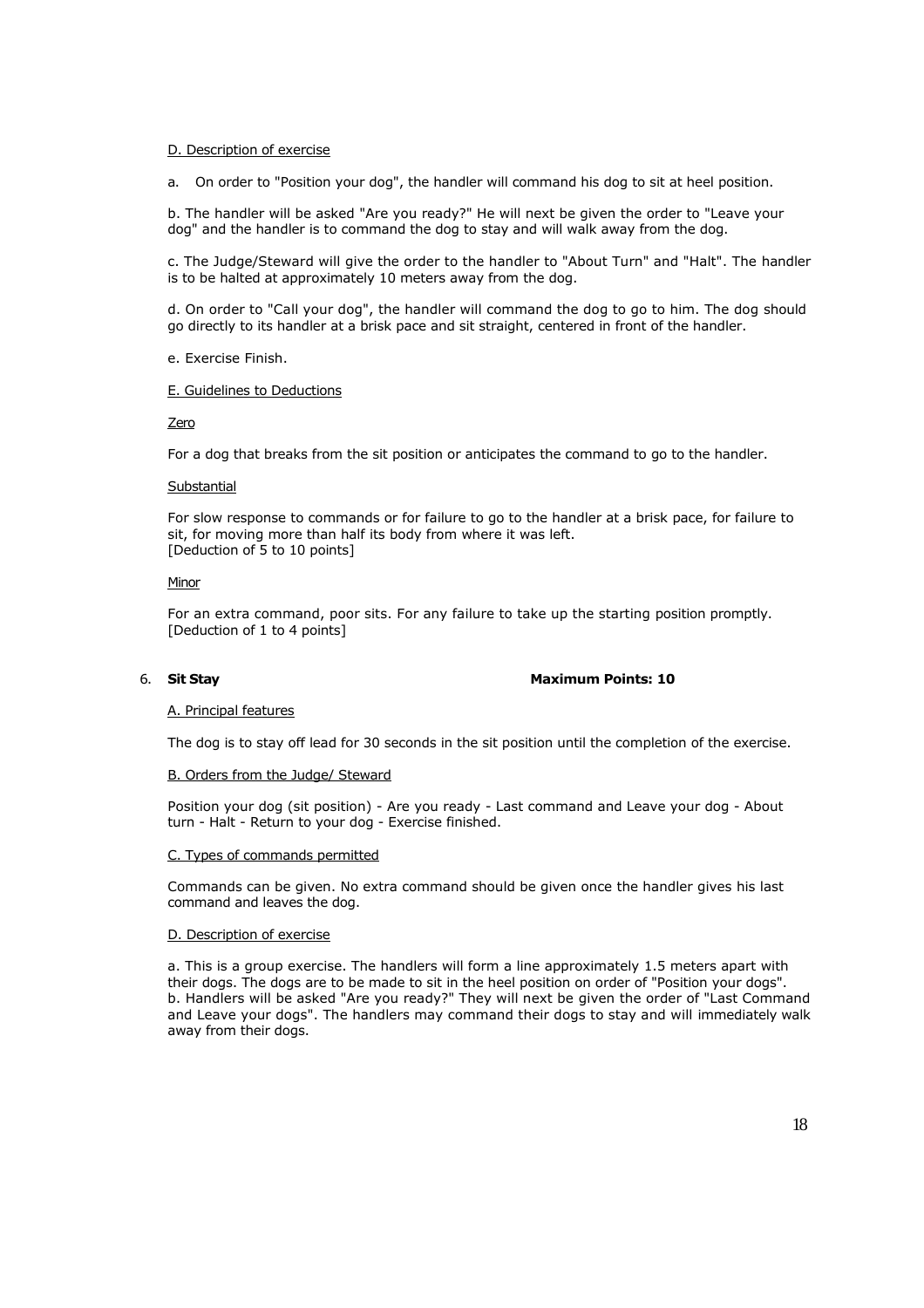D. Description of exercise

a. On order to "Position your dog", the handler will command his dog to sit at heel position.

b. The handler will be asked "Are you ready?" He will next be given the order to "Leave your dog" and the handler is to command the dog to stay and will walk away from the dog.

c. The Judge/Steward will give the order to the handler to "About Turn" and "Halt". The handler is to be halted at approximately 10 meters away from the dog.

d. On order to "Call your dog", the handler will command the dog to go to him. The dog should go directly to its handler at a brisk pace and sit straight, centered in front of the handler.

e. Exercise Finish.

E. Guidelines to Deductions

Zero

For a dog that breaks from the sit position or anticipates the command to go to the handler.

Substantial

For slow response to commands or for failure to go to the handler at a brisk pace, for failure to sit, for moving more than half its body from where it was left.
[Deduction of 5 to 10 points]

Minor

For an extra command, poor sits. For any failure to take up the starting position promptly.
[Deduction of 1 to 4 points]

### 6. **Sit Stay** — **Maximum Points: 10**

A. Principal features

The dog is to stay off lead for 30 seconds in the sit position until the completion of the exercise.

B. Orders from the Judge/ Steward

Position your dog (sit position) - Are you ready - Last command and Leave your dog - About turn - Halt - Return to your dog - Exercise finished.

C. Types of commands permitted

Commands can be given. No extra command should be given once the handler gives his last command and leaves the dog.

D. Description of exercise

a. This is a group exercise. The handlers will form a line approximately 1.5 meters apart with their dogs. The dogs are to be made to sit in the heel position on order of "Position your dogs".
b. Handlers will be asked "Are you ready?" They will next be given the order of "Last Command and Leave your dogs". The handlers may command their dogs to stay and will immediately walk away from their dogs.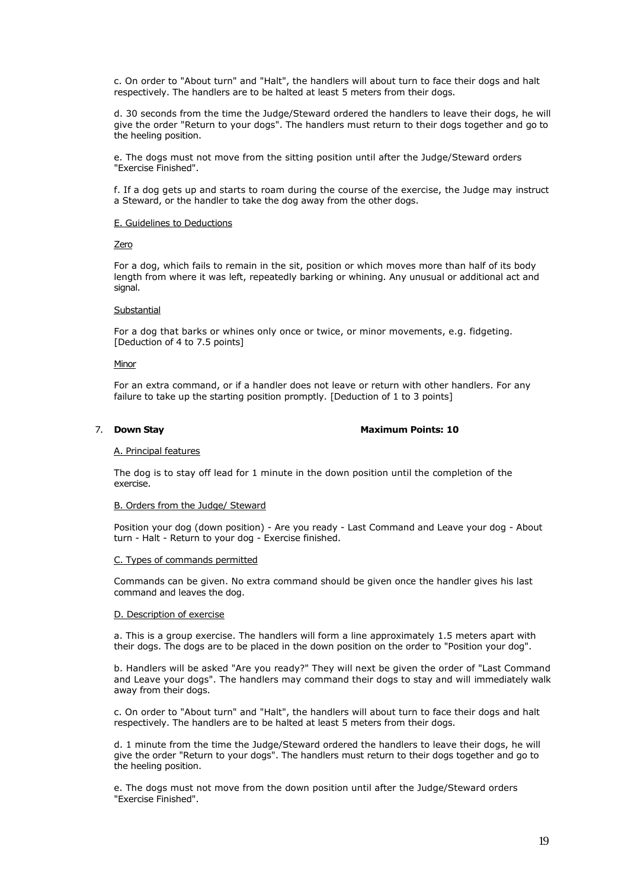c. On order to "About turn" and "Halt", the handlers will about turn to face their dogs and halt respectively. The handlers are to be halted at least 5 meters from their dogs.

d. 30 seconds from the time the Judge/Steward ordered the handlers to leave their dogs, he will give the order "Return to your dogs". The handlers must return to their dogs together and go to the heeling position.

e. The dogs must not move from the sitting position until after the Judge/Steward orders "Exercise Finished".

f. If a dog gets up and starts to roam during the course of the exercise, the Judge may instruct a Steward, or the handler to take the dog away from the other dogs.

E. Guidelines to Deductions

Zero

For a dog, which fails to remain in the sit, position or which moves more than half of its body length from where it was left, repeatedly barking or whining. Any unusual or additional act and signal.

Substantial

For a dog that barks or whines only once or twice, or minor movements, e.g. fidgeting. [Deduction of 4 to 7.5 points]

Minor

For an extra command, or if a handler does not leave or return with other handlers. For any failure to take up the starting position promptly. [Deduction of 1 to 3 points]

### 7. **Down Stay** **Maximum Points: 10**

A. Principal features

The dog is to stay off lead for 1 minute in the down position until the completion of the exercise.

B. Orders from the Judge/ Steward

Position your dog (down position) - Are you ready - Last Command and Leave your dog - About turn - Halt - Return to your dog - Exercise finished.

C. Types of commands permitted

Commands can be given. No extra command should be given once the handler gives his last command and leaves the dog.

D. Description of exercise

a. This is a group exercise. The handlers will form a line approximately 1.5 meters apart with their dogs. The dogs are to be placed in the down position on the order to "Position your dog".

b. Handlers will be asked "Are you ready?" They will next be given the order of "Last Command and Leave your dogs". The handlers may command their dogs to stay and will immediately walk away from their dogs.

c. On order to "About turn" and "Halt", the handlers will about turn to face their dogs and halt respectively. The handlers are to be halted at least 5 meters from their dogs.

d. 1 minute from the time the Judge/Steward ordered the handlers to leave their dogs, he will give the order "Return to your dogs". The handlers must return to their dogs together and go to the heeling position.

e. The dogs must not move from the down position until after the Judge/Steward orders "Exercise Finished".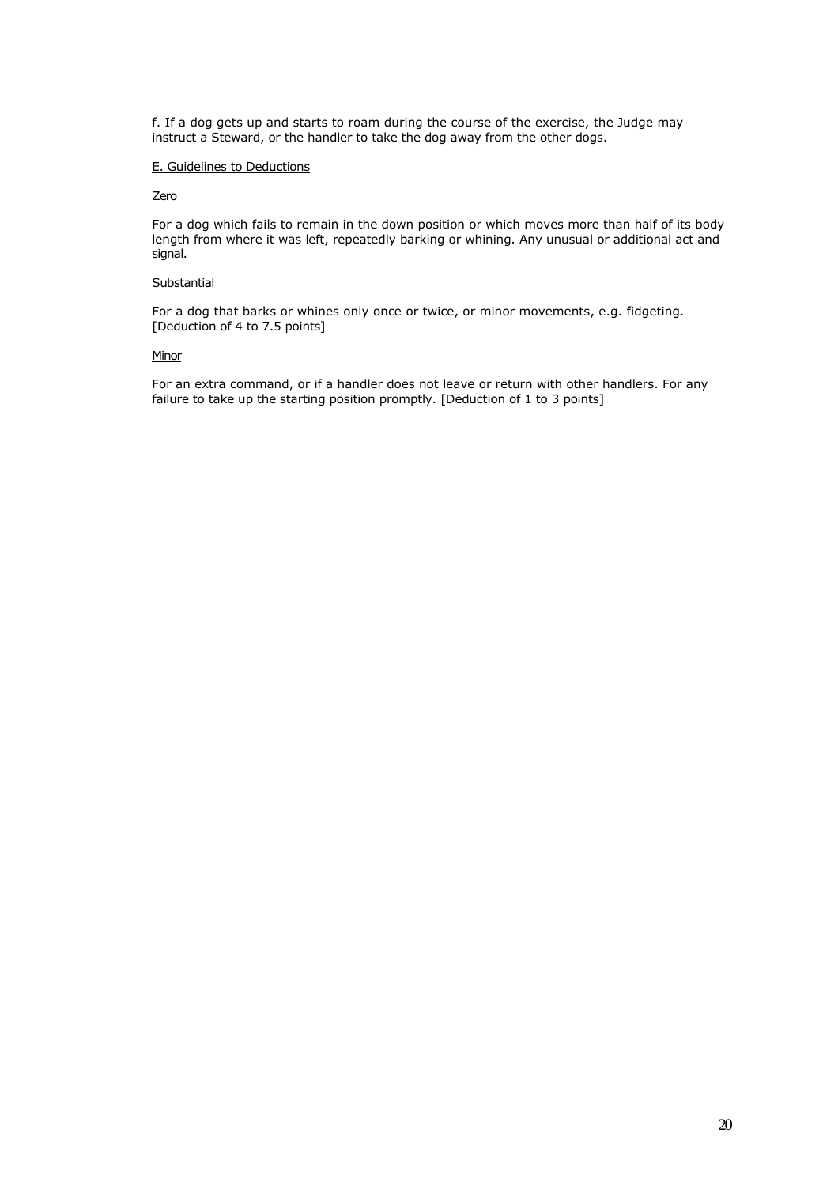f. If a dog gets up and starts to roam during the course of the exercise, the Judge may instruct a Steward, or the handler to take the dog away from the other dogs.

E. Guidelines to Deductions

Zero

For a dog which fails to remain in the down position or which moves more than half of its body length from where it was left, repeatedly barking or whining. Any unusual or additional act and signal.

Substantial

For a dog that barks or whines only once or twice, or minor movements, e.g. fidgeting. [Deduction of 4 to 7.5 points]

Minor

For an extra command, or if a handler does not leave or return with other handlers. For any failure to take up the starting position promptly. [Deduction of 1 to 3 points]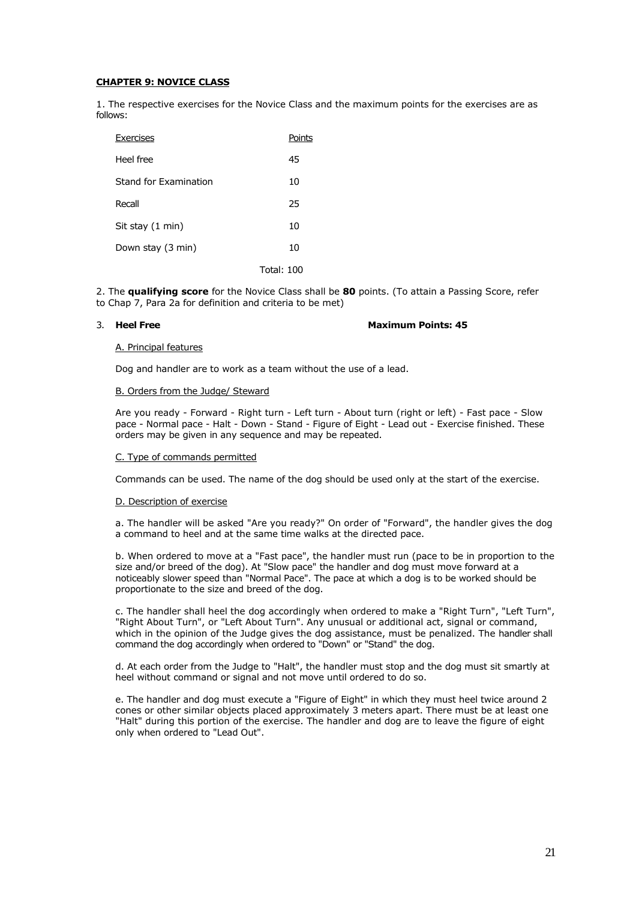## CHAPTER 9: NOVICE CLASS

1. The respective exercises for the Novice Class and the maximum points for the exercises are as follows:

| Exercises | Points |
|---|---|
| Heel free | 45 |
| Stand for Examination | 10 |
| Recall | 25 |
| Sit stay (1 min) | 10 |
| Down stay (3 min) | 10 |
| | Total: 100 |

2. The **qualifying score** for the Novice Class shall be **80** points. (To attain a Passing Score, refer to Chap 7, Para 2a for definition and criteria to be met)

3. **Heel Free** **Maximum Points: 45**

A. Principal features

Dog and handler are to work as a team without the use of a lead.

B. Orders from the Judge/ Steward

Are you ready - Forward - Right turn - Left turn - About turn (right or left) - Fast pace - Slow pace - Normal pace - Halt - Down - Stand - Figure of Eight - Lead out - Exercise finished. These orders may be given in any sequence and may be repeated.

C. Type of commands permitted

Commands can be used. The name of the dog should be used only at the start of the exercise.

D. Description of exercise

a. The handler will be asked "Are you ready?" On order of "Forward", the handler gives the dog a command to heel and at the same time walks at the directed pace.

b. When ordered to move at a "Fast pace", the handler must run (pace to be in proportion to the size and/or breed of the dog). At "Slow pace" the handler and dog must move forward at a noticeably slower speed than "Normal Pace". The pace at which a dog is to be worked should be proportionate to the size and breed of the dog.

c. The handler shall heel the dog accordingly when ordered to make a "Right Turn", "Left Turn", "Right About Turn", or "Left About Turn". Any unusual or additional act, signal or command, which in the opinion of the Judge gives the dog assistance, must be penalized. The handler shall command the dog accordingly when ordered to "Down" or "Stand" the dog.

d. At each order from the Judge to "Halt", the handler must stop and the dog must sit smartly at heel without command or signal and not move until ordered to do so.

e. The handler and dog must execute a "Figure of Eight" in which they must heel twice around 2 cones or other similar objects placed approximately 3 meters apart. There must be at least one "Halt" during this portion of the exercise. The handler and dog are to leave the figure of eight only when ordered to "Lead Out".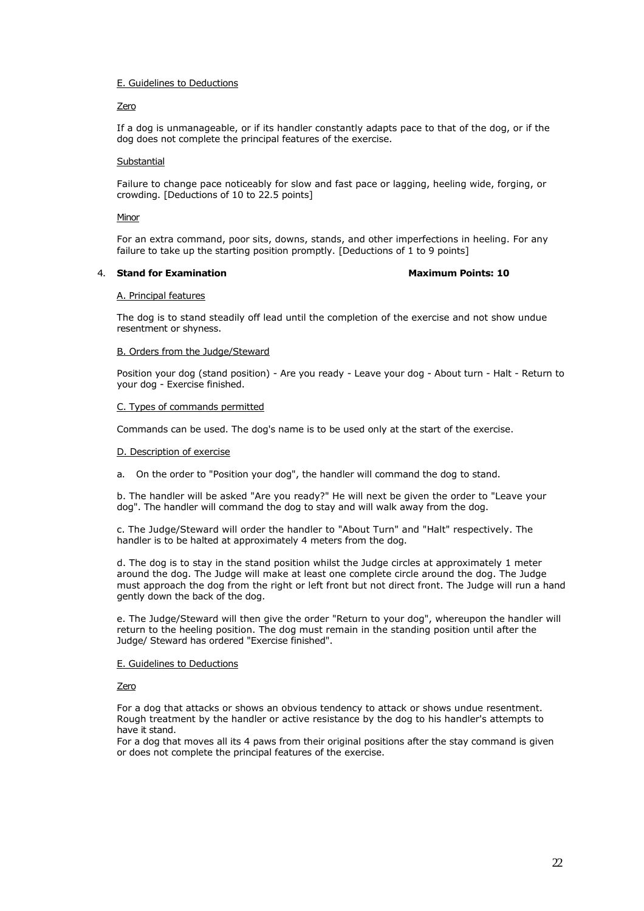E. Guidelines to Deductions

Zero

If a dog is unmanageable, or if its handler constantly adapts pace to that of the dog, or if the dog does not complete the principal features of the exercise.

Substantial

Failure to change pace noticeably for slow and fast pace or lagging, heeling wide, forging, or crowding. [Deductions of 10 to 22.5 points]

Minor

For an extra command, poor sits, downs, stands, and other imperfections in heeling. For any failure to take up the starting position promptly. [Deductions of 1 to 9 points]

### 4. **Stand for Examination** **Maximum Points: 10**

A. Principal features

The dog is to stand steadily off lead until the completion of the exercise and not show undue resentment or shyness.

B. Orders from the Judge/Steward

Position your dog (stand position) - Are you ready - Leave your dog - About turn - Halt - Return to your dog - Exercise finished.

C. Types of commands permitted

Commands can be used. The dog's name is to be used only at the start of the exercise.

D. Description of exercise

a. On the order to "Position your dog", the handler will command the dog to stand.

b. The handler will be asked "Are you ready?" He will next be given the order to "Leave your dog". The handler will command the dog to stay and will walk away from the dog.

c. The Judge/Steward will order the handler to "About Turn" and "Halt" respectively. The handler is to be halted at approximately 4 meters from the dog.

d. The dog is to stay in the stand position whilst the Judge circles at approximately 1 meter around the dog. The Judge will make at least one complete circle around the dog. The Judge must approach the dog from the right or left front but not direct front. The Judge will run a hand gently down the back of the dog.

e. The Judge/Steward will then give the order "Return to your dog", whereupon the handler will return to the heeling position. The dog must remain in the standing position until after the Judge/ Steward has ordered "Exercise finished".

E. Guidelines to Deductions

Zero

For a dog that attacks or shows an obvious tendency to attack or shows undue resentment. Rough treatment by the handler or active resistance by the dog to his handler's attempts to have it stand.
For a dog that moves all its 4 paws from their original positions after the stay command is given or does not complete the principal features of the exercise.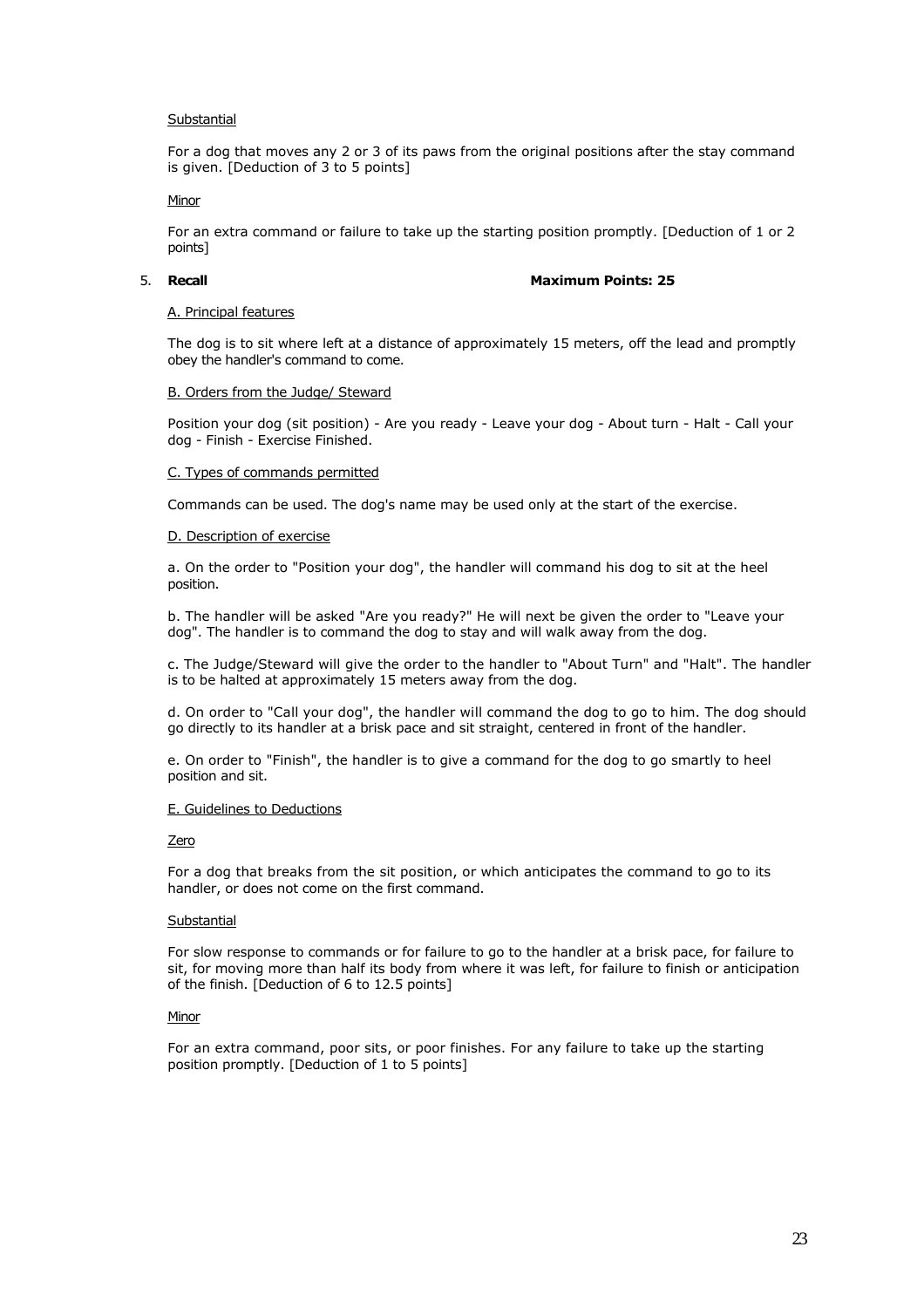Substantial

For a dog that moves any 2 or 3 of its paws from the original positions after the stay command is given. [Deduction of 3 to 5 points]

Minor

For an extra command or failure to take up the starting position promptly. [Deduction of 1 or 2 points]

5. **Recall** **Maximum Points: 25**

A. Principal features

The dog is to sit where left at a distance of approximately 15 meters, off the lead and promptly obey the handler's command to come.

B. Orders from the Judge/ Steward

Position your dog (sit position) - Are you ready - Leave your dog - About turn - Halt - Call your dog - Finish - Exercise Finished.

C. Types of commands permitted

Commands can be used. The dog's name may be used only at the start of the exercise.

D. Description of exercise

a. On the order to "Position your dog", the handler will command his dog to sit at the heel position.

b. The handler will be asked "Are you ready?" He will next be given the order to "Leave your dog". The handler is to command the dog to stay and will walk away from the dog.

c. The Judge/Steward will give the order to the handler to "About Turn" and "Halt". The handler is to be halted at approximately 15 meters away from the dog.

d. On order to "Call your dog", the handler will command the dog to go to him. The dog should go directly to its handler at a brisk pace and sit straight, centered in front of the handler.

e. On order to "Finish", the handler is to give a command for the dog to go smartly to heel position and sit.

E. Guidelines to Deductions

Zero

For a dog that breaks from the sit position, or which anticipates the command to go to its handler, or does not come on the first command.

Substantial

For slow response to commands or for failure to go to the handler at a brisk pace, for failure to sit, for moving more than half its body from where it was left, for failure to finish or anticipation of the finish. [Deduction of 6 to 12.5 points]

Minor

For an extra command, poor sits, or poor finishes. For any failure to take up the starting position promptly. [Deduction of 1 to 5 points]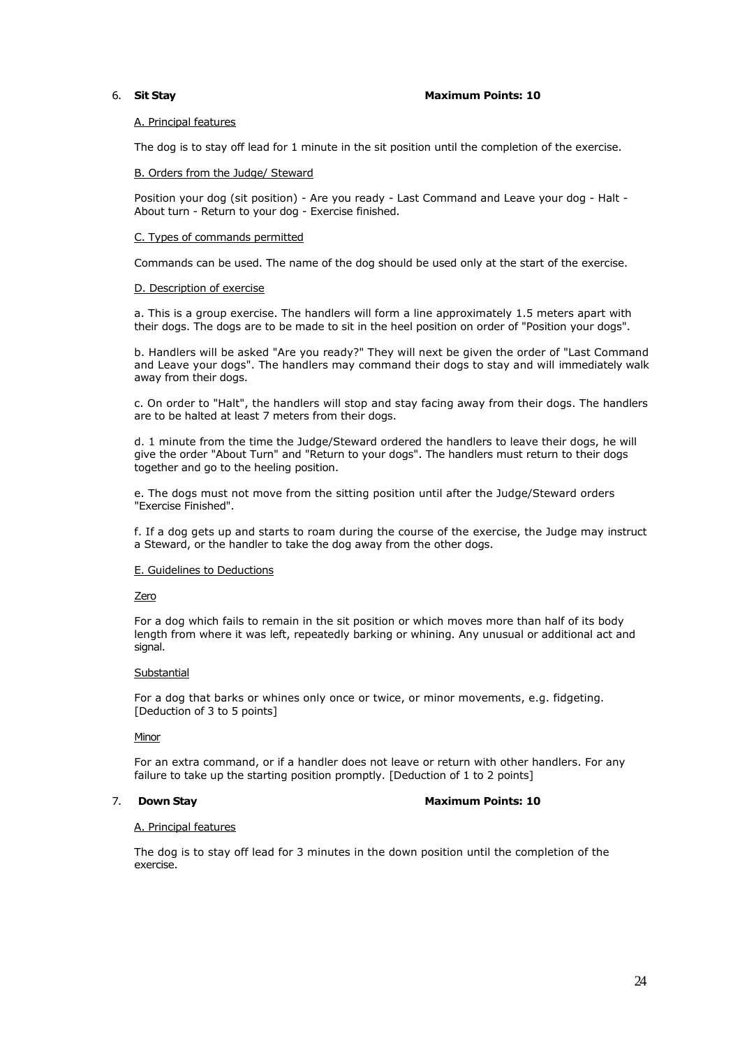## 6. **Sit Stay** **Maximum Points: 10**

A. Principal features

The dog is to stay off lead for 1 minute in the sit position until the completion of the exercise.

B. Orders from the Judge/ Steward

Position your dog (sit position) - Are you ready - Last Command and Leave your dog - Halt - About turn - Return to your dog - Exercise finished.

C. Types of commands permitted

Commands can be used. The name of the dog should be used only at the start of the exercise.

D. Description of exercise

a. This is a group exercise. The handlers will form a line approximately 1.5 meters apart with their dogs. The dogs are to be made to sit in the heel position on order of "Position your dogs".

b. Handlers will be asked "Are you ready?" They will next be given the order of "Last Command and Leave your dogs". The handlers may command their dogs to stay and will immediately walk away from their dogs.

c. On order to "Halt", the handlers will stop and stay facing away from their dogs. The handlers are to be halted at least 7 meters from their dogs.

d. 1 minute from the time the Judge/Steward ordered the handlers to leave their dogs, he will give the order "About Turn" and "Return to your dogs". The handlers must return to their dogs together and go to the heeling position.

e. The dogs must not move from the sitting position until after the Judge/Steward orders "Exercise Finished".

f. If a dog gets up and starts to roam during the course of the exercise, the Judge may instruct a Steward, or the handler to take the dog away from the other dogs.

E. Guidelines to Deductions

Zero

For a dog which fails to remain in the sit position or which moves more than half of its body length from where it was left, repeatedly barking or whining. Any unusual or additional act and signal.

Substantial

For a dog that barks or whines only once or twice, or minor movements, e.g. fidgeting. [Deduction of 3 to 5 points]

Minor

For an extra command, or if a handler does not leave or return with other handlers. For any failure to take up the starting position promptly. [Deduction of 1 to 2 points]

## 7. **Down Stay** **Maximum Points: 10**

A. Principal features

The dog is to stay off lead for 3 minutes in the down position until the completion of the exercise.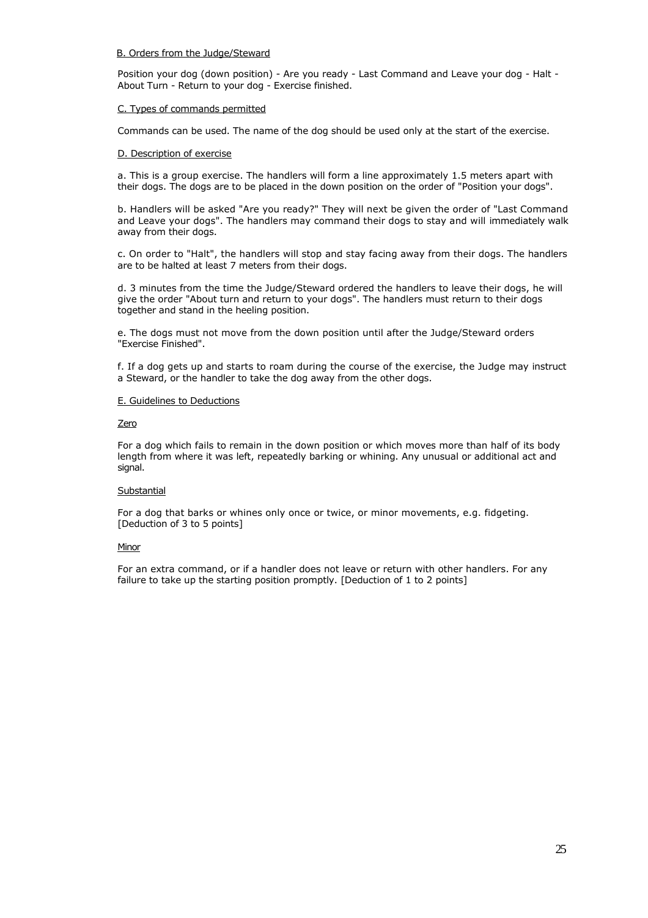B. Orders from the Judge/Steward

Position your dog (down position) - Are you ready - Last Command and Leave your dog - Halt - About Turn - Return to your dog - Exercise finished.

C. Types of commands permitted

Commands can be used. The name of the dog should be used only at the start of the exercise.

D. Description of exercise

a. This is a group exercise. The handlers will form a line approximately 1.5 meters apart with their dogs. The dogs are to be placed in the down position on the order of "Position your dogs".

b. Handlers will be asked "Are you ready?" They will next be given the order of "Last Command and Leave your dogs". The handlers may command their dogs to stay and will immediately walk away from their dogs.

c. On order to "Halt", the handlers will stop and stay facing away from their dogs. The handlers are to be halted at least 7 meters from their dogs.

d. 3 minutes from the time the Judge/Steward ordered the handlers to leave their dogs, he will give the order "About turn and return to your dogs". The handlers must return to their dogs together and stand in the heeling position.

e. The dogs must not move from the down position until after the Judge/Steward orders "Exercise Finished".

f. If a dog gets up and starts to roam during the course of the exercise, the Judge may instruct a Steward, or the handler to take the dog away from the other dogs.

E. Guidelines to Deductions

Zero

For a dog which fails to remain in the down position or which moves more than half of its body length from where it was left, repeatedly barking or whining. Any unusual or additional act and signal.

Substantial

For a dog that barks or whines only once or twice, or minor movements, e.g. fidgeting. [Deduction of 3 to 5 points]

Minor

For an extra command, or if a handler does not leave or return with other handlers. For any failure to take up the starting position promptly. [Deduction of 1 to 2 points]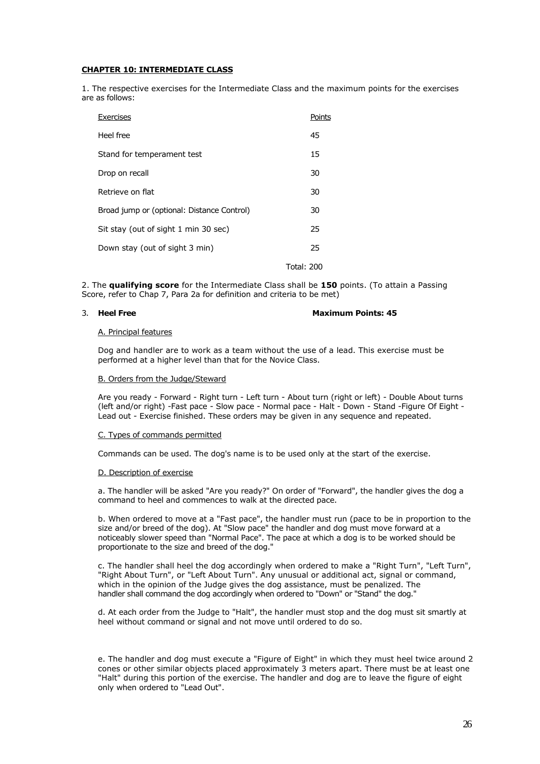## CHAPTER 10: INTERMEDIATE CLASS

1. The respective exercises for the Intermediate Class and the maximum points for the exercises are as follows:

| Exercises | Points |
|---|---|
| Heel free | 45 |
| Stand for temperament test | 15 |
| Drop on recall | 30 |
| Retrieve on flat | 30 |
| Broad jump or (optional: Distance Control) | 30 |
| Sit stay (out of sight 1 min 30 sec) | 25 |
| Down stay (out of sight 3 min) | 25 |
| | Total: 200 |

2. The **qualifying score** for the Intermediate Class shall be **150** points. (To attain a Passing Score, refer to Chap 7, Para 2a for definition and criteria to be met)

3. **Heel Free** **Maximum Points: 45**

A. Principal features

Dog and handler are to work as a team without the use of a lead. This exercise must be performed at a higher level than that for the Novice Class.

B. Orders from the Judge/Steward

Are you ready - Forward - Right turn - Left turn - About turn (right or left) - Double About turns (left and/or right) -Fast pace - Slow pace - Normal pace - Halt - Down - Stand -Figure Of Eight - Lead out - Exercise finished. These orders may be given in any sequence and repeated.

C. Types of commands permitted

Commands can be used. The dog's name is to be used only at the start of the exercise.

D. Description of exercise

a. The handler will be asked "Are you ready?" On order of "Forward", the handler gives the dog a command to heel and commences to walk at the directed pace.

b. When ordered to move at a "Fast pace", the handler must run (pace to be in proportion to the size and/or breed of the dog). At "Slow pace" the handler and dog must move forward at a noticeably slower speed than "Normal Pace". The pace at which a dog is to be worked should be proportionate to the size and breed of the dog."

c. The handler shall heel the dog accordingly when ordered to make a "Right Turn", "Left Turn", "Right About Turn", or "Left About Turn". Any unusual or additional act, signal or command, which in the opinion of the Judge gives the dog assistance, must be penalized. The handler shall command the dog accordingly when ordered to "Down" or "Stand" the dog."

d. At each order from the Judge to "Halt", the handler must stop and the dog must sit smartly at heel without command or signal and not move until ordered to do so.

e. The handler and dog must execute a "Figure of Eight" in which they must heel twice around 2 cones or other similar objects placed approximately 3 meters apart. There must be at least one "Halt" during this portion of the exercise. The handler and dog are to leave the figure of eight only when ordered to "Lead Out".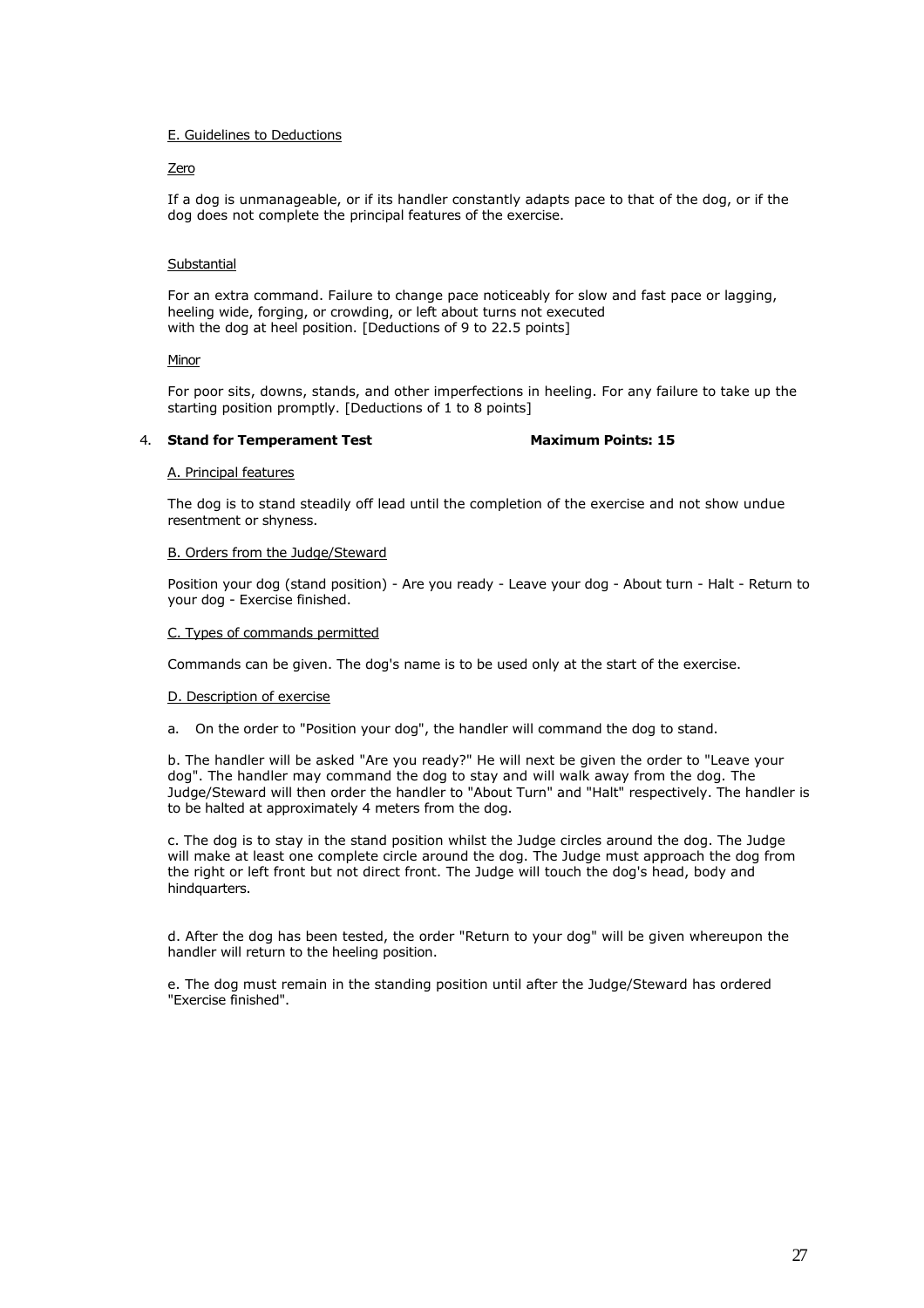E. Guidelines to Deductions

Zero

If a dog is unmanageable, or if its handler constantly adapts pace to that of the dog, or if the dog does not complete the principal features of the exercise.

Substantial

For an extra command. Failure to change pace noticeably for slow and fast pace or lagging, heeling wide, forging, or crowding, or left about turns not executed with the dog at heel position. [Deductions of 9 to 22.5 points]

Minor

For poor sits, downs, stands, and other imperfections in heeling. For any failure to take up the starting position promptly. [Deductions of 1 to 8 points]

4. **Stand for Temperament Test** **Maximum Points: 15**

A. Principal features

The dog is to stand steadily off lead until the completion of the exercise and not show undue resentment or shyness.

B. Orders from the Judge/Steward

Position your dog (stand position) - Are you ready - Leave your dog - About turn - Halt - Return to your dog - Exercise finished.

C. Types of commands permitted

Commands can be given. The dog's name is to be used only at the start of the exercise.

D. Description of exercise

a. On the order to "Position your dog", the handler will command the dog to stand.

b. The handler will be asked "Are you ready?" He will next be given the order to "Leave your dog". The handler may command the dog to stay and will walk away from the dog. The Judge/Steward will then order the handler to "About Turn" and "Halt" respectively. The handler is to be halted at approximately 4 meters from the dog.

c. The dog is to stay in the stand position whilst the Judge circles around the dog. The Judge will make at least one complete circle around the dog. The Judge must approach the dog from the right or left front but not direct front. The Judge will touch the dog's head, body and hindquarters.

d. After the dog has been tested, the order "Return to your dog" will be given whereupon the handler will return to the heeling position.

e. The dog must remain in the standing position until after the Judge/Steward has ordered "Exercise finished".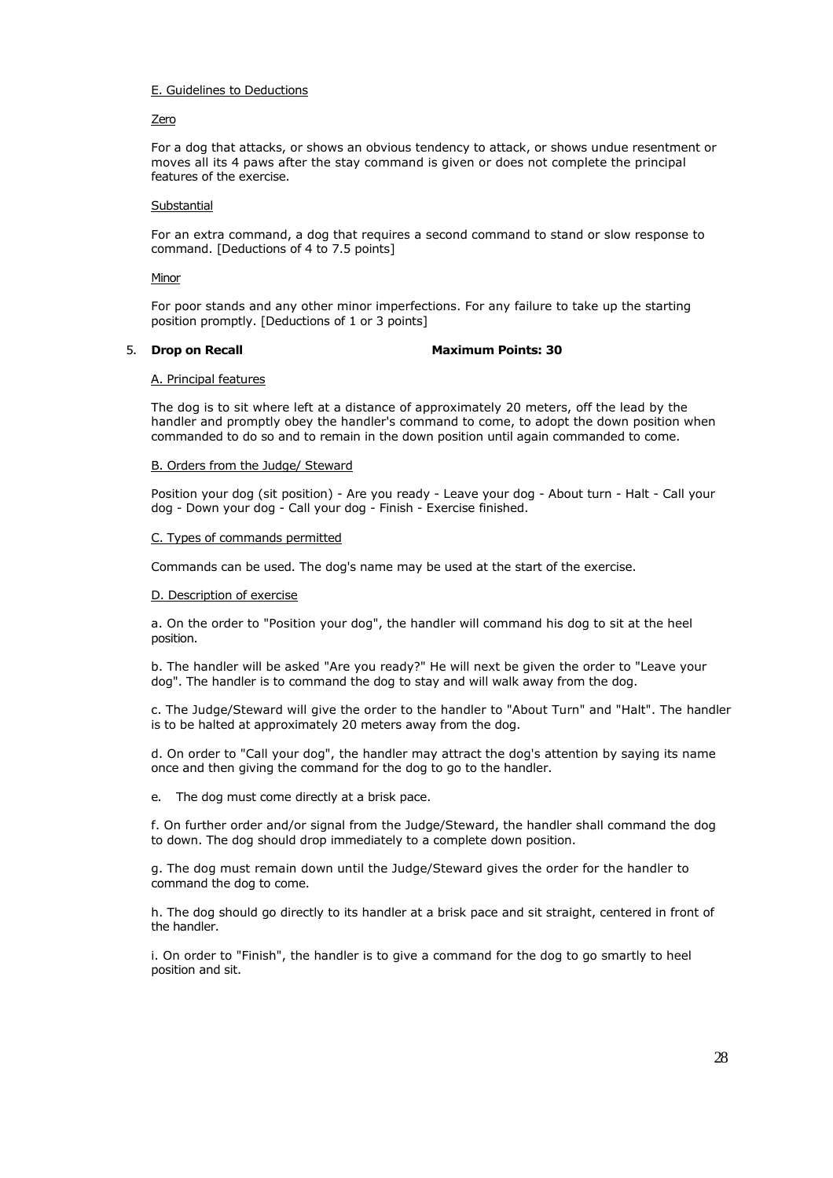E. Guidelines to Deductions

Zero

For a dog that attacks, or shows an obvious tendency to attack, or shows undue resentment or moves all its 4 paws after the stay command is given or does not complete the principal features of the exercise.

Substantial

For an extra command, a dog that requires a second command to stand or slow response to command. [Deductions of 4 to 7.5 points]

Minor

For poor stands and any other minor imperfections. For any failure to take up the starting position promptly. [Deductions of 1 or 3 points]

### 5. **Drop on Recall** **Maximum Points: 30**

A. Principal features

The dog is to sit where left at a distance of approximately 20 meters, off the lead by the handler and promptly obey the handler's command to come, to adopt the down position when commanded to do so and to remain in the down position until again commanded to come.

B. Orders from the Judge/ Steward

Position your dog (sit position) - Are you ready - Leave your dog - About turn - Halt - Call your dog - Down your dog - Call your dog - Finish - Exercise finished.

C. Types of commands permitted

Commands can be used. The dog's name may be used at the start of the exercise.

D. Description of exercise

a. On the order to "Position your dog", the handler will command his dog to sit at the heel position.

b. The handler will be asked "Are you ready?" He will next be given the order to "Leave your dog". The handler is to command the dog to stay and will walk away from the dog.

c. The Judge/Steward will give the order to the handler to "About Turn" and "Halt". The handler is to be halted at approximately 20 meters away from the dog.

d. On order to "Call your dog", the handler may attract the dog's attention by saying its name once and then giving the command for the dog to go to the handler.

e. The dog must come directly at a brisk pace.

f. On further order and/or signal from the Judge/Steward, the handler shall command the dog to down. The dog should drop immediately to a complete down position.

g. The dog must remain down until the Judge/Steward gives the order for the handler to command the dog to come.

h. The dog should go directly to its handler at a brisk pace and sit straight, centered in front of the handler.

i. On order to "Finish", the handler is to give a command for the dog to go smartly to heel position and sit.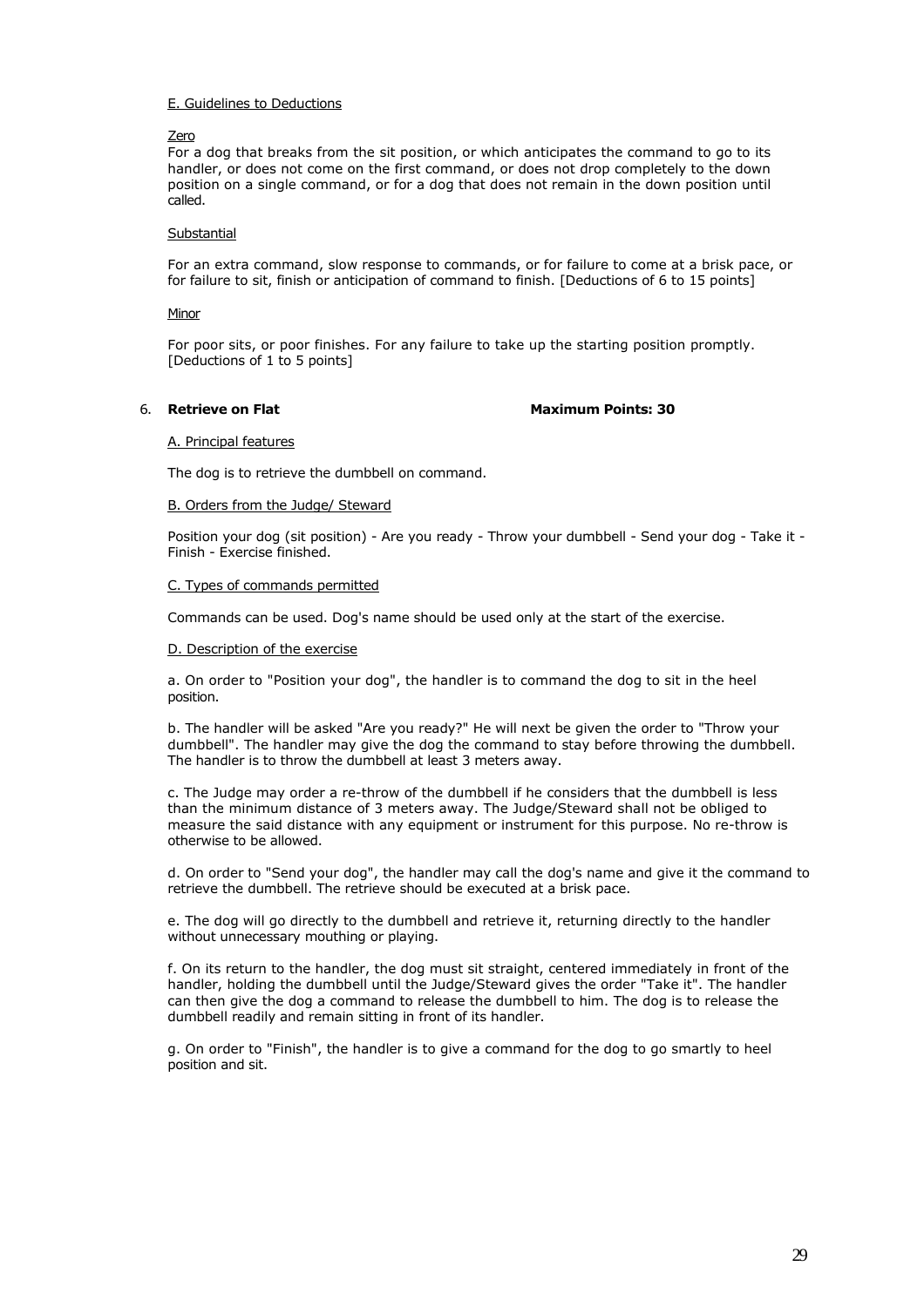E. Guidelines to Deductions

Zero

For a dog that breaks from the sit position, or which anticipates the command to go to its handler, or does not come on the first command, or does not drop completely to the down position on a single command, or for a dog that does not remain in the down position until called.

Substantial

For an extra command, slow response to commands, or for failure to come at a brisk pace, or for failure to sit, finish or anticipation of command to finish. [Deductions of 6 to 15 points]

Minor

For poor sits, or poor finishes. For any failure to take up the starting position promptly. [Deductions of 1 to 5 points]

## 6. **Retrieve on Flat** **Maximum Points: 30**

A. Principal features

The dog is to retrieve the dumbbell on command.

B. Orders from the Judge/ Steward

Position your dog (sit position) - Are you ready - Throw your dumbbell - Send your dog - Take it - Finish - Exercise finished.

C. Types of commands permitted

Commands can be used. Dog's name should be used only at the start of the exercise.

D. Description of the exercise

a. On order to "Position your dog", the handler is to command the dog to sit in the heel position.

b. The handler will be asked "Are you ready?" He will next be given the order to "Throw your dumbbell". The handler may give the dog the command to stay before throwing the dumbbell. The handler is to throw the dumbbell at least 3 meters away.

c. The Judge may order a re-throw of the dumbbell if he considers that the dumbbell is less than the minimum distance of 3 meters away. The Judge/Steward shall not be obliged to measure the said distance with any equipment or instrument for this purpose. No re-throw is otherwise to be allowed.

d. On order to "Send your dog", the handler may call the dog's name and give it the command to retrieve the dumbbell. The retrieve should be executed at a brisk pace.

e. The dog will go directly to the dumbbell and retrieve it, returning directly to the handler without unnecessary mouthing or playing.

f. On its return to the handler, the dog must sit straight, centered immediately in front of the handler, holding the dumbbell until the Judge/Steward gives the order "Take it". The handler can then give the dog a command to release the dumbbell to him. The dog is to release the dumbbell readily and remain sitting in front of its handler.

g. On order to "Finish", the handler is to give a command for the dog to go smartly to heel position and sit.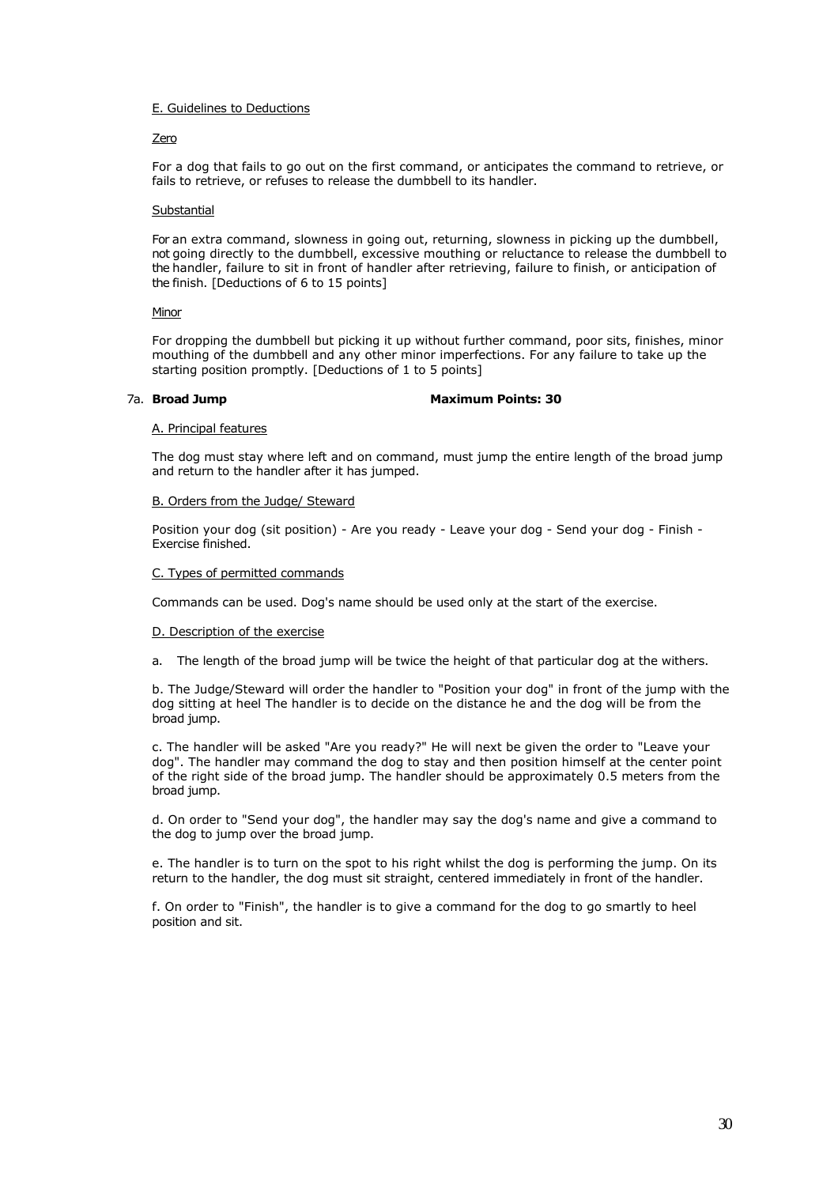E. Guidelines to Deductions

Zero

For a dog that fails to go out on the first command, or anticipates the command to retrieve, or fails to retrieve, or refuses to release the dumbbell to its handler.

Substantial

For an extra command, slowness in going out, returning, slowness in picking up the dumbbell, not going directly to the dumbbell, excessive mouthing or reluctance to release the dumbbell to the handler, failure to sit in front of handler after retrieving, failure to finish, or anticipation of the finish. [Deductions of 6 to 15 points]

Minor

For dropping the dumbbell but picking it up without further command, poor sits, finishes, minor mouthing of the dumbbell and any other minor imperfections. For any failure to take up the starting position promptly. [Deductions of 1 to 5 points]

7a. **Broad Jump** **Maximum Points: 30**

A. Principal features

The dog must stay where left and on command, must jump the entire length of the broad jump and return to the handler after it has jumped.

B. Orders from the Judge/ Steward

Position your dog (sit position) - Are you ready - Leave your dog - Send your dog - Finish - Exercise finished.

C. Types of permitted commands

Commands can be used. Dog's name should be used only at the start of the exercise.

D. Description of the exercise

a. The length of the broad jump will be twice the height of that particular dog at the withers.

b. The Judge/Steward will order the handler to "Position your dog" in front of the jump with the dog sitting at heel The handler is to decide on the distance he and the dog will be from the broad jump.

c. The handler will be asked "Are you ready?" He will next be given the order to "Leave your dog". The handler may command the dog to stay and then position himself at the center point of the right side of the broad jump. The handler should be approximately 0.5 meters from the broad jump.

d. On order to "Send your dog", the handler may say the dog's name and give a command to the dog to jump over the broad jump.

e. The handler is to turn on the spot to his right whilst the dog is performing the jump. On its return to the handler, the dog must sit straight, centered immediately in front of the handler.

f. On order to "Finish", the handler is to give a command for the dog to go smartly to heel position and sit.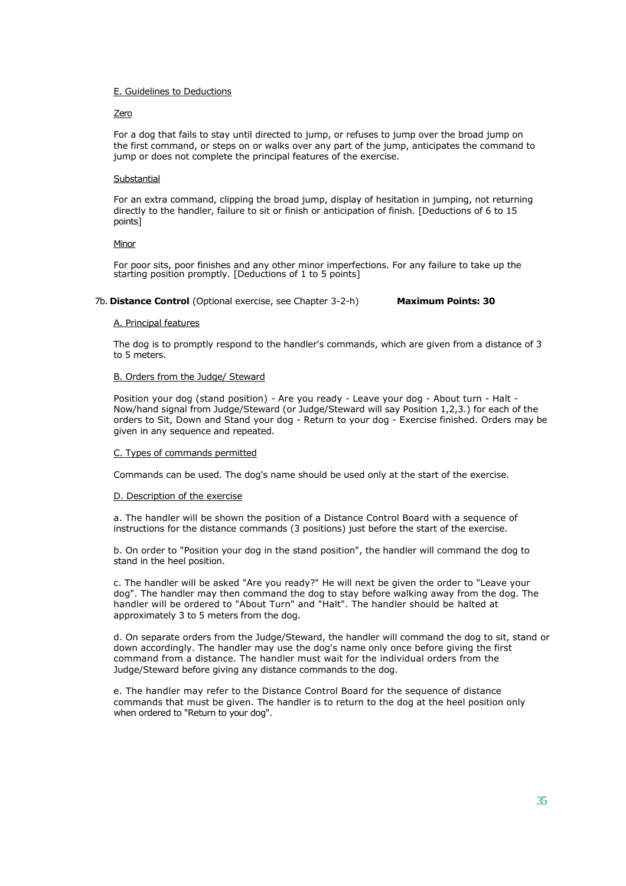E. Guidelines to Deductions

Zero

For a dog that fails to stay until directed to jump, or refuses to jump over the broad jump on the first command, or steps on or walks over any part of the jump, anticipates the command to jump or does not complete the principal features of the exercise.

Substantial

For an extra command, clipping the broad jump, display of hesitation in jumping, not returning directly to the handler, failure to sit or finish or anticipation of finish. [Deductions of 6 to 15 points]

Minor

For poor sits, poor finishes and any other minor imperfections. For any failure to take up the starting position promptly. [Deductions of 1 to 5 points]

### 7b. **Distance Control** (Optional exercise, see Chapter 3-2-h) **Maximum Points: 30**

A. Principal features

The dog is to promptly respond to the handler's commands, which are given from a distance of 3 to 5 meters.

B. Orders from the Judge/ Steward

Position your dog (stand position) - Are you ready - Leave your dog - About turn - Halt - Now/hand signal from Judge/Steward (or Judge/Steward will say Position 1,2,3.) for each of the orders to Sit, Down and Stand your dog - Return to your dog - Exercise finished. Orders may be given in any sequence and repeated.

C. Types of commands permitted

Commands can be used. The dog's name should be used only at the start of the exercise.

D. Description of the exercise

a. The handler will be shown the position of a Distance Control Board with a sequence of instructions for the distance commands (3 positions) just before the start of the exercise.

b. On order to "Position your dog in the stand position", the handler will command the dog to stand in the heel position.

c. The handler will be asked "Are you ready?" He will next be given the order to "Leave your dog". The handler may then command the dog to stay before walking away from the dog. The handler will be ordered to "About Turn" and "Halt". The handler should be halted at approximately 3 to 5 meters from the dog.

d. On separate orders from the Judge/Steward, the handler will command the dog to sit, stand or down accordingly. The handler may use the dog's name only once before giving the first command from a distance. The handler must wait for the individual orders from the Judge/Steward before giving any distance commands to the dog.

e. The handler may refer to the Distance Control Board for the sequence of distance commands that must be given. The handler is to return to the dog at the heel position only when ordered to "Return to your dog".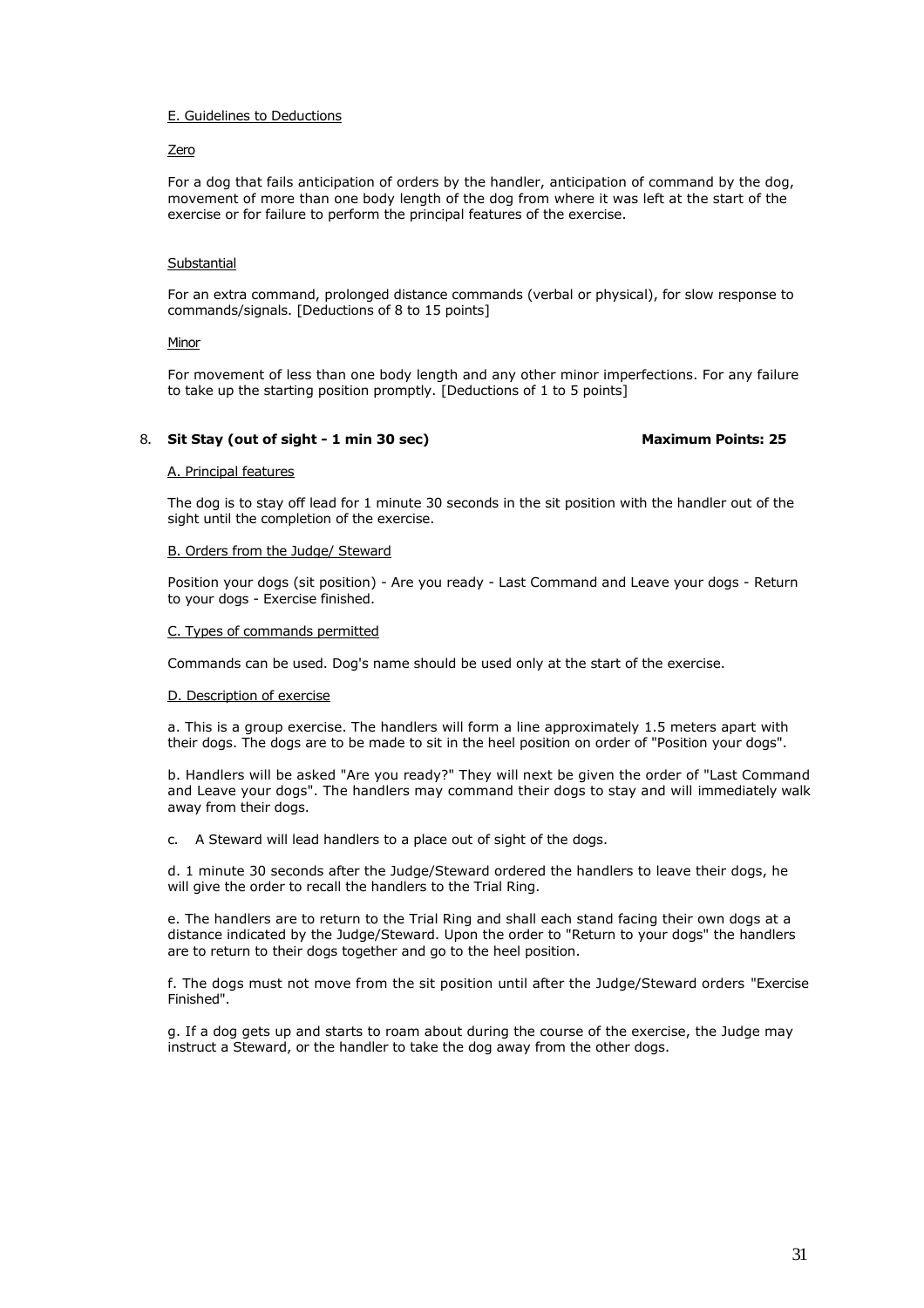E. Guidelines to Deductions

Zero

For a dog that fails anticipation of orders by the handler, anticipation of command by the dog, movement of more than one body length of the dog from where it was left at the start of the exercise or for failure to perform the principal features of the exercise.

Substantial

For an extra command, prolonged distance commands (verbal or physical), for slow response to commands/signals. [Deductions of 8 to 15 points]

Minor

For movement of less than one body length and any other minor imperfections. For any failure to take up the starting position promptly. [Deductions of 1 to 5 points]

## 8. **Sit Stay (out of sight - 1 min 30 sec)** **Maximum Points: 25**

A. Principal features

The dog is to stay off lead for 1 minute 30 seconds in the sit position with the handler out of the sight until the completion of the exercise.

B. Orders from the Judge/ Steward

Position your dogs (sit position) - Are you ready - Last Command and Leave your dogs - Return to your dogs - Exercise finished.

C. Types of commands permitted

Commands can be used. Dog's name should be used only at the start of the exercise.

D. Description of exercise

a. This is a group exercise. The handlers will form a line approximately 1.5 meters apart with their dogs. The dogs are to be made to sit in the heel position on order of "Position your dogs".

b. Handlers will be asked "Are you ready?" They will next be given the order of "Last Command and Leave your dogs". The handlers may command their dogs to stay and will immediately walk away from their dogs.

c. A Steward will lead handlers to a place out of sight of the dogs.

d. 1 minute 30 seconds after the Judge/Steward ordered the handlers to leave their dogs, he will give the order to recall the handlers to the Trial Ring.

e. The handlers are to return to the Trial Ring and shall each stand facing their own dogs at a distance indicated by the Judge/Steward. Upon the order to "Return to your dogs" the handlers are to return to their dogs together and go to the heel position.

f. The dogs must not move from the sit position until after the Judge/Steward orders "Exercise Finished".

g. If a dog gets up and starts to roam about during the course of the exercise, the Judge may instruct a Steward, or the handler to take the dog away from the other dogs.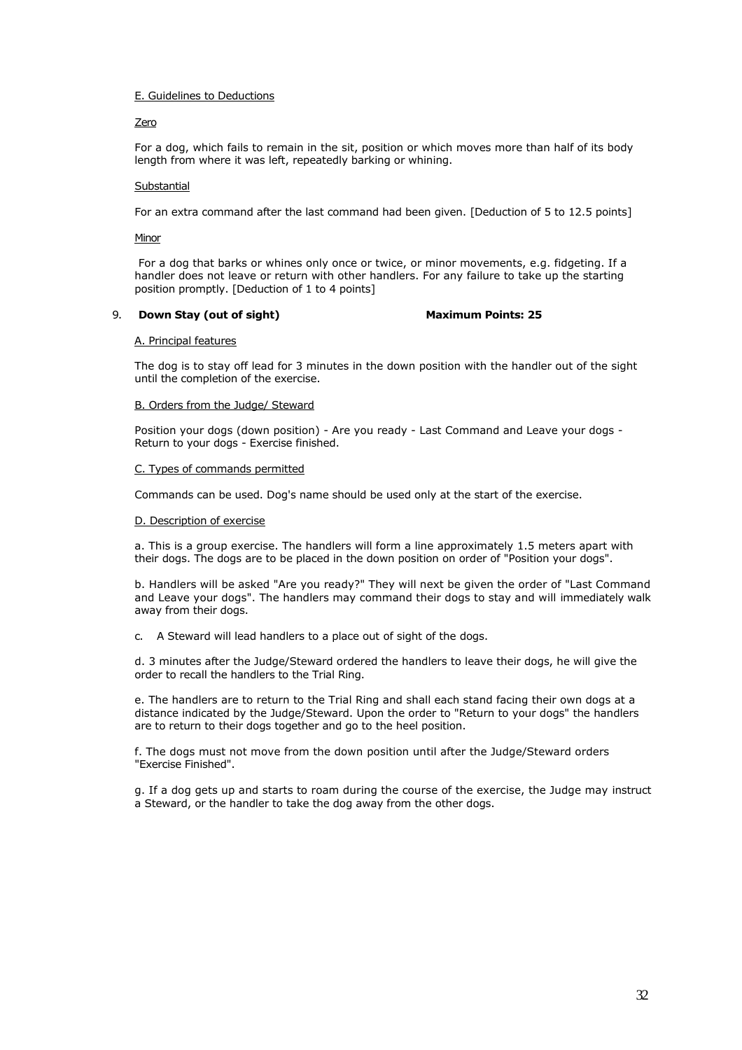E. Guidelines to Deductions

Zero

For a dog, which fails to remain in the sit, position or which moves more than half of its body length from where it was left, repeatedly barking or whining.

Substantial

For an extra command after the last command had been given. [Deduction of 5 to 12.5 points]

Minor

For a dog that barks or whines only once or twice, or minor movements, e.g. fidgeting. If a handler does not leave or return with other handlers. For any failure to take up the starting position promptly. [Deduction of 1 to 4 points]

### 9. **Down Stay (out of sight)** **Maximum Points: 25**

A. Principal features

The dog is to stay off lead for 3 minutes in the down position with the handler out of the sight until the completion of the exercise.

B. Orders from the Judge/ Steward

Position your dogs (down position) - Are you ready - Last Command and Leave your dogs - Return to your dogs - Exercise finished.

C. Types of commands permitted

Commands can be used. Dog's name should be used only at the start of the exercise.

D. Description of exercise

a. This is a group exercise. The handlers will form a line approximately 1.5 meters apart with their dogs. The dogs are to be placed in the down position on order of "Position your dogs".

b. Handlers will be asked "Are you ready?" They will next be given the order of "Last Command and Leave your dogs". The handlers may command their dogs to stay and will immediately walk away from their dogs.

c. A Steward will lead handlers to a place out of sight of the dogs.

d. 3 minutes after the Judge/Steward ordered the handlers to leave their dogs, he will give the order to recall the handlers to the Trial Ring.

e. The handlers are to return to the Trial Ring and shall each stand facing their own dogs at a distance indicated by the Judge/Steward. Upon the order to "Return to your dogs" the handlers are to return to their dogs together and go to the heel position.

f. The dogs must not move from the down position until after the Judge/Steward orders "Exercise Finished".

g. If a dog gets up and starts to roam during the course of the exercise, the Judge may instruct a Steward, or the handler to take the dog away from the other dogs.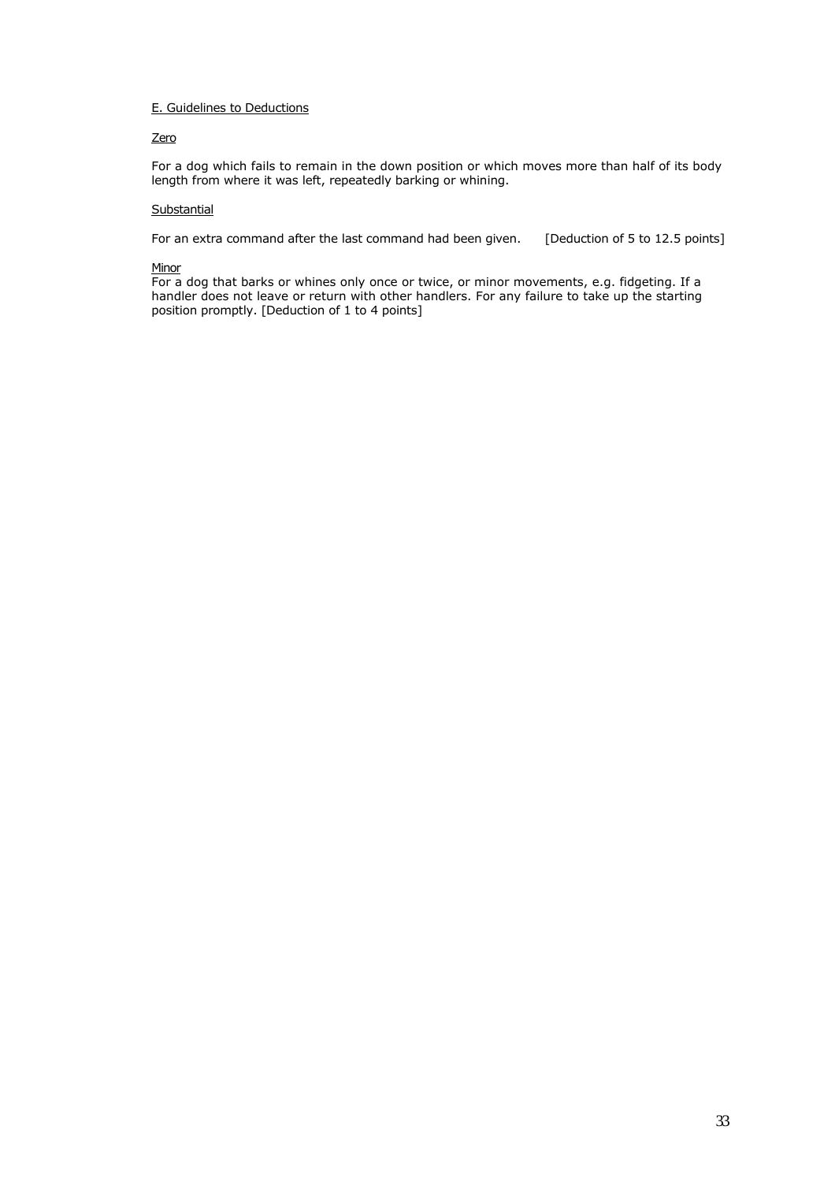E. Guidelines to Deductions

Zero

For a dog which fails to remain in the down position or which moves more than half of its body length from where it was left, repeatedly barking or whining.

Substantial

For an extra command after the last command had been given. [Deduction of 5 to 12.5 points]

Minor

For a dog that barks or whines only once or twice, or minor movements, e.g. fidgeting. If a handler does not leave or return with other handlers. For any failure to take up the starting position promptly. [Deduction of 1 to 4 points]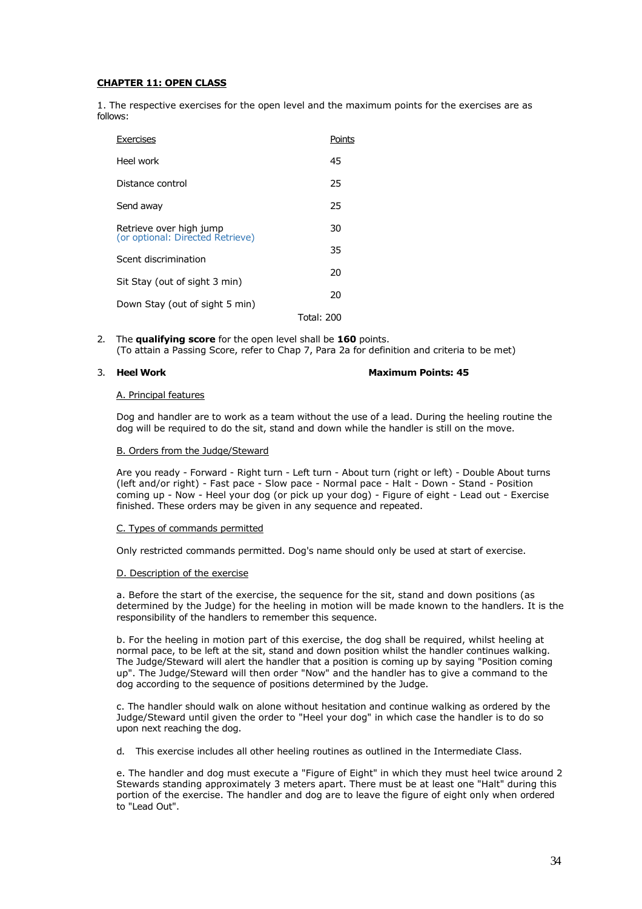**CHAPTER 11: OPEN CLASS**

1. The respective exercises for the open level and the maximum points for the exercises are as follows:

| Exercises | Points |
|---|---|
| Heel work | 45 |
| Distance control | 25 |
| Send away | 25 |
| Retrieve over high jump (or optional: Directed Retrieve) | 30 |
| Scent discrimination | 35 |
| Sit Stay (out of sight 3 min) | 20 |
| Down Stay (out of sight 5 min) | 20 |
| | Total: 200 |

2. The **qualifying score** for the open level shall be **160** points. (To attain a Passing Score, refer to Chap 7, Para 2a for definition and criteria to be met)

3. **Heel Work** **Maximum Points: 45**

A. Principal features

Dog and handler are to work as a team without the use of a lead. During the heeling routine the dog will be required to do the sit, stand and down while the handler is still on the move.

B. Orders from the Judge/Steward

Are you ready - Forward - Right turn - Left turn - About turn (right or left) - Double About turns (left and/or right) - Fast pace - Slow pace - Normal pace - Halt - Down - Stand - Position coming up - Now - Heel your dog (or pick up your dog) - Figure of eight - Lead out - Exercise finished. These orders may be given in any sequence and repeated.

C. Types of commands permitted

Only restricted commands permitted. Dog's name should only be used at start of exercise.

D. Description of the exercise

a. Before the start of the exercise, the sequence for the sit, stand and down positions (as determined by the Judge) for the heeling in motion will be made known to the handlers. It is the responsibility of the handlers to remember this sequence.

b. For the heeling in motion part of this exercise, the dog shall be required, whilst heeling at normal pace, to be left at the sit, stand and down position whilst the handler continues walking. The Judge/Steward will alert the handler that a position is coming up by saying "Position coming up". The Judge/Steward will then order "Now" and the handler has to give a command to the dog according to the sequence of positions determined by the Judge.

c. The handler should walk on alone without hesitation and continue walking as ordered by the Judge/Steward until given the order to "Heel your dog" in which case the handler is to do so upon next reaching the dog.

d. This exercise includes all other heeling routines as outlined in the Intermediate Class.

e. The handler and dog must execute a "Figure of Eight" in which they must heel twice around 2 Stewards standing approximately 3 meters apart. There must be at least one "Halt" during this portion of the exercise. The handler and dog are to leave the figure of eight only when ordered to "Lead Out".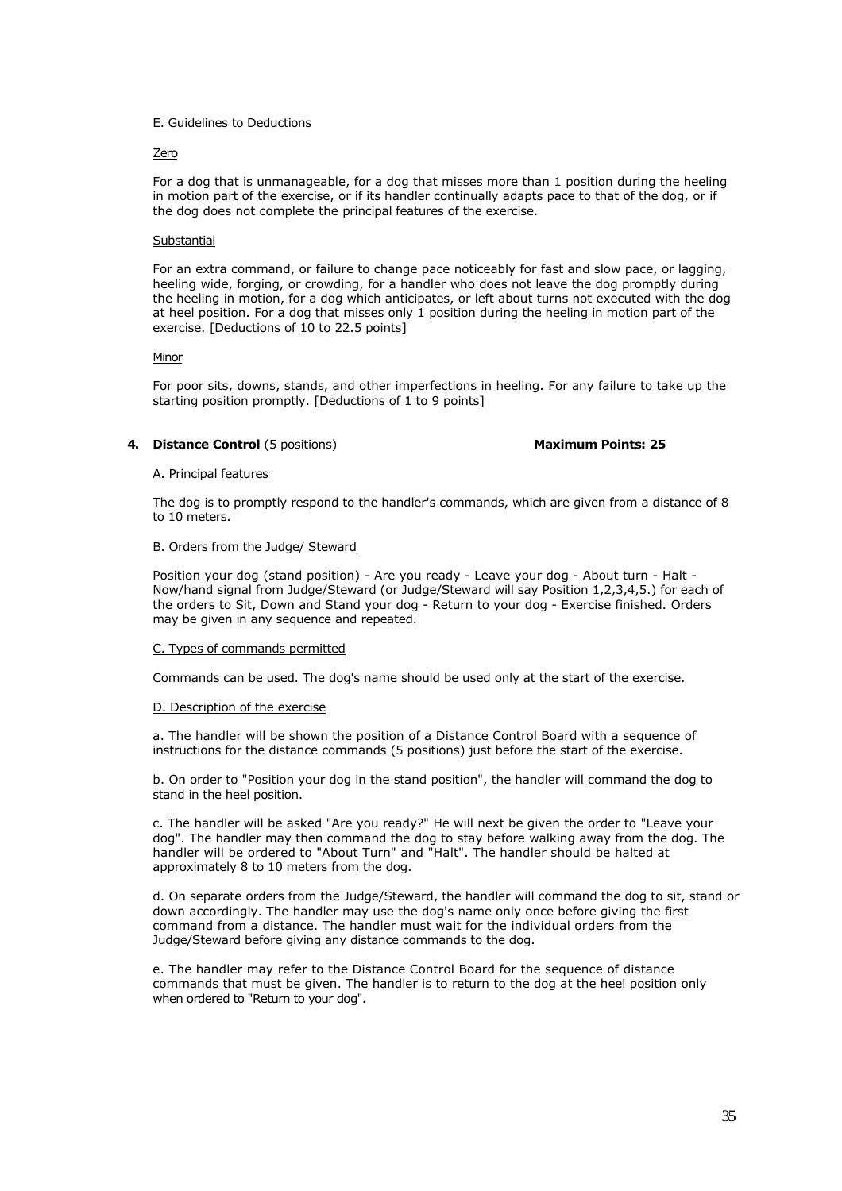E. Guidelines to Deductions

Zero

For a dog that is unmanageable, for a dog that misses more than 1 position during the heeling in motion part of the exercise, or if its handler continually adapts pace to that of the dog, or if the dog does not complete the principal features of the exercise.

Substantial

For an extra command, or failure to change pace noticeably for fast and slow pace, or lagging, heeling wide, forging, or crowding, for a handler who does not leave the dog promptly during the heeling in motion, for a dog which anticipates, or left about turns not executed with the dog at heel position. For a dog that misses only 1 position during the heeling in motion part of the exercise. [Deductions of 10 to 22.5 points]

Minor

For poor sits, downs, stands, and other imperfections in heeling. For any failure to take up the starting position promptly. [Deductions of 1 to 9 points]

**4. Distance Control** (5 positions) **Maximum Points: 25**

A. Principal features

The dog is to promptly respond to the handler's commands, which are given from a distance of 8 to 10 meters.

B. Orders from the Judge/ Steward

Position your dog (stand position) - Are you ready - Leave your dog - About turn - Halt - Now/hand signal from Judge/Steward (or Judge/Steward will say Position 1,2,3,4,5.) for each of the orders to Sit, Down and Stand your dog - Return to your dog - Exercise finished. Orders may be given in any sequence and repeated.

C. Types of commands permitted

Commands can be used. The dog's name should be used only at the start of the exercise.

D. Description of the exercise

a. The handler will be shown the position of a Distance Control Board with a sequence of instructions for the distance commands (5 positions) just before the start of the exercise.

b. On order to "Position your dog in the stand position", the handler will command the dog to stand in the heel position.

c. The handler will be asked "Are you ready?" He will next be given the order to "Leave your dog". The handler may then command the dog to stay before walking away from the dog. The handler will be ordered to "About Turn" and "Halt". The handler should be halted at approximately 8 to 10 meters from the dog.

d. On separate orders from the Judge/Steward, the handler will command the dog to sit, stand or down accordingly. The handler may use the dog's name only once before giving the first command from a distance. The handler must wait for the individual orders from the Judge/Steward before giving any distance commands to the dog.

e. The handler may refer to the Distance Control Board for the sequence of distance commands that must be given. The handler is to return to the dog at the heel position only when ordered to "Return to your dog".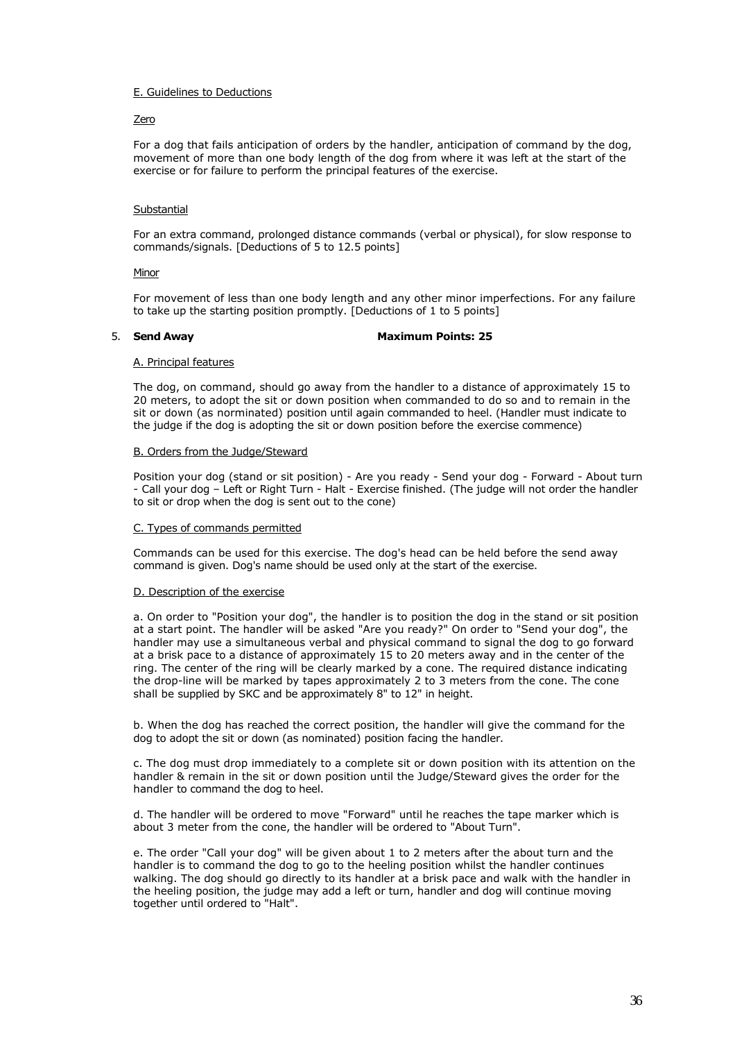E. Guidelines to Deductions

Zero

For a dog that fails anticipation of orders by the handler, anticipation of command by the dog, movement of more than one body length of the dog from where it was left at the start of the exercise or for failure to perform the principal features of the exercise.

Substantial

For an extra command, prolonged distance commands (verbal or physical), for slow response to commands/signals. [Deductions of 5 to 12.5 points]

Minor

For movement of less than one body length and any other minor imperfections. For any failure to take up the starting position promptly. [Deductions of 1 to 5 points]

5. **Send Away** **Maximum Points: 25**

A. Principal features

The dog, on command, should go away from the handler to a distance of approximately 15 to 20 meters, to adopt the sit or down position when commanded to do so and to remain in the sit or down (as norminated) position until again commanded to heel. (Handler must indicate to the judge if the dog is adopting the sit or down position before the exercise commence)

B. Orders from the Judge/Steward

Position your dog (stand or sit position) - Are you ready - Send your dog - Forward - About turn - Call your dog – Left or Right Turn - Halt - Exercise finished. (The judge will not order the handler to sit or drop when the dog is sent out to the cone)

C. Types of commands permitted

Commands can be used for this exercise. The dog's head can be held before the send away command is given. Dog's name should be used only at the start of the exercise.

D. Description of the exercise

a. On order to "Position your dog", the handler is to position the dog in the stand or sit position at a start point. The handler will be asked "Are you ready?" On order to "Send your dog", the handler may use a simultaneous verbal and physical command to signal the dog to go forward at a brisk pace to a distance of approximately 15 to 20 meters away and in the center of the ring. The center of the ring will be clearly marked by a cone. The required distance indicating the drop-line will be marked by tapes approximately 2 to 3 meters from the cone. The cone shall be supplied by SKC and be approximately 8" to 12" in height.

b. When the dog has reached the correct position, the handler will give the command for the dog to adopt the sit or down (as nominated) position facing the handler.

c. The dog must drop immediately to a complete sit or down position with its attention on the handler & remain in the sit or down position until the Judge/Steward gives the order for the handler to command the dog to heel.

d. The handler will be ordered to move "Forward" until he reaches the tape marker which is about 3 meter from the cone, the handler will be ordered to "About Turn".

e. The order "Call your dog" will be given about 1 to 2 meters after the about turn and the handler is to command the dog to go to the heeling position whilst the handler continues walking. The dog should go directly to its handler at a brisk pace and walk with the handler in the heeling position, the judge may add a left or turn, handler and dog will continue moving together until ordered to "Halt".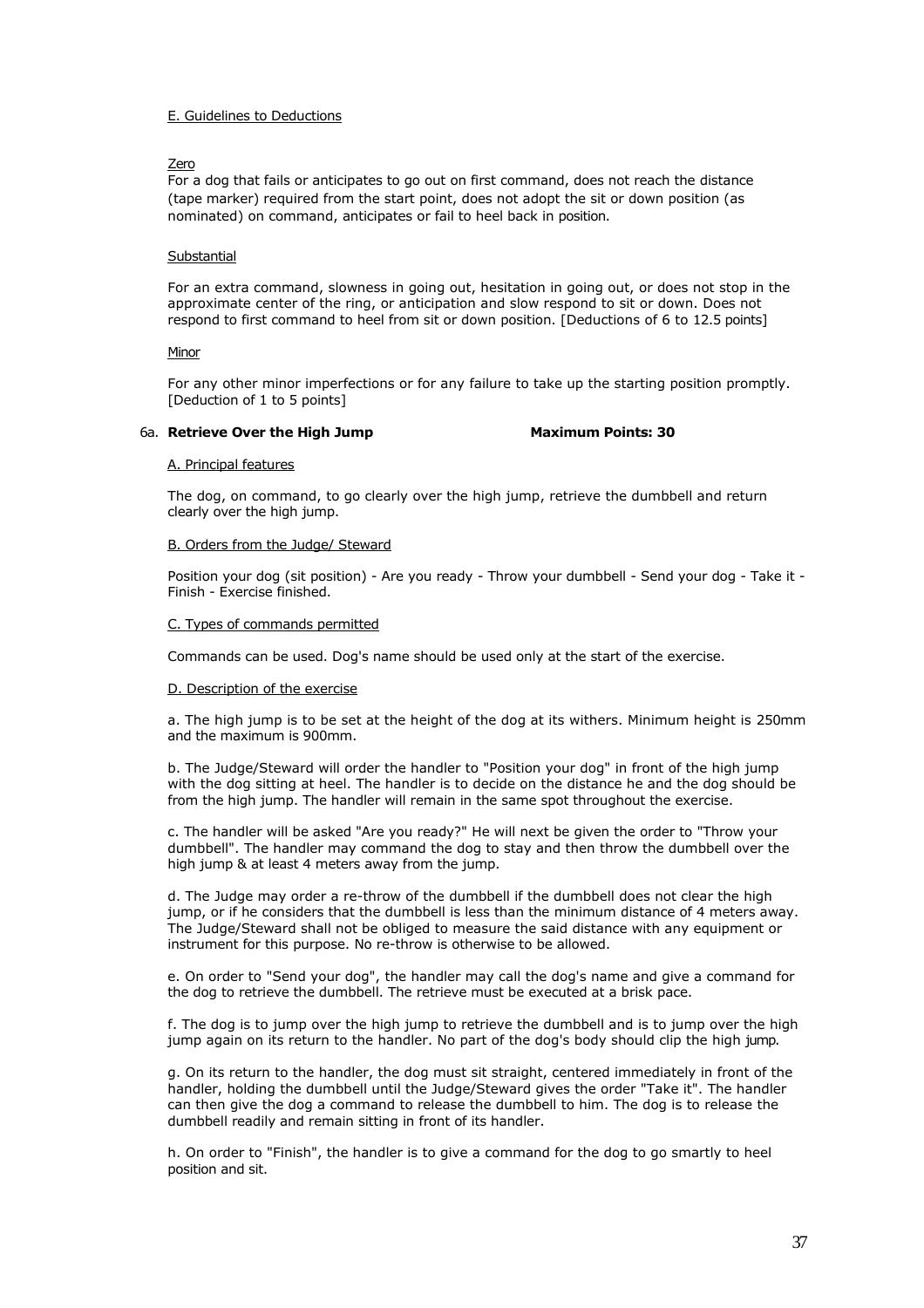E. Guidelines to Deductions

Zero

For a dog that fails or anticipates to go out on first command, does not reach the distance (tape marker) required from the start point, does not adopt the sit or down position (as nominated) on command, anticipates or fail to heel back in position.

Substantial

For an extra command, slowness in going out, hesitation in going out, or does not stop in the approximate center of the ring, or anticipation and slow respond to sit or down. Does not respond to first command to heel from sit or down position. [Deductions of 6 to 12.5 points]

Minor

For any other minor imperfections or for any failure to take up the starting position promptly. [Deduction of 1 to 5 points]

### 6a. **Retrieve Over the High Jump** **Maximum Points: 30**

A. Principal features

The dog, on command, to go clearly over the high jump, retrieve the dumbbell and return clearly over the high jump.

B. Orders from the Judge/ Steward

Position your dog (sit position) - Are you ready - Throw your dumbbell - Send your dog - Take it - Finish - Exercise finished.

C. Types of commands permitted

Commands can be used. Dog's name should be used only at the start of the exercise.

D. Description of the exercise

a. The high jump is to be set at the height of the dog at its withers. Minimum height is 250mm and the maximum is 900mm.

b. The Judge/Steward will order the handler to "Position your dog" in front of the high jump with the dog sitting at heel. The handler is to decide on the distance he and the dog should be from the high jump. The handler will remain in the same spot throughout the exercise.

c. The handler will be asked "Are you ready?" He will next be given the order to "Throw your dumbbell". The handler may command the dog to stay and then throw the dumbbell over the high jump & at least 4 meters away from the jump.

d. The Judge may order a re-throw of the dumbbell if the dumbbell does not clear the high jump, or if he considers that the dumbbell is less than the minimum distance of 4 meters away. The Judge/Steward shall not be obliged to measure the said distance with any equipment or instrument for this purpose. No re-throw is otherwise to be allowed.

e. On order to "Send your dog", the handler may call the dog's name and give a command for the dog to retrieve the dumbbell. The retrieve must be executed at a brisk pace.

f. The dog is to jump over the high jump to retrieve the dumbbell and is to jump over the high jump again on its return to the handler. No part of the dog's body should clip the high jump.

g. On its return to the handler, the dog must sit straight, centered immediately in front of the handler, holding the dumbbell until the Judge/Steward gives the order "Take it". The handler can then give the dog a command to release the dumbbell to him. The dog is to release the dumbbell readily and remain sitting in front of its handler.

h. On order to "Finish", the handler is to give a command for the dog to go smartly to heel position and sit.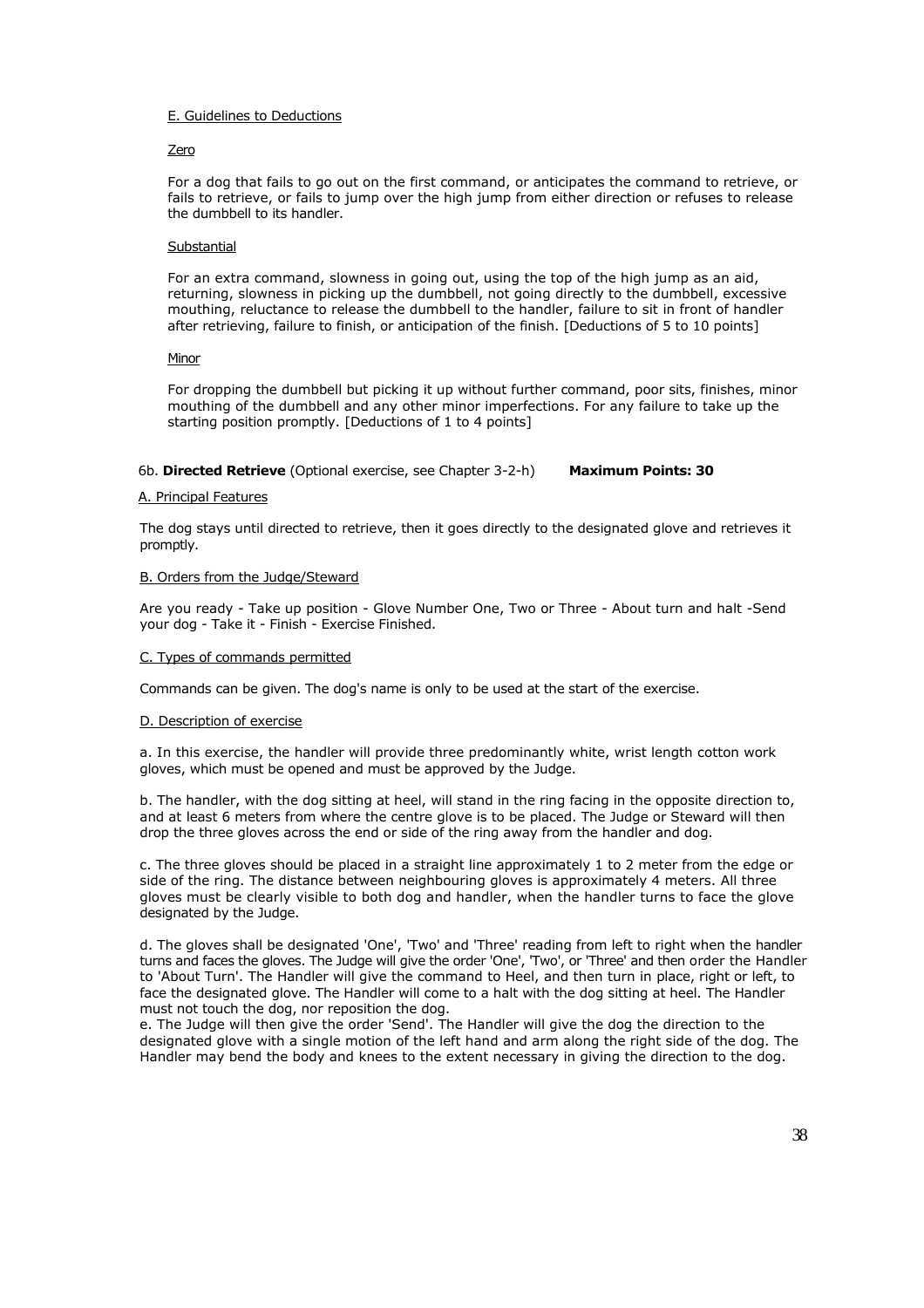E. Guidelines to Deductions

Zero

For a dog that fails to go out on the first command, or anticipates the command to retrieve, or fails to retrieve, or fails to jump over the high jump from either direction or refuses to release the dumbbell to its handler.

Substantial

For an extra command, slowness in going out, using the top of the high jump as an aid, returning, slowness in picking up the dumbbell, not going directly to the dumbbell, excessive mouthing, reluctance to release the dumbbell to the handler, failure to sit in front of handler after retrieving, failure to finish, or anticipation of the finish. [Deductions of 5 to 10 points]

Minor

For dropping the dumbbell but picking it up without further command, poor sits, finishes, minor mouthing of the dumbbell and any other minor imperfections. For any failure to take up the starting position promptly. [Deductions of 1 to 4 points]

6b. **Directed Retrieve** (Optional exercise, see Chapter 3-2-h) **Maximum Points: 30**

A. Principal Features

The dog stays until directed to retrieve, then it goes directly to the designated glove and retrieves it promptly.

B. Orders from the Judge/Steward

Are you ready - Take up position - Glove Number One, Two or Three - About turn and halt -Send your dog - Take it - Finish - Exercise Finished.

C. Types of commands permitted

Commands can be given. The dog's name is only to be used at the start of the exercise.

D. Description of exercise

a. In this exercise, the handler will provide three predominantly white, wrist length cotton work gloves, which must be opened and must be approved by the Judge.

b. The handler, with the dog sitting at heel, will stand in the ring facing in the opposite direction to, and at least 6 meters from where the centre glove is to be placed. The Judge or Steward will then drop the three gloves across the end or side of the ring away from the handler and dog.

c. The three gloves should be placed in a straight line approximately 1 to 2 meter from the edge or side of the ring. The distance between neighbouring gloves is approximately 4 meters. All three gloves must be clearly visible to both dog and handler, when the handler turns to face the glove designated by the Judge.

d. The gloves shall be designated 'One', 'Two' and 'Three' reading from left to right when the handler turns and faces the gloves. The Judge will give the order 'One', 'Two', or 'Three' and then order the Handler to 'About Turn'. The Handler will give the command to Heel, and then turn in place, right or left, to face the designated glove. The Handler will come to a halt with the dog sitting at heel. The Handler must not touch the dog, nor reposition the dog.

e. The Judge will then give the order 'Send'. The Handler will give the dog the direction to the designated glove with a single motion of the left hand and arm along the right side of the dog. The Handler may bend the body and knees to the extent necessary in giving the direction to the dog.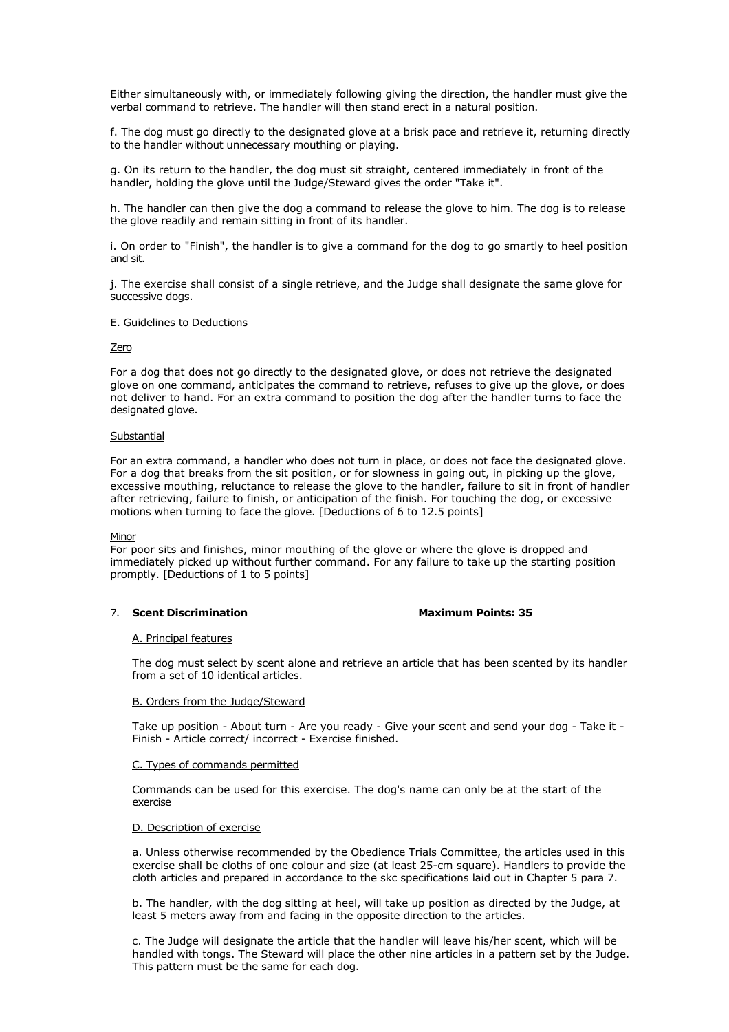Either simultaneously with, or immediately following giving the direction, the handler must give the verbal command to retrieve. The handler will then stand erect in a natural position.

f. The dog must go directly to the designated glove at a brisk pace and retrieve it, returning directly to the handler without unnecessary mouthing or playing.

g. On its return to the handler, the dog must sit straight, centered immediately in front of the handler, holding the glove until the Judge/Steward gives the order "Take it".

h. The handler can then give the dog a command to release the glove to him. The dog is to release the glove readily and remain sitting in front of its handler.

i. On order to "Finish", the handler is to give a command for the dog to go smartly to heel position and sit.

j. The exercise shall consist of a single retrieve, and the Judge shall designate the same glove for successive dogs.

E. Guidelines to Deductions

Zero

For a dog that does not go directly to the designated glove, or does not retrieve the designated glove on one command, anticipates the command to retrieve, refuses to give up the glove, or does not deliver to hand. For an extra command to position the dog after the handler turns to face the designated glove.

Substantial

For an extra command, a handler who does not turn in place, or does not face the designated glove. For a dog that breaks from the sit position, or for slowness in going out, in picking up the glove, excessive mouthing, reluctance to release the glove to the handler, failure to sit in front of handler after retrieving, failure to finish, or anticipation of the finish. For touching the dog, or excessive motions when turning to face the glove. [Deductions of 6 to 12.5 points]

Minor

For poor sits and finishes, minor mouthing of the glove or where the glove is dropped and immediately picked up without further command. For any failure to take up the starting position promptly. [Deductions of 1 to 5 points]

7. **Scent Discrimination** **Maximum Points: 35**

A. Principal features

The dog must select by scent alone and retrieve an article that has been scented by its handler from a set of 10 identical articles.

B. Orders from the Judge/Steward

Take up position - About turn - Are you ready - Give your scent and send your dog - Take it - Finish - Article correct/ incorrect - Exercise finished.

C. Types of commands permitted

Commands can be used for this exercise. The dog's name can only be at the start of the exercise

D. Description of exercise

a. Unless otherwise recommended by the Obedience Trials Committee, the articles used in this exercise shall be cloths of one colour and size (at least 25-cm square). Handlers to provide the cloth articles and prepared in accordance to the skc specifications laid out in Chapter 5 para 7.

b. The handler, with the dog sitting at heel, will take up position as directed by the Judge, at least 5 meters away from and facing in the opposite direction to the articles.

c. The Judge will designate the article that the handler will leave his/her scent, which will be handled with tongs. The Steward will place the other nine articles in a pattern set by the Judge. This pattern must be the same for each dog.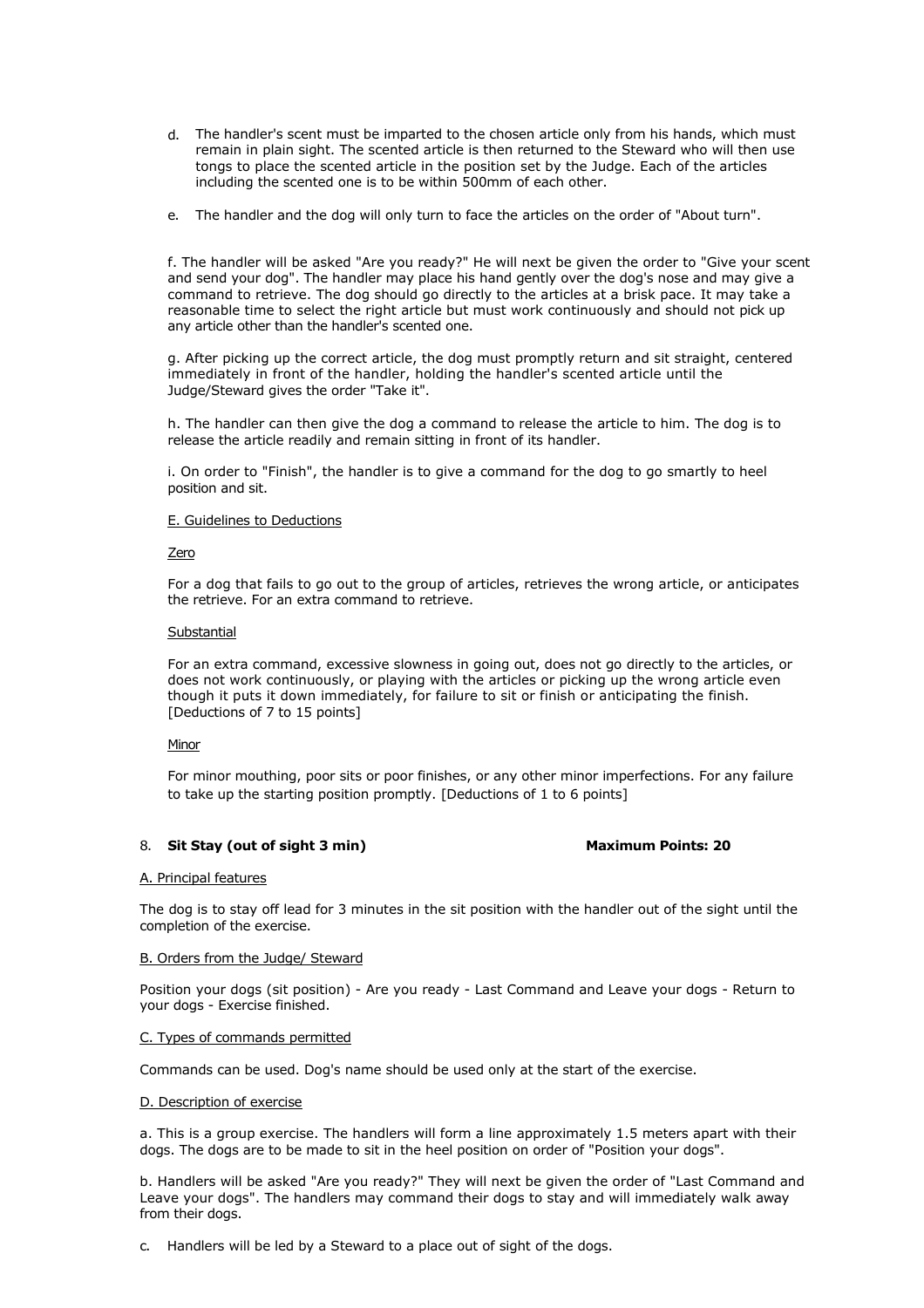d. The handler's scent must be imparted to the chosen article only from his hands, which must remain in plain sight. The scented article is then returned to the Steward who will then use tongs to place the scented article in the position set by the Judge. Each of the articles including the scented one is to be within 500mm of each other.

e. The handler and the dog will only turn to face the articles on the order of "About turn".

f. The handler will be asked "Are you ready?" He will next be given the order to "Give your scent and send your dog". The handler may place his hand gently over the dog's nose and may give a command to retrieve. The dog should go directly to the articles at a brisk pace. It may take a reasonable time to select the right article but must work continuously and should not pick up any article other than the handler's scented one.

g. After picking up the correct article, the dog must promptly return and sit straight, centered immediately in front of the handler, holding the handler's scented article until the Judge/Steward gives the order "Take it".

h. The handler can then give the dog a command to release the article to him. The dog is to release the article readily and remain sitting in front of its handler.

i. On order to "Finish", the handler is to give a command for the dog to go smartly to heel position and sit.

E. Guidelines to Deductions

Zero

For a dog that fails to go out to the group of articles, retrieves the wrong article, or anticipates the retrieve. For an extra command to retrieve.

Substantial

For an extra command, excessive slowness in going out, does not go directly to the articles, or does not work continuously, or playing with the articles or picking up the wrong article even though it puts it down immediately, for failure to sit or finish or anticipating the finish. [Deductions of 7 to 15 points]

Minor

For minor mouthing, poor sits or poor finishes, or any other minor imperfections. For any failure to take up the starting position promptly. [Deductions of 1 to 6 points]

## 8. **Sit Stay (out of sight 3 min)** **Maximum Points: 20**

A. Principal features

The dog is to stay off lead for 3 minutes in the sit position with the handler out of the sight until the completion of the exercise.

B. Orders from the Judge/ Steward

Position your dogs (sit position) - Are you ready - Last Command and Leave your dogs - Return to your dogs - Exercise finished.

C. Types of commands permitted

Commands can be used. Dog's name should be used only at the start of the exercise.

D. Description of exercise

a. This is a group exercise. The handlers will form a line approximately 1.5 meters apart with their dogs. The dogs are to be made to sit in the heel position on order of "Position your dogs".

b. Handlers will be asked "Are you ready?" They will next be given the order of "Last Command and Leave your dogs". The handlers may command their dogs to stay and will immediately walk away from their dogs.

c. Handlers will be led by a Steward to a place out of sight of the dogs.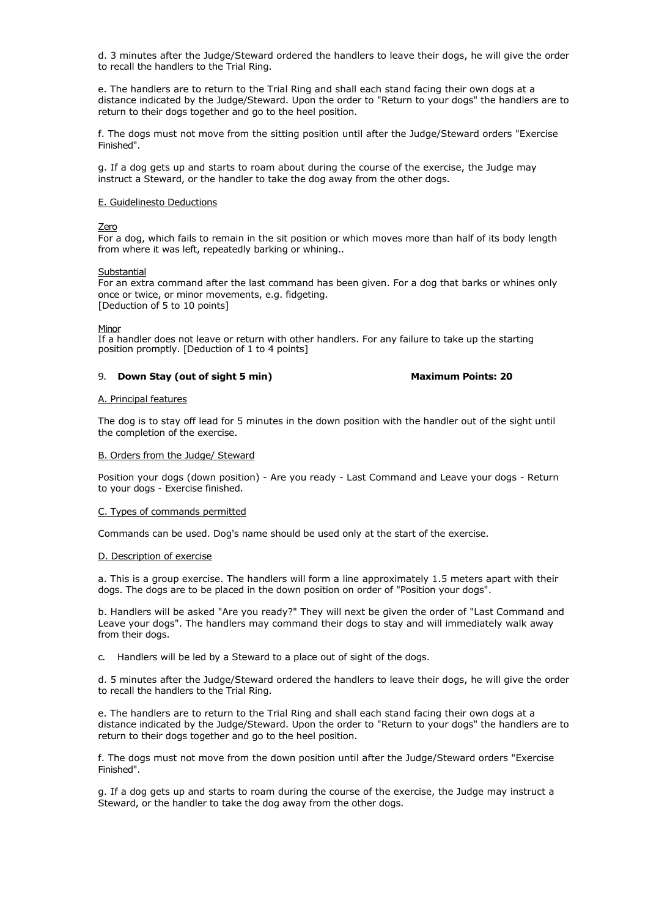d. 3 minutes after the Judge/Steward ordered the handlers to leave their dogs, he will give the order to recall the handlers to the Trial Ring.

e. The handlers are to return to the Trial Ring and shall each stand facing their own dogs at a distance indicated by the Judge/Steward. Upon the order to "Return to your dogs" the handlers are to return to their dogs together and go to the heel position.

f. The dogs must not move from the sitting position until after the Judge/Steward orders "Exercise Finished".

g. If a dog gets up and starts to roam about during the course of the exercise, the Judge may instruct a Steward, or the handler to take the dog away from the other dogs.

E. Guidelinesto Deductions

Zero
For a dog, which fails to remain in the sit position or which moves more than half of its body length from where it was left, repeatedly barking or whining..

Substantial
For an extra command after the last command has been given. For a dog that barks or whines only once or twice, or minor movements, e.g. fidgeting.
[Deduction of 5 to 10 points]

Minor
If a handler does not leave or return with other handlers. For any failure to take up the starting position promptly. [Deduction of 1 to 4 points]

### 9. **Down Stay (out of sight 5 min)** **Maximum Points: 20**

A. Principal features

The dog is to stay off lead for 5 minutes in the down position with the handler out of the sight until the completion of the exercise.

B. Orders from the Judge/ Steward

Position your dogs (down position) - Are you ready - Last Command and Leave your dogs - Return to your dogs - Exercise finished.

C. Types of commands permitted

Commands can be used. Dog's name should be used only at the start of the exercise.

D. Description of exercise

a. This is a group exercise. The handlers will form a line approximately 1.5 meters apart with their dogs. The dogs are to be placed in the down position on order of "Position your dogs".

b. Handlers will be asked "Are you ready?" They will next be given the order of "Last Command and Leave your dogs". The handlers may command their dogs to stay and will immediately walk away from their dogs.

c. Handlers will be led by a Steward to a place out of sight of the dogs.

d. 5 minutes after the Judge/Steward ordered the handlers to leave their dogs, he will give the order to recall the handlers to the Trial Ring.

e. The handlers are to return to the Trial Ring and shall each stand facing their own dogs at a distance indicated by the Judge/Steward. Upon the order to "Return to your dogs" the handlers are to return to their dogs together and go to the heel position.

f. The dogs must not move from the down position until after the Judge/Steward orders "Exercise Finished".

g. If a dog gets up and starts to roam during the course of the exercise, the Judge may instruct a Steward, or the handler to take the dog away from the other dogs.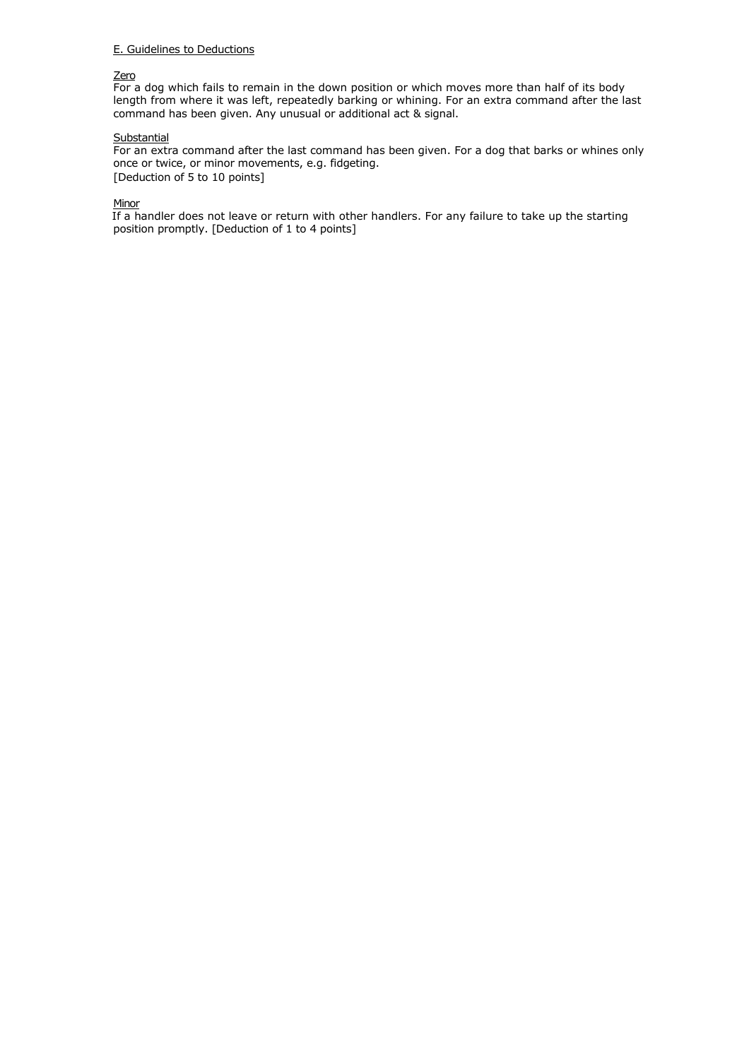E. Guidelines to Deductions

Zero

For a dog which fails to remain in the down position or which moves more than half of its body length from where it was left, repeatedly barking or whining. For an extra command after the last command has been given. Any unusual or additional act & signal.

Substantial

For an extra command after the last command has been given. For a dog that barks or whines only once or twice, or minor movements, e.g. fidgeting.
[Deduction of 5 to 10 points]

Minor

If a handler does not leave or return with other handlers. For any failure to take up the starting position promptly. [Deduction of 1 to 4 points]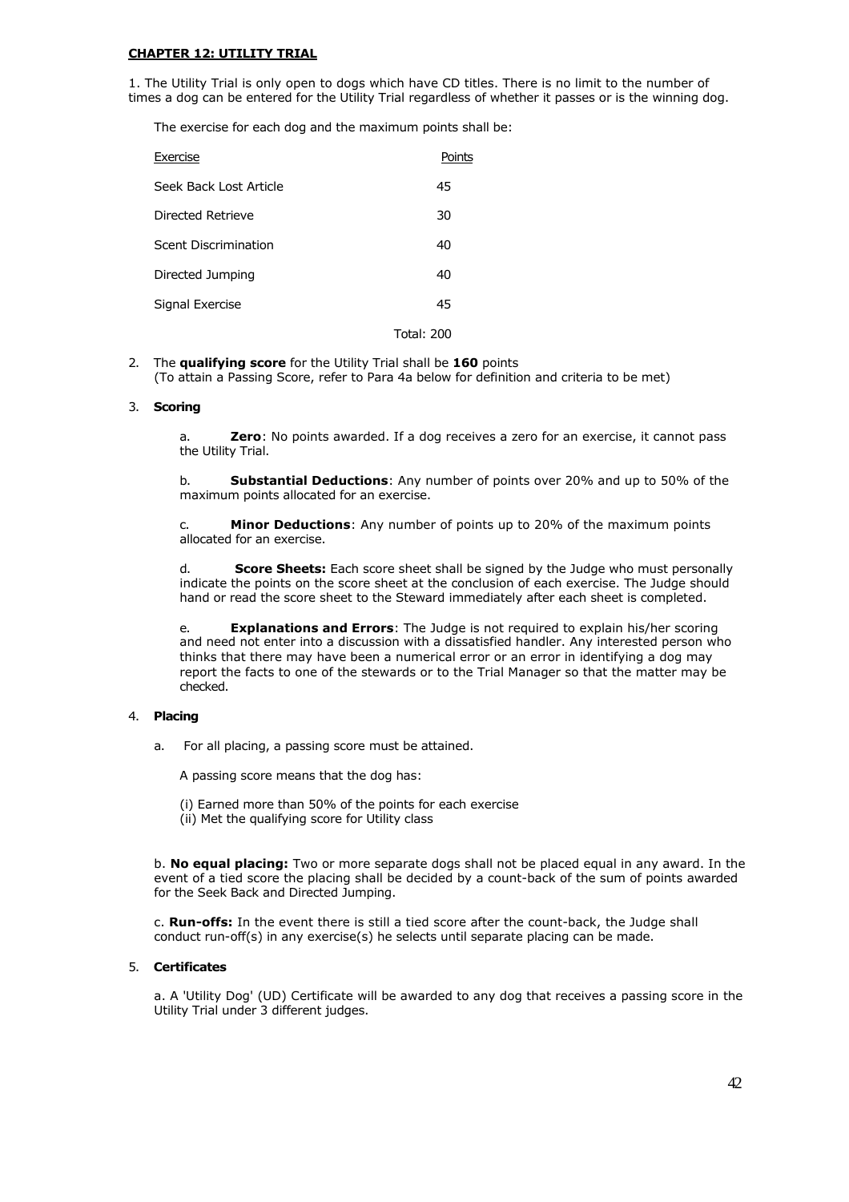## CHAPTER 12: UTILITY TRIAL

1. The Utility Trial is only open to dogs which have CD titles. There is no limit to the number of times a dog can be entered for the Utility Trial regardless of whether it passes or is the winning dog.

The exercise for each dog and the maximum points shall be:

| Exercise | Points |
|---|---|
| Seek Back Lost Article | 45 |
| Directed Retrieve | 30 |
| Scent Discrimination | 40 |
| Directed Jumping | 40 |
| Signal Exercise | 45 |
| | Total: 200 |

2. The **qualifying score** for the Utility Trial shall be **160** points (To attain a Passing Score, refer to Para 4a below for definition and criteria to be met)

3. **Scoring**

   a. **Zero**: No points awarded. If a dog receives a zero for an exercise, it cannot pass the Utility Trial.

   b. **Substantial Deductions**: Any number of points over 20% and up to 50% of the maximum points allocated for an exercise.

   c. **Minor Deductions**: Any number of points up to 20% of the maximum points allocated for an exercise.

   d. **Score Sheets:** Each score sheet shall be signed by the Judge who must personally indicate the points on the score sheet at the conclusion of each exercise. The Judge should hand or read the score sheet to the Steward immediately after each sheet is completed.

   e. **Explanations and Errors**: The Judge is not required to explain his/her scoring and need not enter into a discussion with a dissatisfied handler. Any interested person who thinks that there may have been a numerical error or an error in identifying a dog may report the facts to one of the stewards or to the Trial Manager so that the matter may be checked.

4. **Placing**

   a. For all placing, a passing score must be attained.

   A passing score means that the dog has:

   (i) Earned more than 50% of the points for each exercise
   (ii) Met the qualifying score for Utility class

   b. **No equal placing:** Two or more separate dogs shall not be placed equal in any award. In the event of a tied score the placing shall be decided by a count-back of the sum of points awarded for the Seek Back and Directed Jumping.

   c. **Run-offs:** In the event there is still a tied score after the count-back, the Judge shall conduct run-off(s) in any exercise(s) he selects until separate placing can be made.

5. **Certificates**

   a. A 'Utility Dog' (UD) Certificate will be awarded to any dog that receives a passing score in the Utility Trial under 3 different judges.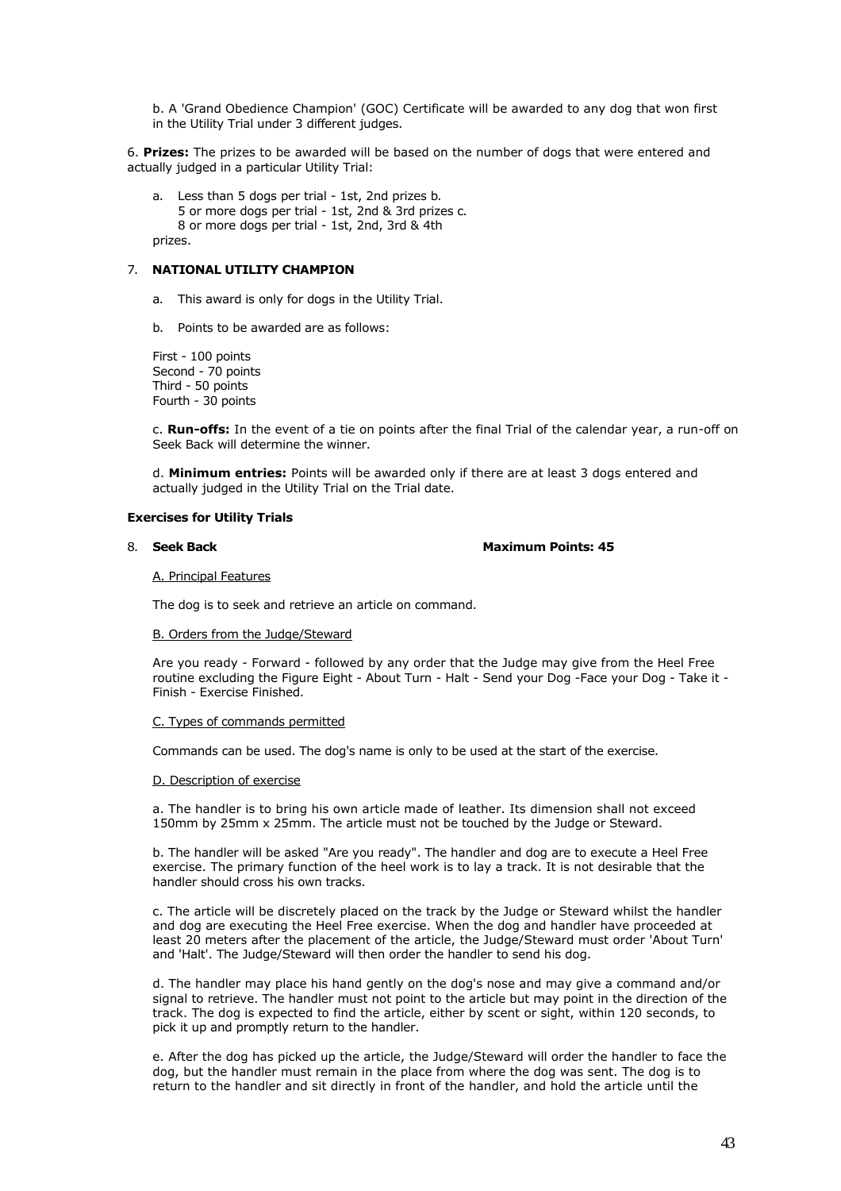b. A 'Grand Obedience Champion' (GOC) Certificate will be awarded to any dog that won first in the Utility Trial under 3 different judges.

6. **Prizes:** The prizes to be awarded will be based on the number of dogs that were entered and actually judged in a particular Utility Trial:

a. Less than 5 dogs per trial - 1st, 2nd prizes b. 5 or more dogs per trial - 1st, 2nd & 3rd prizes c. 8 or more dogs per trial - 1st, 2nd, 3rd & 4th prizes.

7. **NATIONAL UTILITY CHAMPION**

a. This award is only for dogs in the Utility Trial.

b. Points to be awarded are as follows:

First - 100 points
Second - 70 points
Third - 50 points
Fourth - 30 points

c. **Run-offs:** In the event of a tie on points after the final Trial of the calendar year, a run-off on Seek Back will determine the winner.

d. **Minimum entries:** Points will be awarded only if there are at least 3 dogs entered and actually judged in the Utility Trial on the Trial date.

**Exercises for Utility Trials**

8. **Seek Back** **Maximum Points: 45**

A. Principal Features

The dog is to seek and retrieve an article on command.

B. Orders from the Judge/Steward

Are you ready - Forward - followed by any order that the Judge may give from the Heel Free routine excluding the Figure Eight - About Turn - Halt - Send your Dog -Face your Dog - Take it - Finish - Exercise Finished.

C. Types of commands permitted

Commands can be used. The dog's name is only to be used at the start of the exercise.

D. Description of exercise

a. The handler is to bring his own article made of leather. Its dimension shall not exceed 150mm by 25mm x 25mm. The article must not be touched by the Judge or Steward.

b. The handler will be asked "Are you ready". The handler and dog are to execute a Heel Free exercise. The primary function of the heel work is to lay a track. It is not desirable that the handler should cross his own tracks.

c. The article will be discretely placed on the track by the Judge or Steward whilst the handler and dog are executing the Heel Free exercise. When the dog and handler have proceeded at least 20 meters after the placement of the article, the Judge/Steward must order 'About Turn' and 'Halt'. The Judge/Steward will then order the handler to send his dog.

d. The handler may place his hand gently on the dog's nose and may give a command and/or signal to retrieve. The handler must not point to the article but may point in the direction of the track. The dog is expected to find the article, either by scent or sight, within 120 seconds, to pick it up and promptly return to the handler.

e. After the dog has picked up the article, the Judge/Steward will order the handler to face the dog, but the handler must remain in the place from where the dog was sent. The dog is to return to the handler and sit directly in front of the handler, and hold the article until the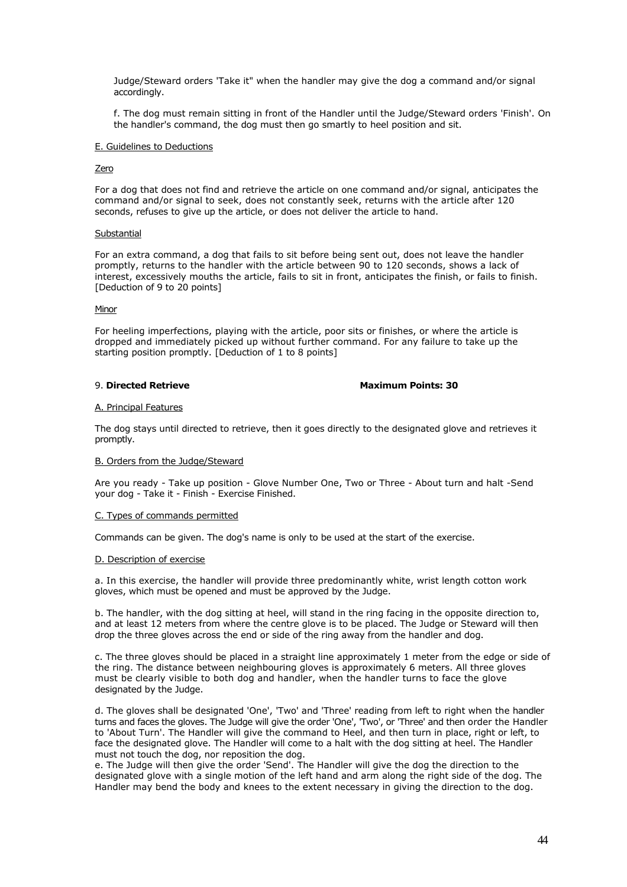Judge/Steward orders 'Take it" when the handler may give the dog a command and/or signal accordingly.

f. The dog must remain sitting in front of the Handler until the Judge/Steward orders 'Finish'. On the handler's command, the dog must then go smartly to heel position and sit.

E. Guidelines to Deductions

Zero

For a dog that does not find and retrieve the article on one command and/or signal, anticipates the command and/or signal to seek, does not constantly seek, returns with the article after 120 seconds, refuses to give up the article, or does not deliver the article to hand.

Substantial

For an extra command, a dog that fails to sit before being sent out, does not leave the handler promptly, returns to the handler with the article between 90 to 120 seconds, shows a lack of interest, excessively mouths the article, fails to sit in front, anticipates the finish, or fails to finish. [Deduction of 9 to 20 points]

Minor

For heeling imperfections, playing with the article, poor sits or finishes, or where the article is dropped and immediately picked up without further command. For any failure to take up the starting position promptly. [Deduction of 1 to 8 points]

9. **Directed Retrieve** **Maximum Points: 30**

A. Principal Features

The dog stays until directed to retrieve, then it goes directly to the designated glove and retrieves it promptly.

B. Orders from the Judge/Steward

Are you ready - Take up position - Glove Number One, Two or Three - About turn and halt -Send your dog - Take it - Finish - Exercise Finished.

C. Types of commands permitted

Commands can be given. The dog's name is only to be used at the start of the exercise.

D. Description of exercise

a. In this exercise, the handler will provide three predominantly white, wrist length cotton work gloves, which must be opened and must be approved by the Judge.

b. The handler, with the dog sitting at heel, will stand in the ring facing in the opposite direction to, and at least 12 meters from where the centre glove is to be placed. The Judge or Steward will then drop the three gloves across the end or side of the ring away from the handler and dog.

c. The three gloves should be placed in a straight line approximately 1 meter from the edge or side of the ring. The distance between neighbouring gloves is approximately 6 meters. All three gloves must be clearly visible to both dog and handler, when the handler turns to face the glove designated by the Judge.

d. The gloves shall be designated 'One', 'Two' and 'Three' reading from left to right when the handler turns and faces the gloves. The Judge will give the order 'One', 'Two', or 'Three' and then order the Handler to 'About Turn'. The Handler will give the command to Heel, and then turn in place, right or left, to face the designated glove. The Handler will come to a halt with the dog sitting at heel. The Handler must not touch the dog, nor reposition the dog.

e. The Judge will then give the order 'Send'. The Handler will give the dog the direction to the designated glove with a single motion of the left hand and arm along the right side of the dog. The Handler may bend the body and knees to the extent necessary in giving the direction to the dog.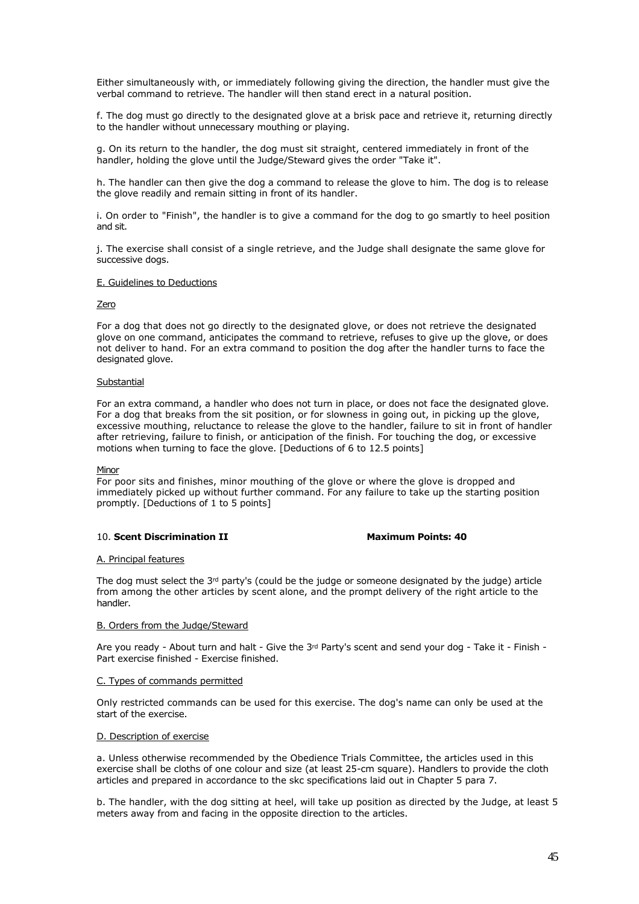Either simultaneously with, or immediately following giving the direction, the handler must give the verbal command to retrieve. The handler will then stand erect in a natural position.

f. The dog must go directly to the designated glove at a brisk pace and retrieve it, returning directly to the handler without unnecessary mouthing or playing.

g. On its return to the handler, the dog must sit straight, centered immediately in front of the handler, holding the glove until the Judge/Steward gives the order "Take it".

h. The handler can then give the dog a command to release the glove to him. The dog is to release the glove readily and remain sitting in front of its handler.

i. On order to "Finish", the handler is to give a command for the dog to go smartly to heel position and sit.

j. The exercise shall consist of a single retrieve, and the Judge shall designate the same glove for successive dogs.

E. Guidelines to Deductions

Zero

For a dog that does not go directly to the designated glove, or does not retrieve the designated glove on one command, anticipates the command to retrieve, refuses to give up the glove, or does not deliver to hand. For an extra command to position the dog after the handler turns to face the designated glove.

Substantial

For an extra command, a handler who does not turn in place, or does not face the designated glove. For a dog that breaks from the sit position, or for slowness in going out, in picking up the glove, excessive mouthing, reluctance to release the glove to the handler, failure to sit in front of handler after retrieving, failure to finish, or anticipation of the finish. For touching the dog, or excessive motions when turning to face the glove. [Deductions of 6 to 12.5 points]

Minor

For poor sits and finishes, minor mouthing of the glove or where the glove is dropped and immediately picked up without further command. For any failure to take up the starting position promptly. [Deductions of 1 to 5 points]

10. **Scent Discrimination II** **Maximum Points: 40**

A. Principal features

The dog must select the 3rd party's (could be the judge or someone designated by the judge) article from among the other articles by scent alone, and the prompt delivery of the right article to the handler.

B. Orders from the Judge/Steward

Are you ready - About turn and halt - Give the 3rd Party's scent and send your dog - Take it - Finish - Part exercise finished - Exercise finished.

C. Types of commands permitted

Only restricted commands can be used for this exercise. The dog's name can only be used at the start of the exercise.

D. Description of exercise

a. Unless otherwise recommended by the Obedience Trials Committee, the articles used in this exercise shall be cloths of one colour and size (at least 25-cm square). Handlers to provide the cloth articles and prepared in accordance to the skc specifications laid out in Chapter 5 para 7.

b. The handler, with the dog sitting at heel, will take up position as directed by the Judge, at least 5 meters away from and facing in the opposite direction to the articles.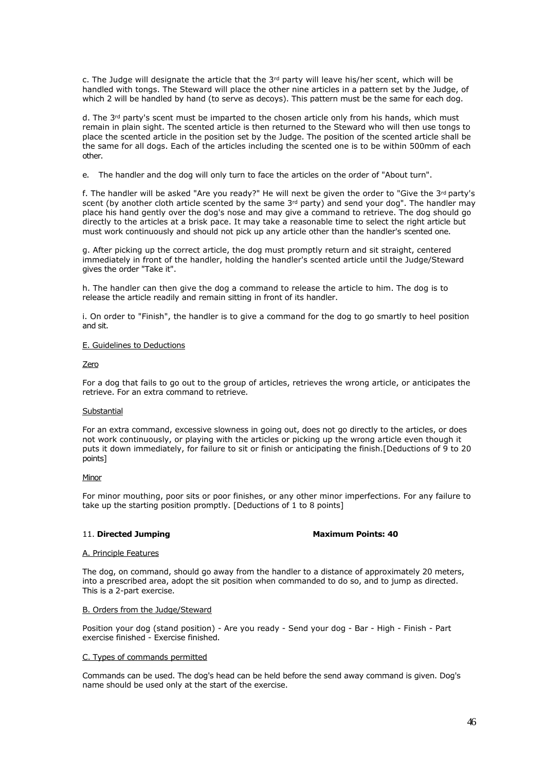c. The Judge will designate the article that the 3rd party will leave his/her scent, which will be handled with tongs. The Steward will place the other nine articles in a pattern set by the Judge, of which 2 will be handled by hand (to serve as decoys). This pattern must be the same for each dog.

d. The 3rd party's scent must be imparted to the chosen article only from his hands, which must remain in plain sight. The scented article is then returned to the Steward who will then use tongs to place the scented article in the position set by the Judge. The position of the scented article shall be the same for all dogs. Each of the articles including the scented one is to be within 500mm of each other.

e. The handler and the dog will only turn to face the articles on the order of "About turn".

f. The handler will be asked "Are you ready?" He will next be given the order to "Give the 3rd party's scent (by another cloth article scented by the same 3rd party) and send your dog". The handler may place his hand gently over the dog's nose and may give a command to retrieve. The dog should go directly to the articles at a brisk pace. It may take a reasonable time to select the right article but must work continuously and should not pick up any article other than the handler's scented one.

g. After picking up the correct article, the dog must promptly return and sit straight, centered immediately in front of the handler, holding the handler's scented article until the Judge/Steward gives the order "Take it".

h. The handler can then give the dog a command to release the article to him. The dog is to release the article readily and remain sitting in front of its handler.

i. On order to "Finish", the handler is to give a command for the dog to go smartly to heel position and sit.

E. Guidelines to Deductions

Zero

For a dog that fails to go out to the group of articles, retrieves the wrong article, or anticipates the retrieve. For an extra command to retrieve.

Substantial

For an extra command, excessive slowness in going out, does not go directly to the articles, or does not work continuously, or playing with the articles or picking up the wrong article even though it puts it down immediately, for failure to sit or finish or anticipating the finish.[Deductions of 9 to 20 points]

Minor

For minor mouthing, poor sits or poor finishes, or any other minor imperfections. For any failure to take up the starting position promptly. [Deductions of 1 to 8 points]

11. **Directed Jumping** **Maximum Points: 40**

A. Principle Features

The dog, on command, should go away from the handler to a distance of approximately 20 meters, into a prescribed area, adopt the sit position when commanded to do so, and to jump as directed. This is a 2-part exercise.

B. Orders from the Judge/Steward

Position your dog (stand position) - Are you ready - Send your dog - Bar - High - Finish - Part exercise finished - Exercise finished.

C. Types of commands permitted

Commands can be used. The dog's head can be held before the send away command is given. Dog's name should be used only at the start of the exercise.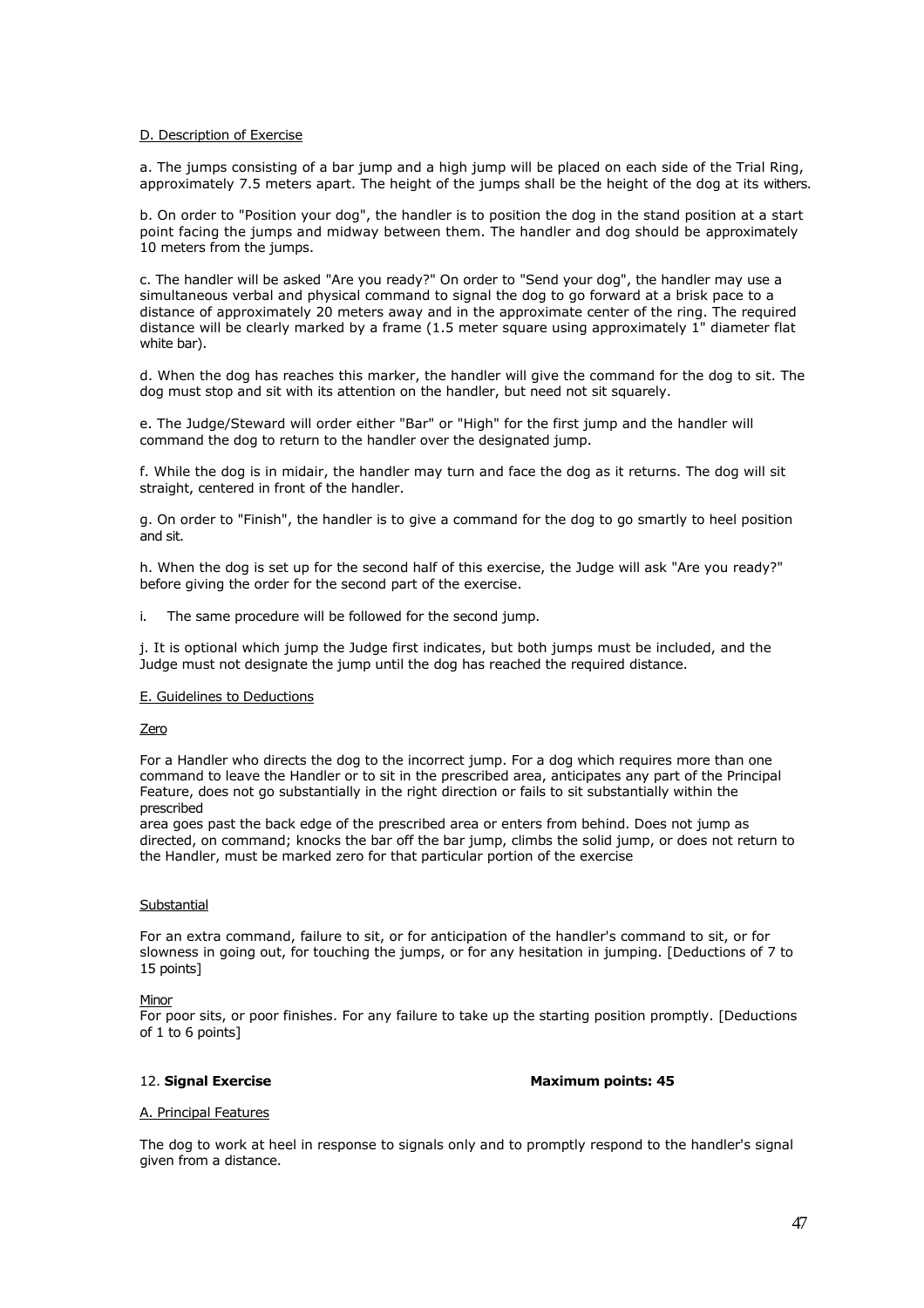D. Description of Exercise

a. The jumps consisting of a bar jump and a high jump will be placed on each side of the Trial Ring, approximately 7.5 meters apart. The height of the jumps shall be the height of the dog at its withers.

b. On order to "Position your dog", the handler is to position the dog in the stand position at a start point facing the jumps and midway between them. The handler and dog should be approximately 10 meters from the jumps.

c. The handler will be asked "Are you ready?" On order to "Send your dog", the handler may use a simultaneous verbal and physical command to signal the dog to go forward at a brisk pace to a distance of approximately 20 meters away and in the approximate center of the ring. The required distance will be clearly marked by a frame (1.5 meter square using approximately 1" diameter flat white bar).

d. When the dog has reaches this marker, the handler will give the command for the dog to sit. The dog must stop and sit with its attention on the handler, but need not sit squarely.

e. The Judge/Steward will order either "Bar" or "High" for the first jump and the handler will command the dog to return to the handler over the designated jump.

f. While the dog is in midair, the handler may turn and face the dog as it returns. The dog will sit straight, centered in front of the handler.

g. On order to "Finish", the handler is to give a command for the dog to go smartly to heel position and sit.

h. When the dog is set up for the second half of this exercise, the Judge will ask "Are you ready?" before giving the order for the second part of the exercise.

i. The same procedure will be followed for the second jump.

j. It is optional which jump the Judge first indicates, but both jumps must be included, and the Judge must not designate the jump until the dog has reached the required distance.

E. Guidelines to Deductions

Zero

For a Handler who directs the dog to the incorrect jump. For a dog which requires more than one command to leave the Handler or to sit in the prescribed area, anticipates any part of the Principal Feature, does not go substantially in the right direction or fails to sit substantially within the prescribed
area goes past the back edge of the prescribed area or enters from behind. Does not jump as directed, on command; knocks the bar off the bar jump, climbs the solid jump, or does not return to the Handler, must be marked zero for that particular portion of the exercise

Substantial

For an extra command, failure to sit, or for anticipation of the handler's command to sit, or for slowness in going out, for touching the jumps, or for any hesitation in jumping. [Deductions of 7 to 15 points]

Minor

For poor sits, or poor finishes. For any failure to take up the starting position promptly. [Deductions of 1 to 6 points]

12. **Signal Exercise** **Maximum points: 45**

A. Principal Features

The dog to work at heel in response to signals only and to promptly respond to the handler's signal given from a distance.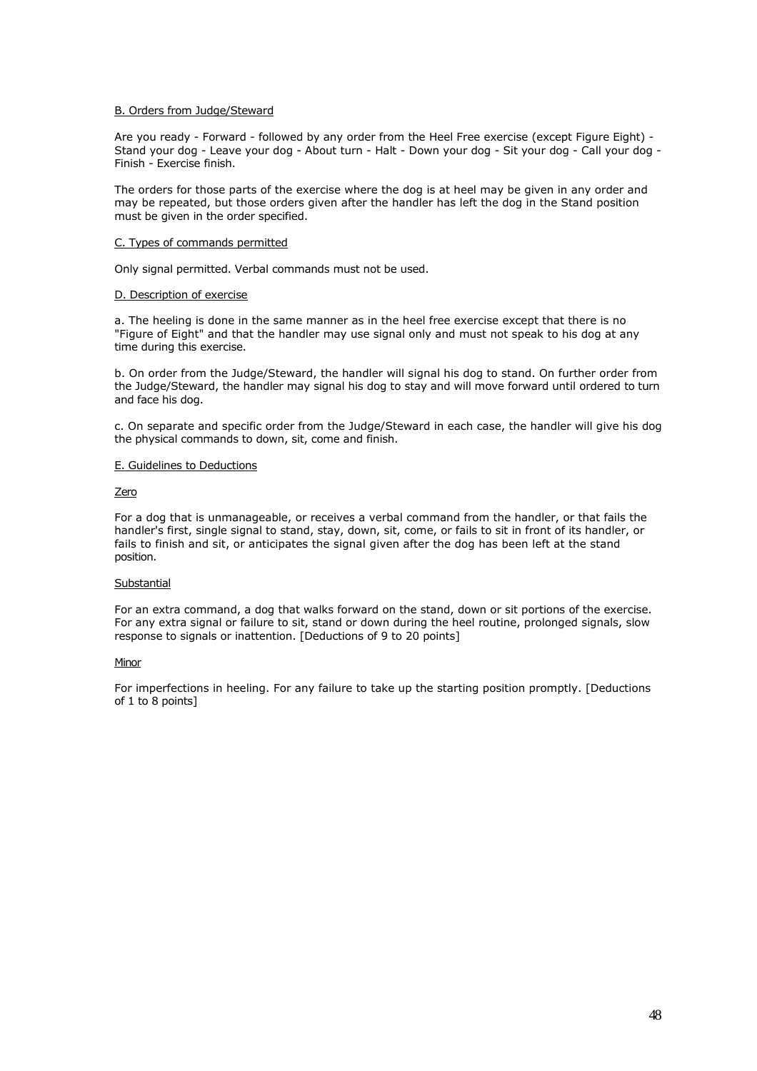B. Orders from Judge/Steward

Are you ready - Forward - followed by any order from the Heel Free exercise (except Figure Eight) - Stand your dog - Leave your dog - About turn - Halt - Down your dog - Sit your dog - Call your dog - Finish - Exercise finish.

The orders for those parts of the exercise where the dog is at heel may be given in any order and may be repeated, but those orders given after the handler has left the dog in the Stand position must be given in the order specified.

C. Types of commands permitted

Only signal permitted. Verbal commands must not be used.

D. Description of exercise

a. The heeling is done in the same manner as in the heel free exercise except that there is no "Figure of Eight" and that the handler may use signal only and must not speak to his dog at any time during this exercise.

b. On order from the Judge/Steward, the handler will signal his dog to stand. On further order from the Judge/Steward, the handler may signal his dog to stay and will move forward until ordered to turn and face his dog.

c. On separate and specific order from the Judge/Steward in each case, the handler will give his dog the physical commands to down, sit, come and finish.

E. Guidelines to Deductions

Zero

For a dog that is unmanageable, or receives a verbal command from the handler, or that fails the handler's first, single signal to stand, stay, down, sit, come, or fails to sit in front of its handler, or fails to finish and sit, or anticipates the signal given after the dog has been left at the stand position.

Substantial

For an extra command, a dog that walks forward on the stand, down or sit portions of the exercise. For any extra signal or failure to sit, stand or down during the heel routine, prolonged signals, slow response to signals or inattention. [Deductions of 9 to 20 points]

Minor

For imperfections in heeling. For any failure to take up the starting position promptly. [Deductions of 1 to 8 points]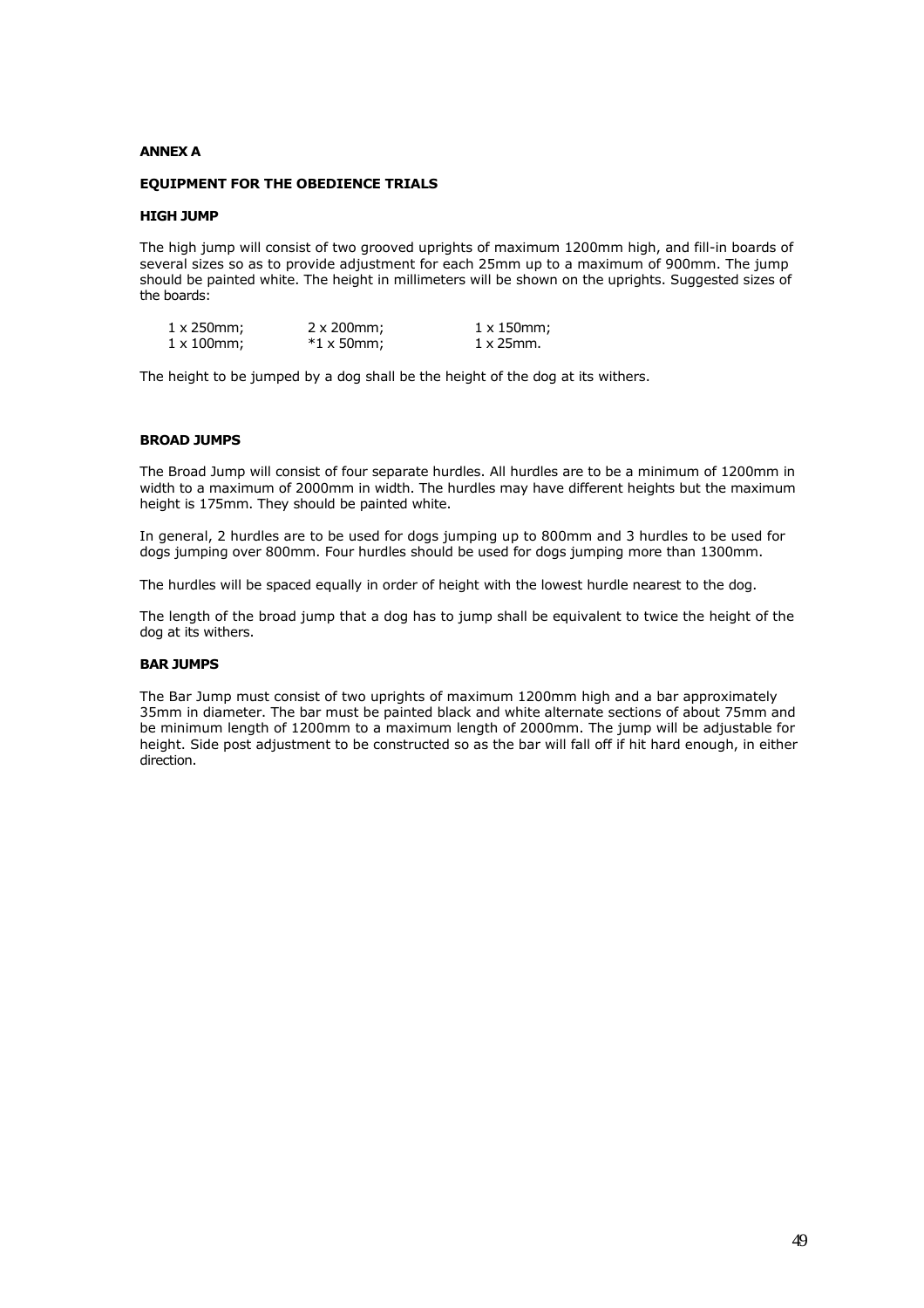# ANNEX A

## EQUIPMENT FOR THE OBEDIENCE TRIALS

### HIGH JUMP

The high jump will consist of two grooved uprights of maximum 1200mm high, and fill-in boards of several sizes so as to provide adjustment for each 25mm up to a maximum of 900mm. The jump should be painted white. The height in millimeters will be shown on the uprights. Suggested sizes of the boards:

| | | |
|---|---|---|
| 1 x 250mm; | 2 x 200mm; | 1 x 150mm; |
| 1 x 100mm; | *1 x 50mm; | 1 x 25mm. |

The height to be jumped by a dog shall be the height of the dog at its withers.

### BROAD JUMPS

The Broad Jump will consist of four separate hurdles. All hurdles are to be a minimum of 1200mm in width to a maximum of 2000mm in width. The hurdles may have different heights but the maximum height is 175mm. They should be painted white.

In general, 2 hurdles are to be used for dogs jumping up to 800mm and 3 hurdles to be used for dogs jumping over 800mm. Four hurdles should be used for dogs jumping more than 1300mm.

The hurdles will be spaced equally in order of height with the lowest hurdle nearest to the dog.

The length of the broad jump that a dog has to jump shall be equivalent to twice the height of the dog at its withers.

### BAR JUMPS

The Bar Jump must consist of two uprights of maximum 1200mm high and a bar approximately 35mm in diameter. The bar must be painted black and white alternate sections of about 75mm and be minimum length of 1200mm to a maximum length of 2000mm. The jump will be adjustable for height. Side post adjustment to be constructed so as the bar will fall off if hit hard enough, in either direction.